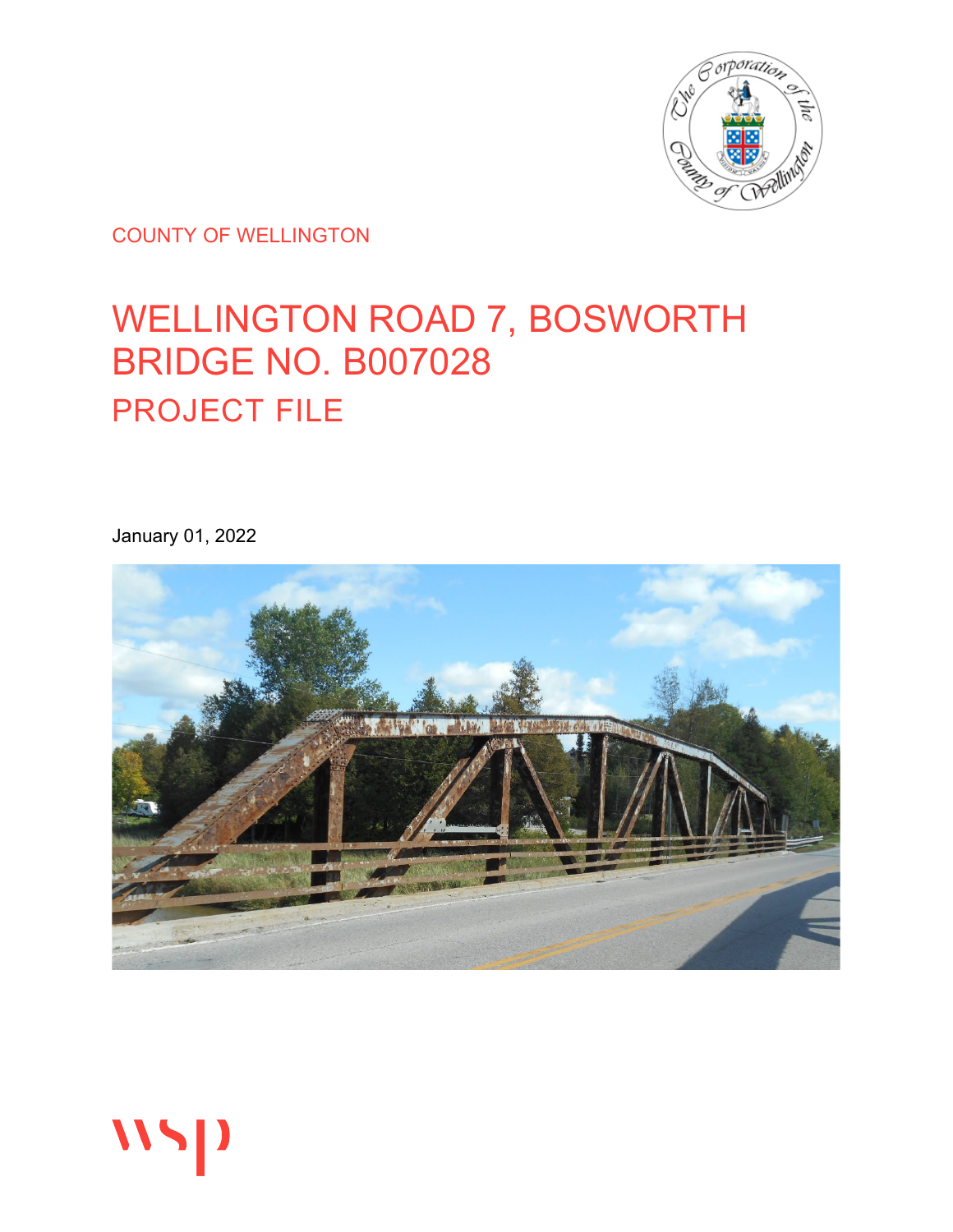COUNTY OF WELLINGTON

# WELLINGTON ROAD 7, BOSWORTH BRIDGE NO. B007028

## PROJECT FILE

January 01, 2022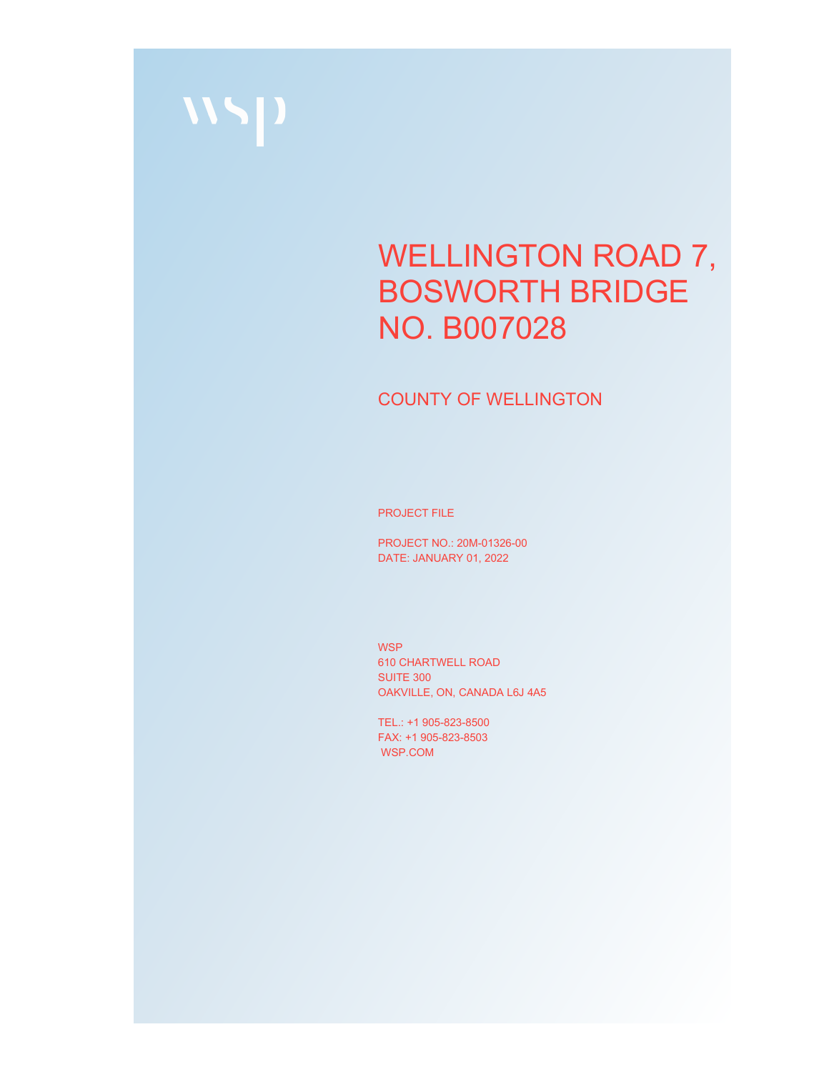# WELLINGTON ROAD 7, BOSWORTH BRIDGE NO. B007028

## COUNTY OF WELLINGTON

PROJECT FILE

PROJECT NO.: 20M-01326-00
DATE: JANUARY 01, 2022

WSP
610 CHARTWELL ROAD
SUITE 300
OAKVILLE, ON, CANADA L6J 4A5

TEL.: +1 905-823-8500
FAX: +1 905-823-8503
WSP.COM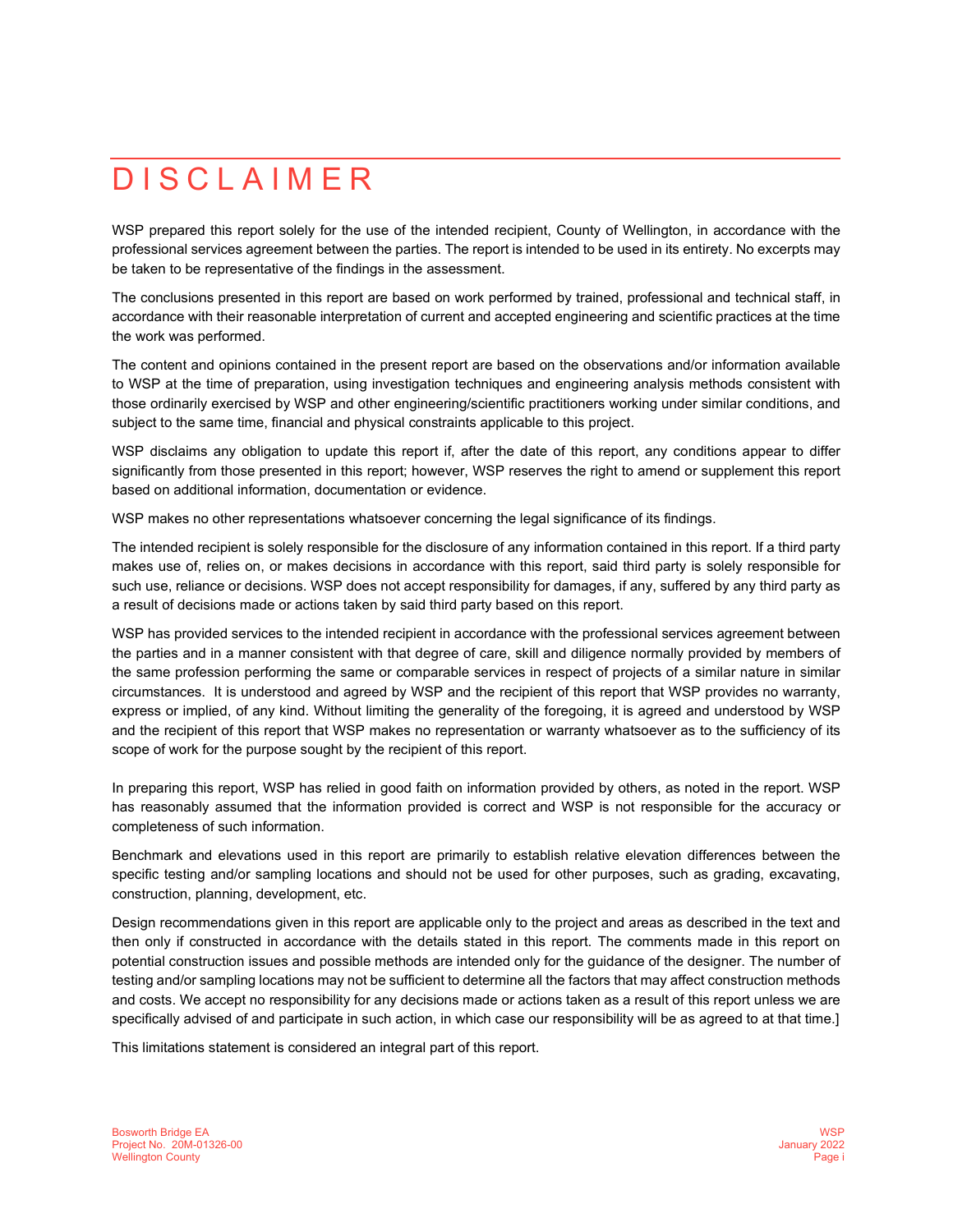# DISCLAIMER

WSP prepared this report solely for the use of the intended recipient, County of Wellington, in accordance with the professional services agreement between the parties. The report is intended to be used in its entirety. No excerpts may be taken to be representative of the findings in the assessment.

The conclusions presented in this report are based on work performed by trained, professional and technical staff, in accordance with their reasonable interpretation of current and accepted engineering and scientific practices at the time the work was performed.

The content and opinions contained in the present report are based on the observations and/or information available to WSP at the time of preparation, using investigation techniques and engineering analysis methods consistent with those ordinarily exercised by WSP and other engineering/scientific practitioners working under similar conditions, and subject to the same time, financial and physical constraints applicable to this project.

WSP disclaims any obligation to update this report if, after the date of this report, any conditions appear to differ significantly from those presented in this report; however, WSP reserves the right to amend or supplement this report based on additional information, documentation or evidence.

WSP makes no other representations whatsoever concerning the legal significance of its findings.

The intended recipient is solely responsible for the disclosure of any information contained in this report. If a third party makes use of, relies on, or makes decisions in accordance with this report, said third party is solely responsible for such use, reliance or decisions. WSP does not accept responsibility for damages, if any, suffered by any third party as a result of decisions made or actions taken by said third party based on this report.

WSP has provided services to the intended recipient in accordance with the professional services agreement between the parties and in a manner consistent with that degree of care, skill and diligence normally provided by members of the same profession performing the same or comparable services in respect of projects of a similar nature in similar circumstances. It is understood and agreed by WSP and the recipient of this report that WSP provides no warranty, express or implied, of any kind. Without limiting the generality of the foregoing, it is agreed and understood by WSP and the recipient of this report that WSP makes no representation or warranty whatsoever as to the sufficiency of its scope of work for the purpose sought by the recipient of this report.

In preparing this report, WSP has relied in good faith on information provided by others, as noted in the report. WSP has reasonably assumed that the information provided is correct and WSP is not responsible for the accuracy or completeness of such information.

Benchmark and elevations used in this report are primarily to establish relative elevation differences between the specific testing and/or sampling locations and should not be used for other purposes, such as grading, excavating, construction, planning, development, etc.

Design recommendations given in this report are applicable only to the project and areas as described in the text and then only if constructed in accordance with the details stated in this report. The comments made in this report on potential construction issues and possible methods are intended only for the guidance of the designer. The number of testing and/or sampling locations may not be sufficient to determine all the factors that may affect construction methods and costs. We accept no responsibility for any decisions made or actions taken as a result of this report unless we are specifically advised of and participate in such action, in which case our responsibility will be as agreed to at that time.]

This limitations statement is considered an integral part of this report.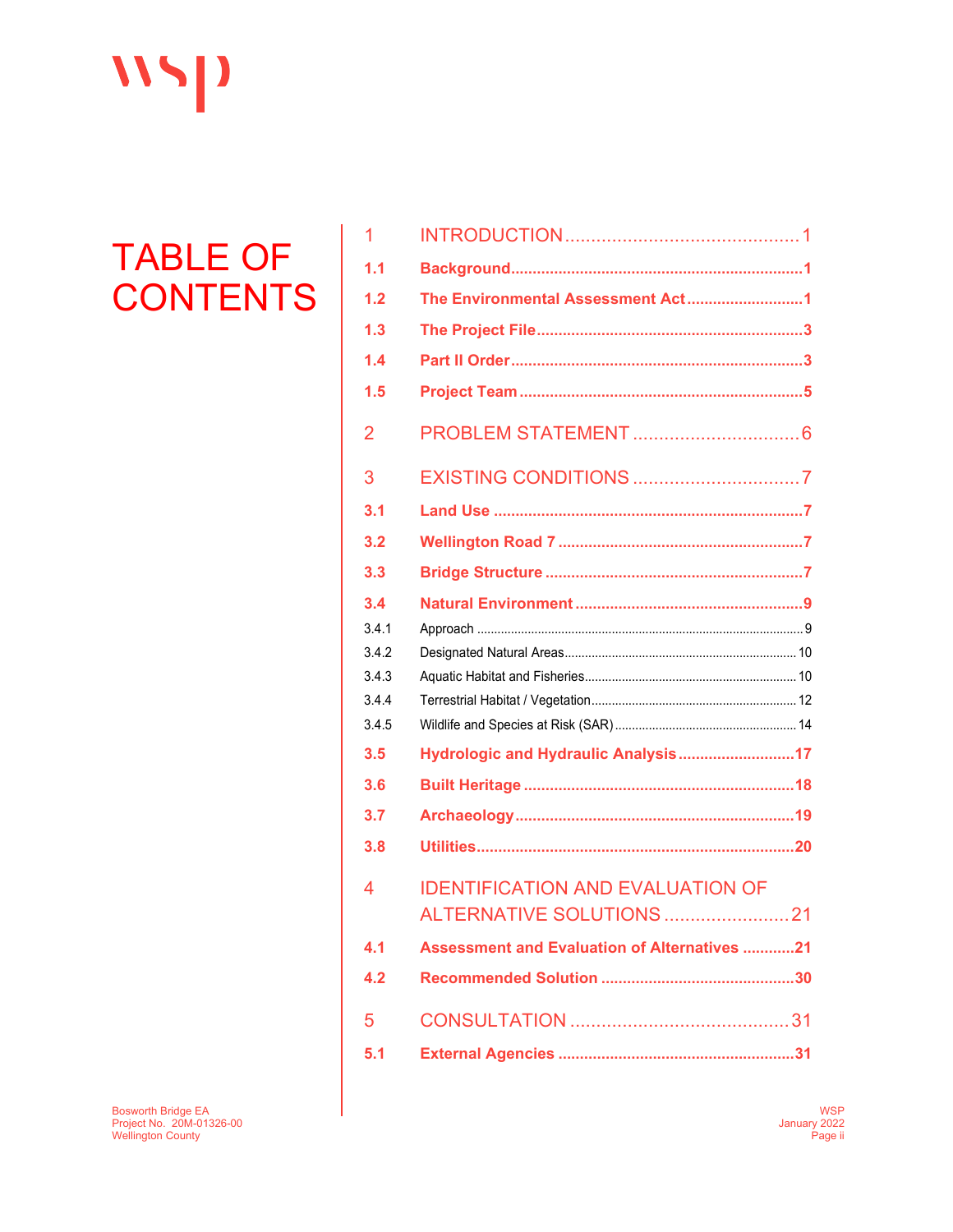# TABLE OF CONTENTS

| | | |
|---|---|---|
| 1 | INTRODUCTION | 1 |
| 1.1 | **Background** | **1** |
| 1.2 | **The Environmental Assessment Act** | **1** |
| 1.3 | **The Project File** | **3** |
| 1.4 | **Part II Order** | **3** |
| 1.5 | **Project Team** | **5** |
| 2 | PROBLEM STATEMENT | 6 |
| 3 | EXISTING CONDITIONS | 7 |
| 3.1 | **Land Use** | **7** |
| 3.2 | **Wellington Road 7** | **7** |
| 3.3 | **Bridge Structure** | **7** |
| 3.4 | **Natural Environment** | **9** |
| 3.4.1 | Approach | 9 |
| 3.4.2 | Designated Natural Areas | 10 |
| 3.4.3 | Aquatic Habitat and Fisheries | 10 |
| 3.4.4 | Terrestrial Habitat / Vegetation | 12 |
| 3.4.5 | Wildlife and Species at Risk (SAR) | 14 |
| 3.5 | **Hydrologic and Hydraulic Analysis** | **17** |
| 3.6 | **Built Heritage** | **18** |
| 3.7 | **Archaeology** | **19** |
| 3.8 | **Utilities** | **20** |
| 4 | IDENTIFICATION AND EVALUATION OF ALTERNATIVE SOLUTIONS | 21 |
| 4.1 | **Assessment and Evaluation of Alternatives** | **21** |
| 4.2 | **Recommended Solution** | **30** |
| 5 | CONSULTATION | 31 |
| 5.1 | **External Agencies** | **31** |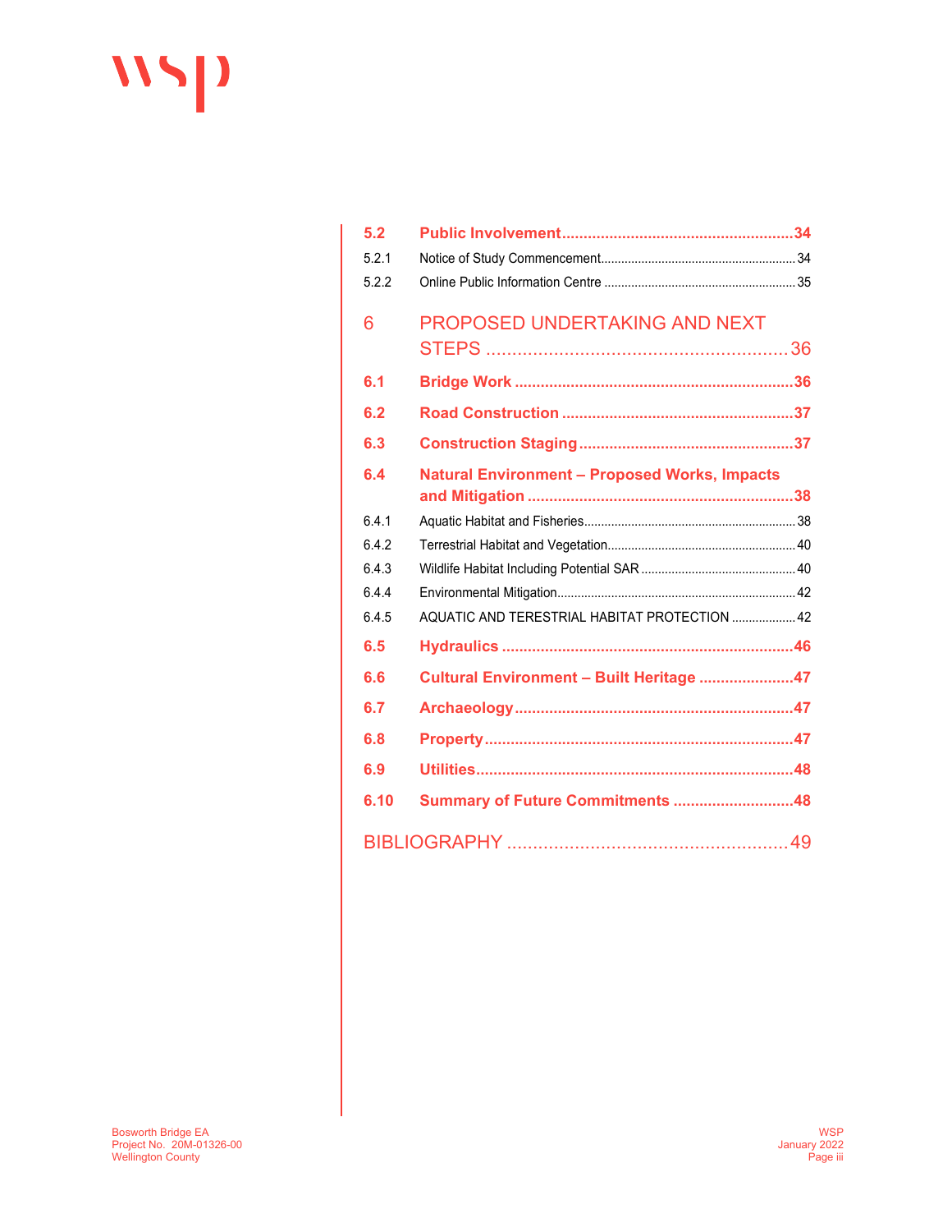| | | |
|---|---|---|
| **5.2** | **Public Involvement** | **34** |
| 5.2.1 | Notice of Study Commencement | 34 |
| 5.2.2 | Online Public Information Centre | 35 |
| 6 | PROPOSED UNDERTAKING AND NEXT STEPS | 36 |
| **6.1** | **Bridge Work** | **36** |
| **6.2** | **Road Construction** | **37** |
| **6.3** | **Construction Staging** | **37** |
| **6.4** | **Natural Environment – Proposed Works, Impacts and Mitigation** | **38** |
| 6.4.1 | Aquatic Habitat and Fisheries | 38 |
| 6.4.2 | Terrestrial Habitat and Vegetation | 40 |
| 6.4.3 | Wildlife Habitat Including Potential SAR | 40 |
| 6.4.4 | Environmental Mitigation | 42 |
| 6.4.5 | AQUATIC AND TERESTRIAL HABITAT PROTECTION | 42 |
| **6.5** | **Hydraulics** | **46** |
| **6.6** | **Cultural Environment – Built Heritage** | **47** |
| **6.7** | **Archaeology** | **47** |
| **6.8** | **Property** | **47** |
| **6.9** | **Utilities** | **48** |
| **6.10** | **Summary of Future Commitments** | **48** |
| | BIBLIOGRAPHY | 49 |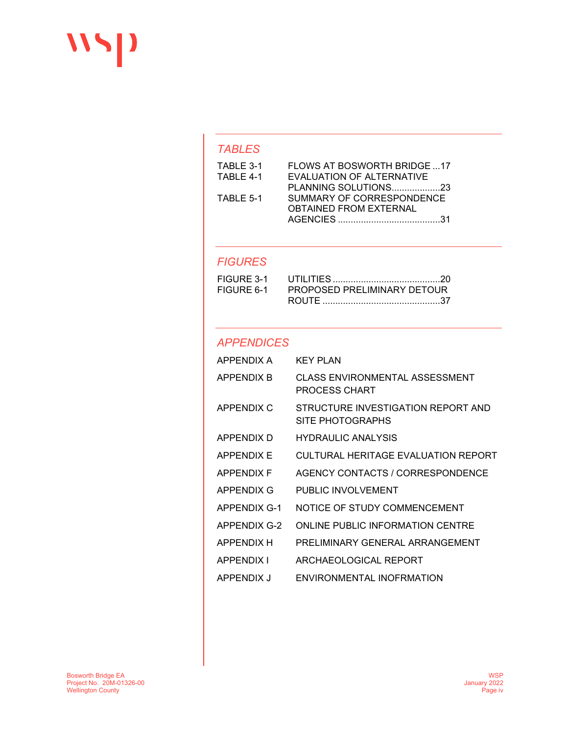## TABLES

| | |
|---|---|
| TABLE 3-1 | FLOWS AT BOSWORTH BRIDGE ...17 |
| TABLE 4-1 | EVALUATION OF ALTERNATIVE PLANNING SOLUTIONS...................23 |
| TABLE 5-1 | SUMMARY OF CORRESPONDENCE OBTAINED FROM EXTERNAL AGENCIES .......................................31 |

## FIGURES

| | |
|---|---|
| FIGURE 3-1 | UTILITIES .........................................20 |
| FIGURE 6-1 | PROPOSED PRELIMINARY DETOUR ROUTE .............................................37 |

## APPENDICES

| | |
|---|---|
| APPENDIX A | KEY PLAN |
| APPENDIX B | CLASS ENVIRONMENTAL ASSESSMENT PROCESS CHART |
| APPENDIX C | STRUCTURE INVESTIGATION REPORT AND SITE PHOTOGRAPHS |
| APPENDIX D | HYDRAULIC ANALYSIS |
| APPENDIX E | CULTURAL HERITAGE EVALUATION REPORT |
| APPENDIX F | AGENCY CONTACTS / CORRESPONDENCE |
| APPENDIX G | PUBLIC INVOLVEMENT |
| APPENDIX G-1 | NOTICE OF STUDY COMMENCEMENT |
| APPENDIX G-2 | ONLINE PUBLIC INFORMATION CENTRE |
| APPENDIX H | PRELIMINARY GENERAL ARRANGEMENT |
| APPENDIX I | ARCHAEOLOGICAL REPORT |
| APPENDIX J | ENVIRONMENTAL INOFRMATION |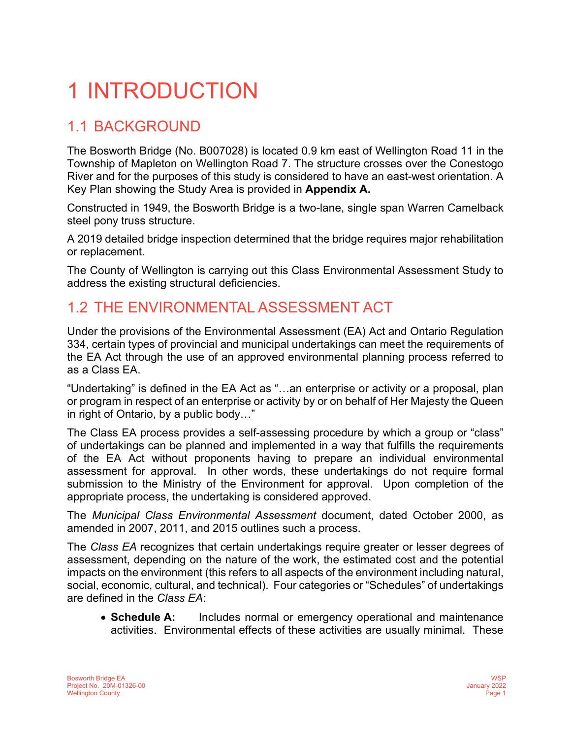# 1 INTRODUCTION

## 1.1 BACKGROUND

The Bosworth Bridge (No. B007028) is located 0.9 km east of Wellington Road 11 in the Township of Mapleton on Wellington Road 7. The structure crosses over the Conestogo River and for the purposes of this study is considered to have an east-west orientation. A Key Plan showing the Study Area is provided in **Appendix A.**

Constructed in 1949, the Bosworth Bridge is a two-lane, single span Warren Camelback steel pony truss structure.

A 2019 detailed bridge inspection determined that the bridge requires major rehabilitation or replacement.

The County of Wellington is carrying out this Class Environmental Assessment Study to address the existing structural deficiencies.

## 1.2 THE ENVIRONMENTAL ASSESSMENT ACT

Under the provisions of the Environmental Assessment (EA) Act and Ontario Regulation 334, certain types of provincial and municipal undertakings can meet the requirements of the EA Act through the use of an approved environmental planning process referred to as a Class EA.

"Undertaking" is defined in the EA Act as "…an enterprise or activity or a proposal, plan or program in respect of an enterprise or activity by or on behalf of Her Majesty the Queen in right of Ontario, by a public body…"

The Class EA process provides a self-assessing procedure by which a group or "class" of undertakings can be planned and implemented in a way that fulfills the requirements of the EA Act without proponents having to prepare an individual environmental assessment for approval. In other words, these undertakings do not require formal submission to the Ministry of the Environment for approval. Upon completion of the appropriate process, the undertaking is considered approved.

The *Municipal Class Environmental Assessment* document, dated October 2000, as amended in 2007, 2011, and 2015 outlines such a process.

The *Class EA* recognizes that certain undertakings require greater or lesser degrees of assessment, depending on the nature of the work, the estimated cost and the potential impacts on the environment (this refers to all aspects of the environment including natural, social, economic, cultural, and technical). Four categories or "Schedules" of undertakings are defined in the *Class EA*:

- **Schedule A:** Includes normal or emergency operational and maintenance activities. Environmental effects of these activities are usually minimal. These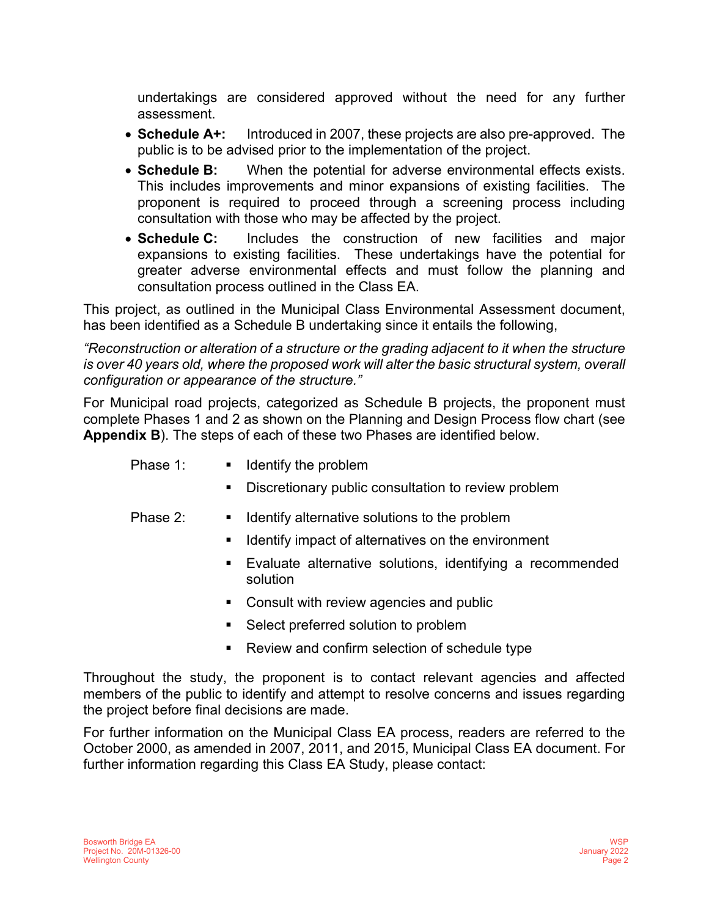undertakings are considered approved without the need for any further assessment.

- **Schedule A+:** Introduced in 2007, these projects are also pre-approved. The public is to be advised prior to the implementation of the project.
- **Schedule B:** When the potential for adverse environmental effects exists. This includes improvements and minor expansions of existing facilities. The proponent is required to proceed through a screening process including consultation with those who may be affected by the project.
- **Schedule C:** Includes the construction of new facilities and major expansions to existing facilities. These undertakings have the potential for greater adverse environmental effects and must follow the planning and consultation process outlined in the Class EA.

This project, as outlined in the Municipal Class Environmental Assessment document, has been identified as a Schedule B undertaking since it entails the following,

*"Reconstruction or alteration of a structure or the grading adjacent to it when the structure is over 40 years old, where the proposed work will alter the basic structural system, overall configuration or appearance of the structure."*

For Municipal road projects, categorized as Schedule B projects, the proponent must complete Phases 1 and 2 as shown on the Planning and Design Process flow chart (see **Appendix B**). The steps of each of these two Phases are identified below.

Phase 1:

- Identify the problem
- Discretionary public consultation to review problem

Phase 2:

- Identify alternative solutions to the problem
- Identify impact of alternatives on the environment
- Evaluate alternative solutions, identifying a recommended solution
- Consult with review agencies and public
- Select preferred solution to problem
- Review and confirm selection of schedule type

Throughout the study, the proponent is to contact relevant agencies and affected members of the public to identify and attempt to resolve concerns and issues regarding the project before final decisions are made.

For further information on the Municipal Class EA process, readers are referred to the October 2000, as amended in 2007, 2011, and 2015, Municipal Class EA document. For further information regarding this Class EA Study, please contact: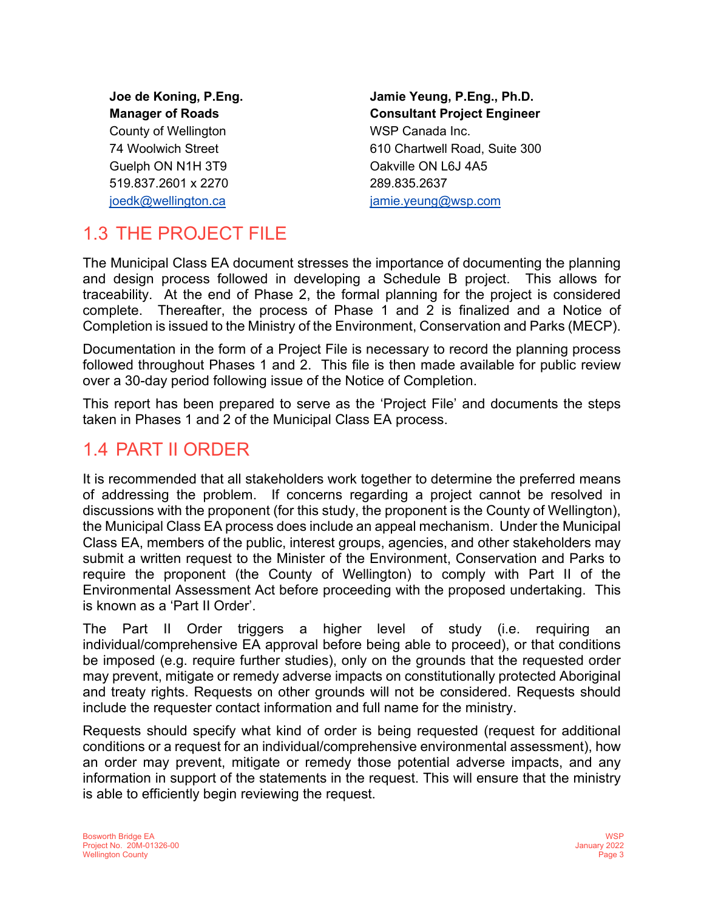**Joe de Koning, P.Eng.**
**Manager of Roads**
County of Wellington
74 Woolwich Street
Guelph ON N1H 3T9
519.837.2601 x 2270
joedk@wellington.ca

**Jamie Yeung, P.Eng., Ph.D.**
**Consultant Project Engineer**
WSP Canada Inc.
610 Chartwell Road, Suite 300
Oakville ON L6J 4A5
289.835.2637
jamie.yeung@wsp.com

## 1.3 THE PROJECT FILE

The Municipal Class EA document stresses the importance of documenting the planning and design process followed in developing a Schedule B project. This allows for traceability. At the end of Phase 2, the formal planning for the project is considered complete. Thereafter, the process of Phase 1 and 2 is finalized and a Notice of Completion is issued to the Ministry of the Environment, Conservation and Parks (MECP).

Documentation in the form of a Project File is necessary to record the planning process followed throughout Phases 1 and 2. This file is then made available for public review over a 30-day period following issue of the Notice of Completion.

This report has been prepared to serve as the 'Project File' and documents the steps taken in Phases 1 and 2 of the Municipal Class EA process.

## 1.4 PART II ORDER

It is recommended that all stakeholders work together to determine the preferred means of addressing the problem. If concerns regarding a project cannot be resolved in discussions with the proponent (for this study, the proponent is the County of Wellington), the Municipal Class EA process does include an appeal mechanism. Under the Municipal Class EA, members of the public, interest groups, agencies, and other stakeholders may submit a written request to the Minister of the Environment, Conservation and Parks to require the proponent (the County of Wellington) to comply with Part II of the Environmental Assessment Act before proceeding with the proposed undertaking. This is known as a 'Part II Order'.

The Part II Order triggers a higher level of study (i.e. requiring an individual/comprehensive EA approval before being able to proceed), or that conditions be imposed (e.g. require further studies), only on the grounds that the requested order may prevent, mitigate or remedy adverse impacts on constitutionally protected Aboriginal and treaty rights. Requests on other grounds will not be considered. Requests should include the requester contact information and full name for the ministry.

Requests should specify what kind of order is being requested (request for additional conditions or a request for an individual/comprehensive environmental assessment), how an order may prevent, mitigate or remedy those potential adverse impacts, and any information in support of the statements in the request. This will ensure that the ministry is able to efficiently begin reviewing the request.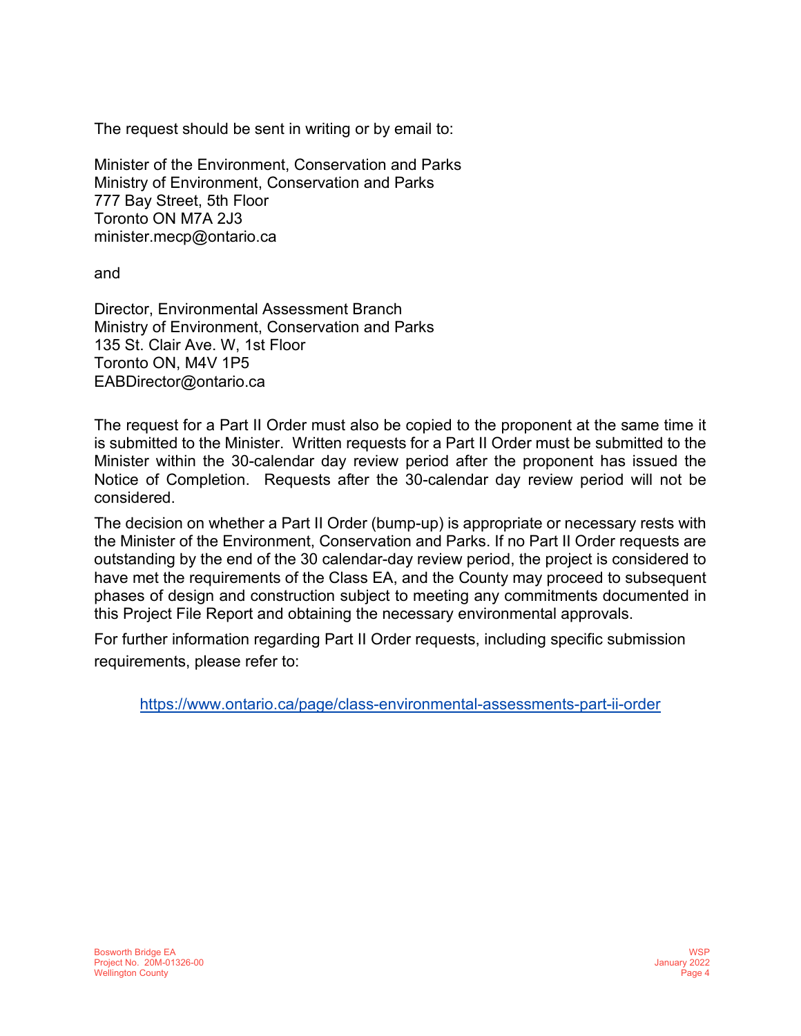The request should be sent in writing or by email to:

Minister of the Environment, Conservation and Parks
Ministry of Environment, Conservation and Parks
777 Bay Street, 5th Floor
Toronto ON M7A 2J3
minister.mecp@ontario.ca

and

Director, Environmental Assessment Branch
Ministry of Environment, Conservation and Parks
135 St. Clair Ave. W, 1st Floor
Toronto ON, M4V 1P5
EABDirector@ontario.ca

The request for a Part II Order must also be copied to the proponent at the same time it is submitted to the Minister. Written requests for a Part II Order must be submitted to the Minister within the 30-calendar day review period after the proponent has issued the Notice of Completion. Requests after the 30-calendar day review period will not be considered.

The decision on whether a Part II Order (bump-up) is appropriate or necessary rests with the Minister of the Environment, Conservation and Parks. If no Part II Order requests are outstanding by the end of the 30 calendar-day review period, the project is considered to have met the requirements of the Class EA, and the County may proceed to subsequent phases of design and construction subject to meeting any commitments documented in this Project File Report and obtaining the necessary environmental approvals.

For further information regarding Part II Order requests, including specific submission requirements, please refer to:

https://www.ontario.ca/page/class-environmental-assessments-part-ii-order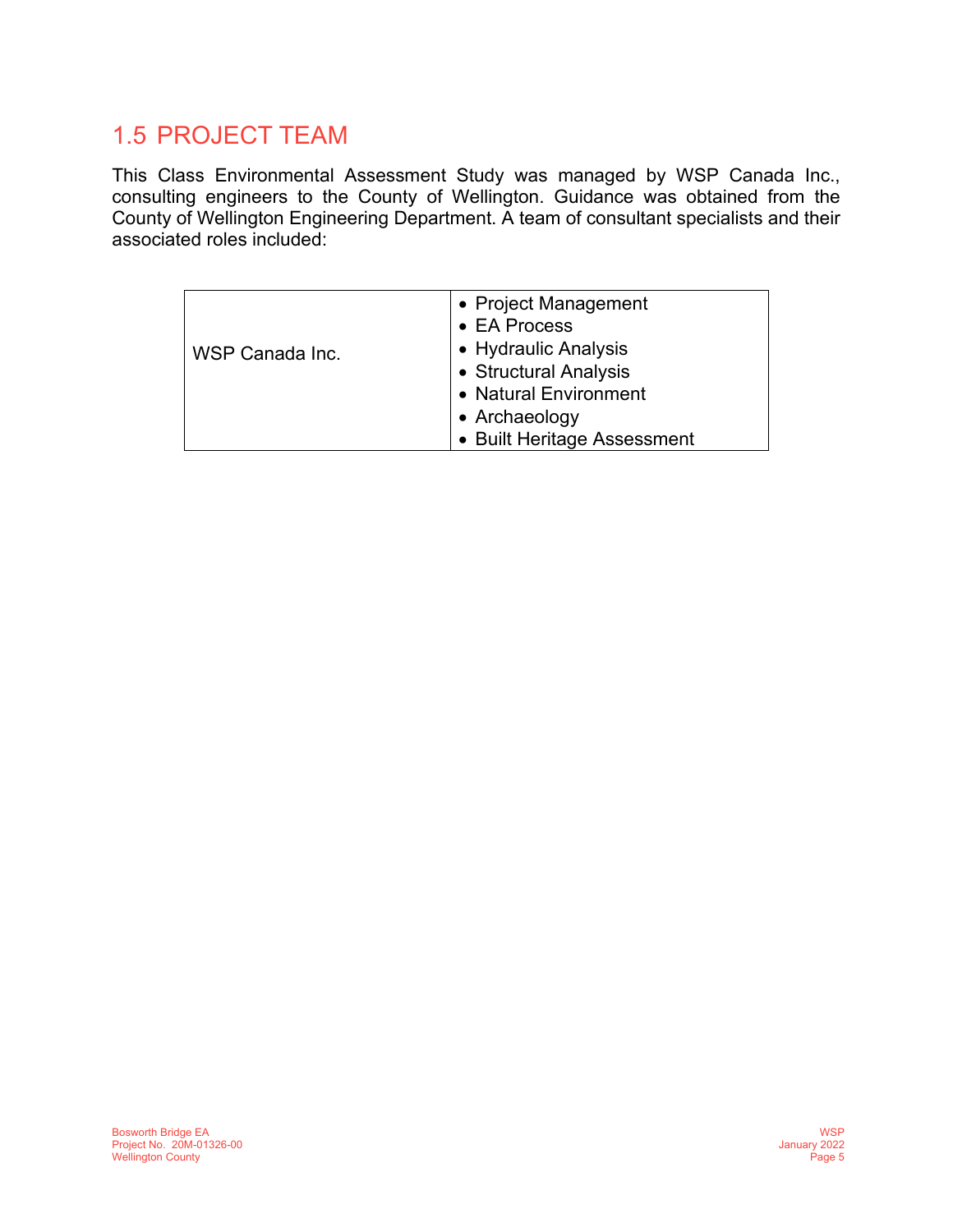## 1.5 PROJECT TEAM

This Class Environmental Assessment Study was managed by WSP Canada Inc., consulting engineers to the County of Wellington. Guidance was obtained from the County of Wellington Engineering Department. A team of consultant specialists and their associated roles included:

| | |
|---|---|
| WSP Canada Inc. | • Project Management<br>• EA Process<br>• Hydraulic Analysis<br>• Structural Analysis<br>• Natural Environment<br>• Archaeology<br>• Built Heritage Assessment |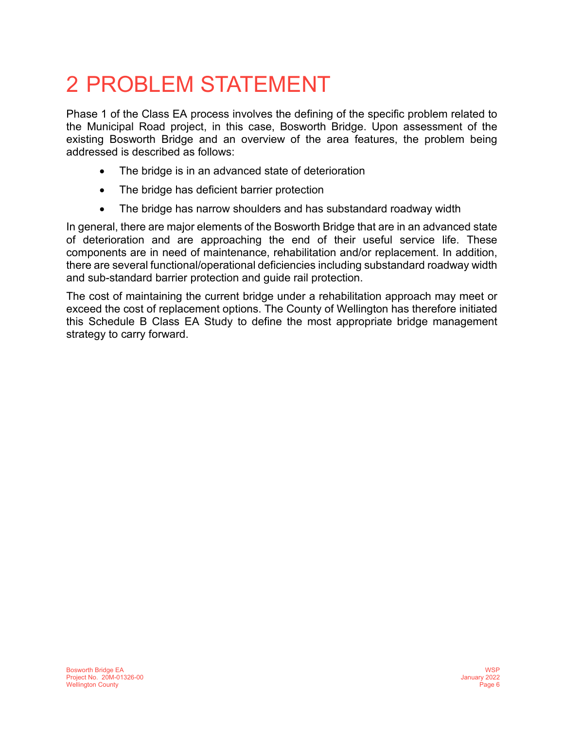# 2 PROBLEM STATEMENT

Phase 1 of the Class EA process involves the defining of the specific problem related to the Municipal Road project, in this case, Bosworth Bridge. Upon assessment of the existing Bosworth Bridge and an overview of the area features, the problem being addressed is described as follows:

- The bridge is in an advanced state of deterioration
- The bridge has deficient barrier protection
- The bridge has narrow shoulders and has substandard roadway width

In general, there are major elements of the Bosworth Bridge that are in an advanced state of deterioration and are approaching the end of their useful service life. These components are in need of maintenance, rehabilitation and/or replacement. In addition, there are several functional/operational deficiencies including substandard roadway width and sub-standard barrier protection and guide rail protection.

The cost of maintaining the current bridge under a rehabilitation approach may meet or exceed the cost of replacement options. The County of Wellington has therefore initiated this Schedule B Class EA Study to define the most appropriate bridge management strategy to carry forward.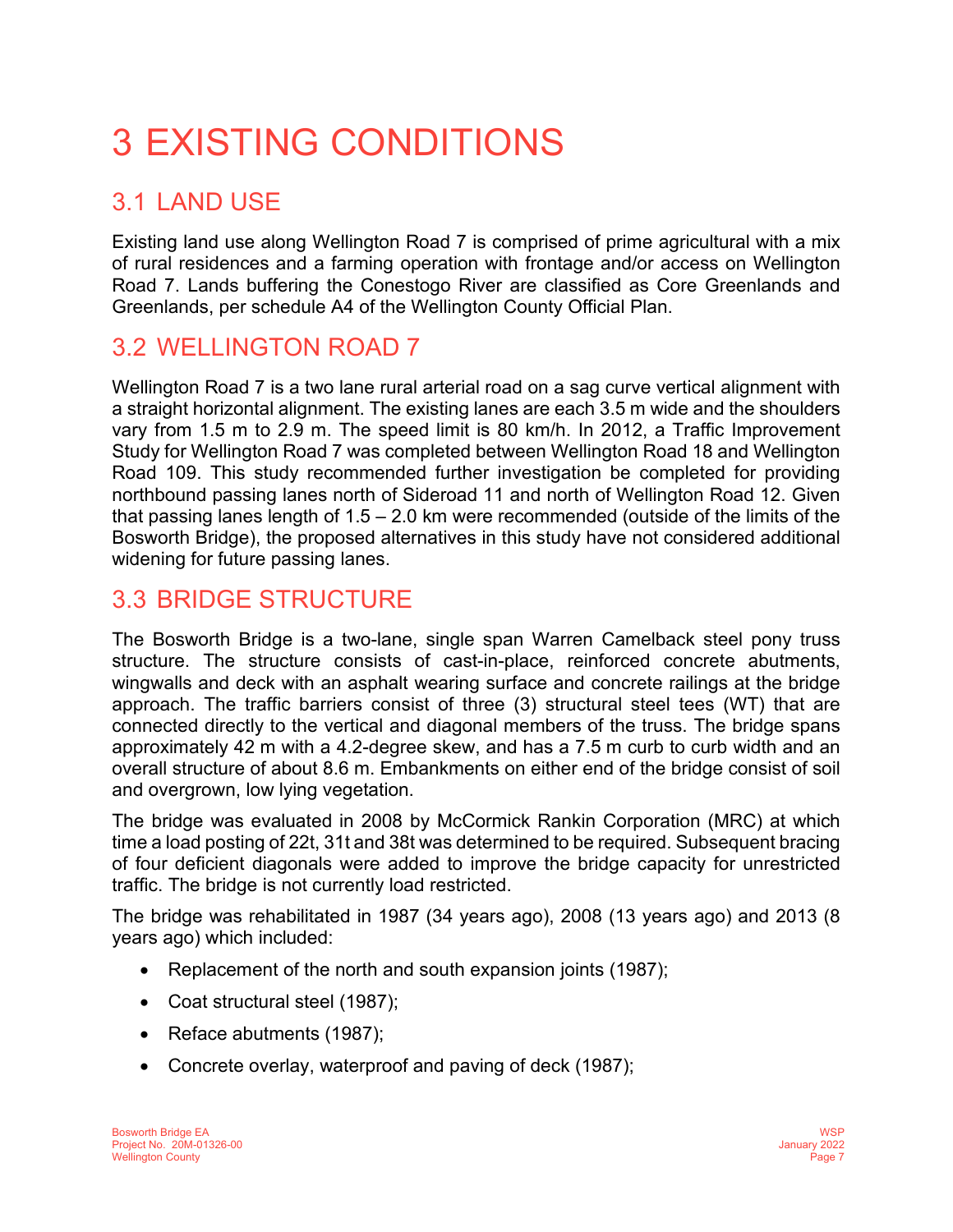# 3 EXISTING CONDITIONS

## 3.1 LAND USE

Existing land use along Wellington Road 7 is comprised of prime agricultural with a mix of rural residences and a farming operation with frontage and/or access on Wellington Road 7. Lands buffering the Conestogo River are classified as Core Greenlands and Greenlands, per schedule A4 of the Wellington County Official Plan.

## 3.2 WELLINGTON ROAD 7

Wellington Road 7 is a two lane rural arterial road on a sag curve vertical alignment with a straight horizontal alignment. The existing lanes are each 3.5 m wide and the shoulders vary from 1.5 m to 2.9 m. The speed limit is 80 km/h. In 2012, a Traffic Improvement Study for Wellington Road 7 was completed between Wellington Road 18 and Wellington Road 109. This study recommended further investigation be completed for providing northbound passing lanes north of Sideroad 11 and north of Wellington Road 12. Given that passing lanes length of 1.5 – 2.0 km were recommended (outside of the limits of the Bosworth Bridge), the proposed alternatives in this study have not considered additional widening for future passing lanes.

## 3.3 BRIDGE STRUCTURE

The Bosworth Bridge is a two-lane, single span Warren Camelback steel pony truss structure. The structure consists of cast-in-place, reinforced concrete abutments, wingwalls and deck with an asphalt wearing surface and concrete railings at the bridge approach. The traffic barriers consist of three (3) structural steel tees (WT) that are connected directly to the vertical and diagonal members of the truss. The bridge spans approximately 42 m with a 4.2-degree skew, and has a 7.5 m curb to curb width and an overall structure of about 8.6 m. Embankments on either end of the bridge consist of soil and overgrown, low lying vegetation.

The bridge was evaluated in 2008 by McCormick Rankin Corporation (MRC) at which time a load posting of 22t, 31t and 38t was determined to be required. Subsequent bracing of four deficient diagonals were added to improve the bridge capacity for unrestricted traffic. The bridge is not currently load restricted.

The bridge was rehabilitated in 1987 (34 years ago), 2008 (13 years ago) and 2013 (8 years ago) which included:

- Replacement of the north and south expansion joints (1987);
- Coat structural steel (1987);
- Reface abutments (1987);
- Concrete overlay, waterproof and paving of deck (1987);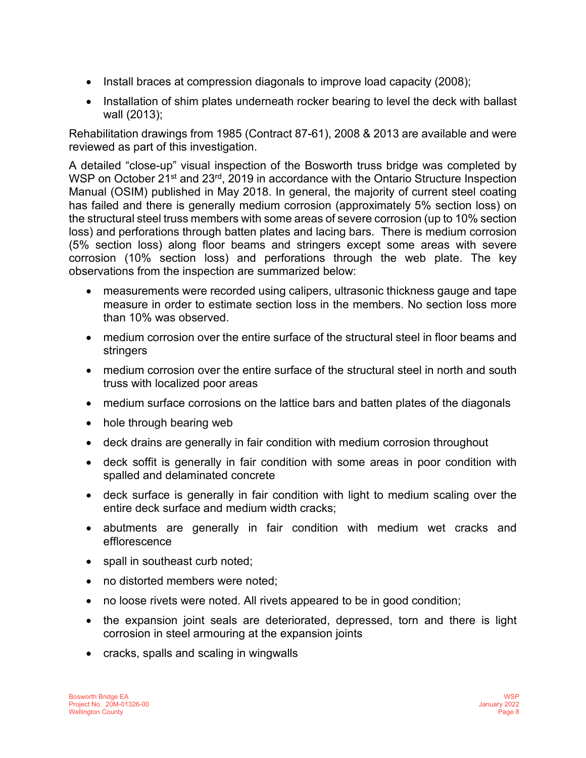- Install braces at compression diagonals to improve load capacity (2008);
- Installation of shim plates underneath rocker bearing to level the deck with ballast wall (2013);

Rehabilitation drawings from 1985 (Contract 87-61), 2008 & 2013 are available and were reviewed as part of this investigation.

A detailed "close-up" visual inspection of the Bosworth truss bridge was completed by WSP on October 21st and 23rd, 2019 in accordance with the Ontario Structure Inspection Manual (OSIM) published in May 2018. In general, the majority of current steel coating has failed and there is generally medium corrosion (approximately 5% section loss) on the structural steel truss members with some areas of severe corrosion (up to 10% section loss) and perforations through batten plates and lacing bars. There is medium corrosion (5% section loss) along floor beams and stringers except some areas with severe corrosion (10% section loss) and perforations through the web plate. The key observations from the inspection are summarized below:

- measurements were recorded using calipers, ultrasonic thickness gauge and tape measure in order to estimate section loss in the members. No section loss more than 10% was observed.
- medium corrosion over the entire surface of the structural steel in floor beams and stringers
- medium corrosion over the entire surface of the structural steel in north and south truss with localized poor areas
- medium surface corrosions on the lattice bars and batten plates of the diagonals
- hole through bearing web
- deck drains are generally in fair condition with medium corrosion throughout
- deck soffit is generally in fair condition with some areas in poor condition with spalled and delaminated concrete
- deck surface is generally in fair condition with light to medium scaling over the entire deck surface and medium width cracks;
- abutments are generally in fair condition with medium wet cracks and efflorescence
- spall in southeast curb noted;
- no distorted members were noted;
- no loose rivets were noted. All rivets appeared to be in good condition;
- the expansion joint seals are deteriorated, depressed, torn and there is light corrosion in steel armouring at the expansion joints
- cracks, spalls and scaling in wingwalls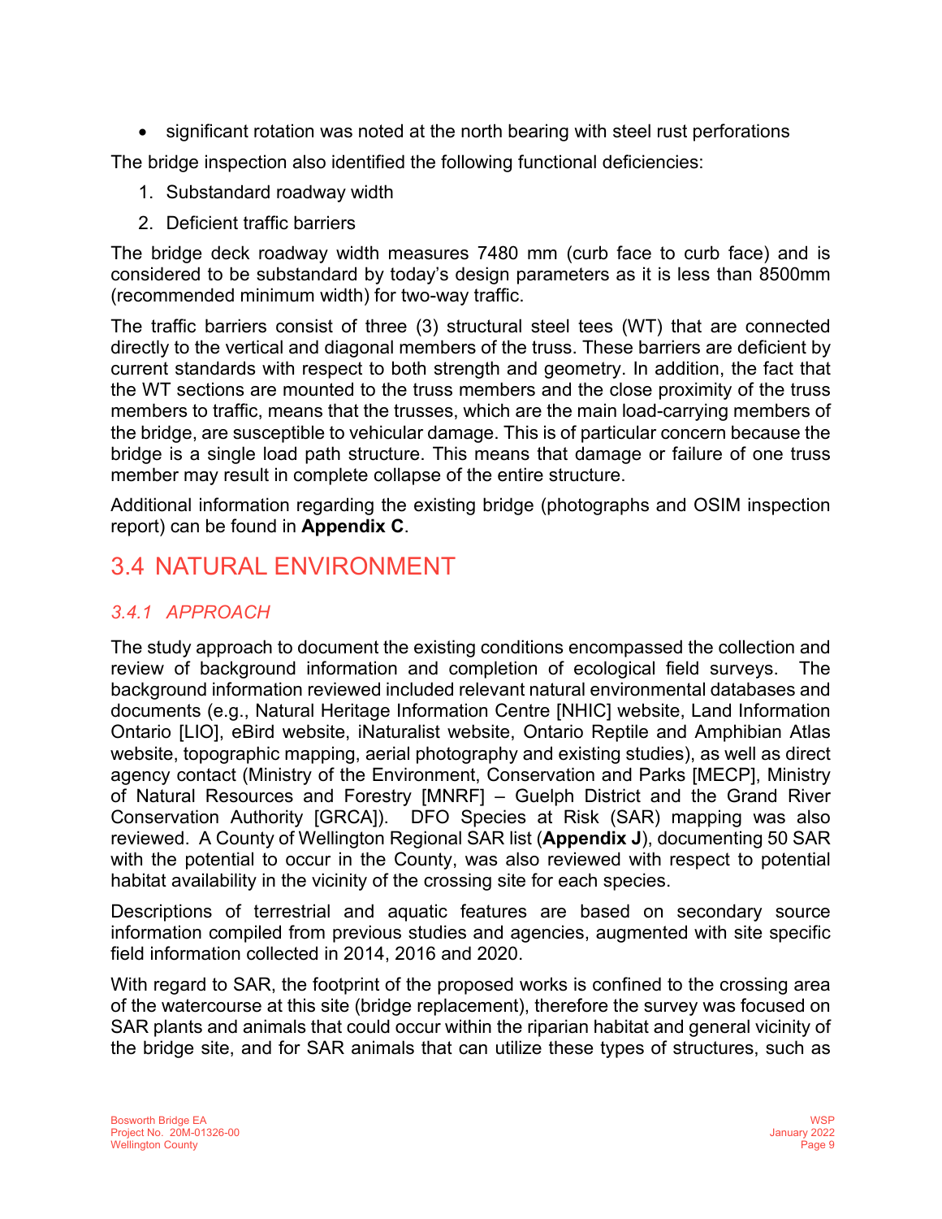- significant rotation was noted at the north bearing with steel rust perforations

The bridge inspection also identified the following functional deficiencies:

1. Substandard roadway width
2. Deficient traffic barriers

The bridge deck roadway width measures 7480 mm (curb face to curb face) and is considered to be substandard by today's design parameters as it is less than 8500mm (recommended minimum width) for two-way traffic.

The traffic barriers consist of three (3) structural steel tees (WT) that are connected directly to the vertical and diagonal members of the truss. These barriers are deficient by current standards with respect to both strength and geometry. In addition, the fact that the WT sections are mounted to the truss members and the close proximity of the truss members to traffic, means that the trusses, which are the main load-carrying members of the bridge, are susceptible to vehicular damage. This is of particular concern because the bridge is a single load path structure. This means that damage or failure of one truss member may result in complete collapse of the entire structure.

Additional information regarding the existing bridge (photographs and OSIM inspection report) can be found in **Appendix C**.

## 3.4 NATURAL ENVIRONMENT

### *3.4.1 APPROACH*

The study approach to document the existing conditions encompassed the collection and review of background information and completion of ecological field surveys. The background information reviewed included relevant natural environmental databases and documents (e.g., Natural Heritage Information Centre [NHIC] website, Land Information Ontario [LIO], eBird website, iNaturalist website, Ontario Reptile and Amphibian Atlas website, topographic mapping, aerial photography and existing studies), as well as direct agency contact (Ministry of the Environment, Conservation and Parks [MECP], Ministry of Natural Resources and Forestry [MNRF] – Guelph District and the Grand River Conservation Authority [GRCA]). DFO Species at Risk (SAR) mapping was also reviewed. A County of Wellington Regional SAR list (**Appendix J**), documenting 50 SAR with the potential to occur in the County, was also reviewed with respect to potential habitat availability in the vicinity of the crossing site for each species.

Descriptions of terrestrial and aquatic features are based on secondary source information compiled from previous studies and agencies, augmented with site specific field information collected in 2014, 2016 and 2020.

With regard to SAR, the footprint of the proposed works is confined to the crossing area of the watercourse at this site (bridge replacement), therefore the survey was focused on SAR plants and animals that could occur within the riparian habitat and general vicinity of the bridge site, and for SAR animals that can utilize these types of structures, such as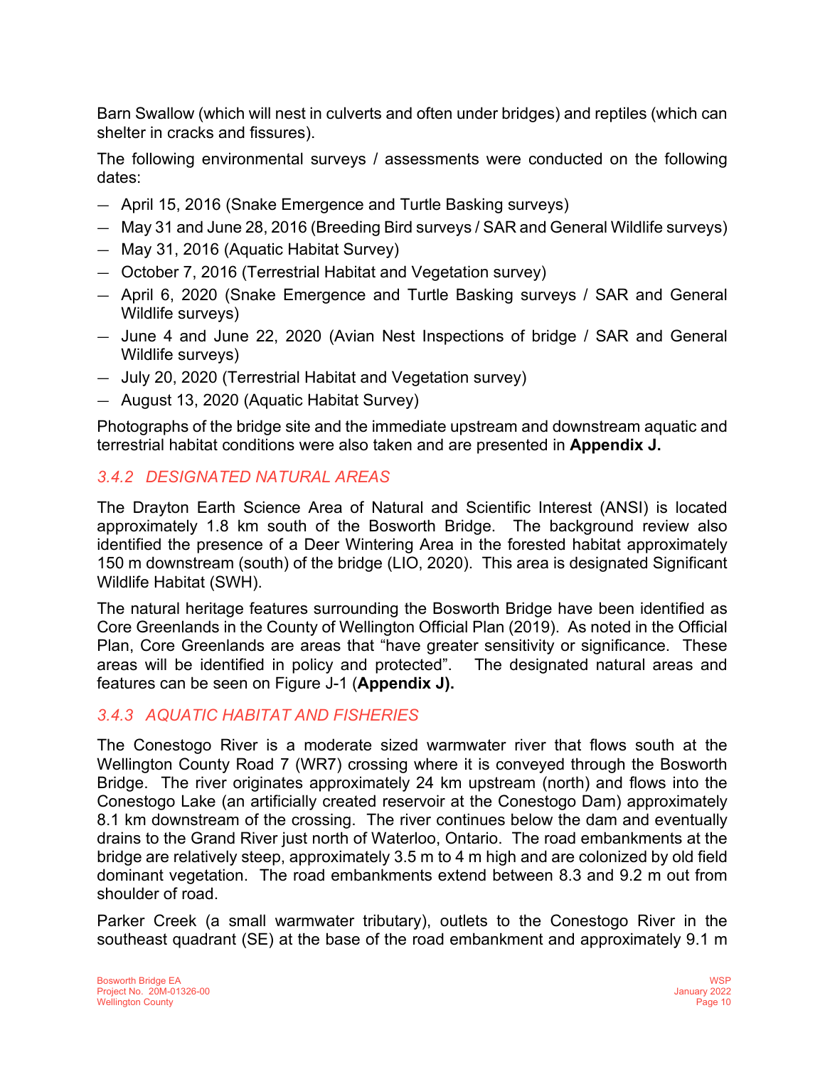Barn Swallow (which will nest in culverts and often under bridges) and reptiles (which can shelter in cracks and fissures).

The following environmental surveys / assessments were conducted on the following dates:

- April 15, 2016 (Snake Emergence and Turtle Basking surveys)
- May 31 and June 28, 2016 (Breeding Bird surveys / SAR and General Wildlife surveys)
- May 31, 2016 (Aquatic Habitat Survey)
- October 7, 2016 (Terrestrial Habitat and Vegetation survey)
- April 6, 2020 (Snake Emergence and Turtle Basking surveys / SAR and General Wildlife surveys)
- June 4 and June 22, 2020 (Avian Nest Inspections of bridge / SAR and General Wildlife surveys)
- July 20, 2020 (Terrestrial Habitat and Vegetation survey)
- August 13, 2020 (Aquatic Habitat Survey)

Photographs of the bridge site and the immediate upstream and downstream aquatic and terrestrial habitat conditions were also taken and are presented in **Appendix J.**

### *3.4.2 DESIGNATED NATURAL AREAS*

The Drayton Earth Science Area of Natural and Scientific Interest (ANSI) is located approximately 1.8 km south of the Bosworth Bridge. The background review also identified the presence of a Deer Wintering Area in the forested habitat approximately 150 m downstream (south) of the bridge (LIO, 2020). This area is designated Significant Wildlife Habitat (SWH).

The natural heritage features surrounding the Bosworth Bridge have been identified as Core Greenlands in the County of Wellington Official Plan (2019). As noted in the Official Plan, Core Greenlands are areas that "have greater sensitivity or significance. These areas will be identified in policy and protected". The designated natural areas and features can be seen on Figure J-1 (**Appendix J).**

### *3.4.3 AQUATIC HABITAT AND FISHERIES*

The Conestogo River is a moderate sized warmwater river that flows south at the Wellington County Road 7 (WR7) crossing where it is conveyed through the Bosworth Bridge. The river originates approximately 24 km upstream (north) and flows into the Conestogo Lake (an artificially created reservoir at the Conestogo Dam) approximately 8.1 km downstream of the crossing. The river continues below the dam and eventually drains to the Grand River just north of Waterloo, Ontario. The road embankments at the bridge are relatively steep, approximately 3.5 m to 4 m high and are colonized by old field dominant vegetation. The road embankments extend between 8.3 and 9.2 m out from shoulder of road.

Parker Creek (a small warmwater tributary), outlets to the Conestogo River in the southeast quadrant (SE) at the base of the road embankment and approximately 9.1 m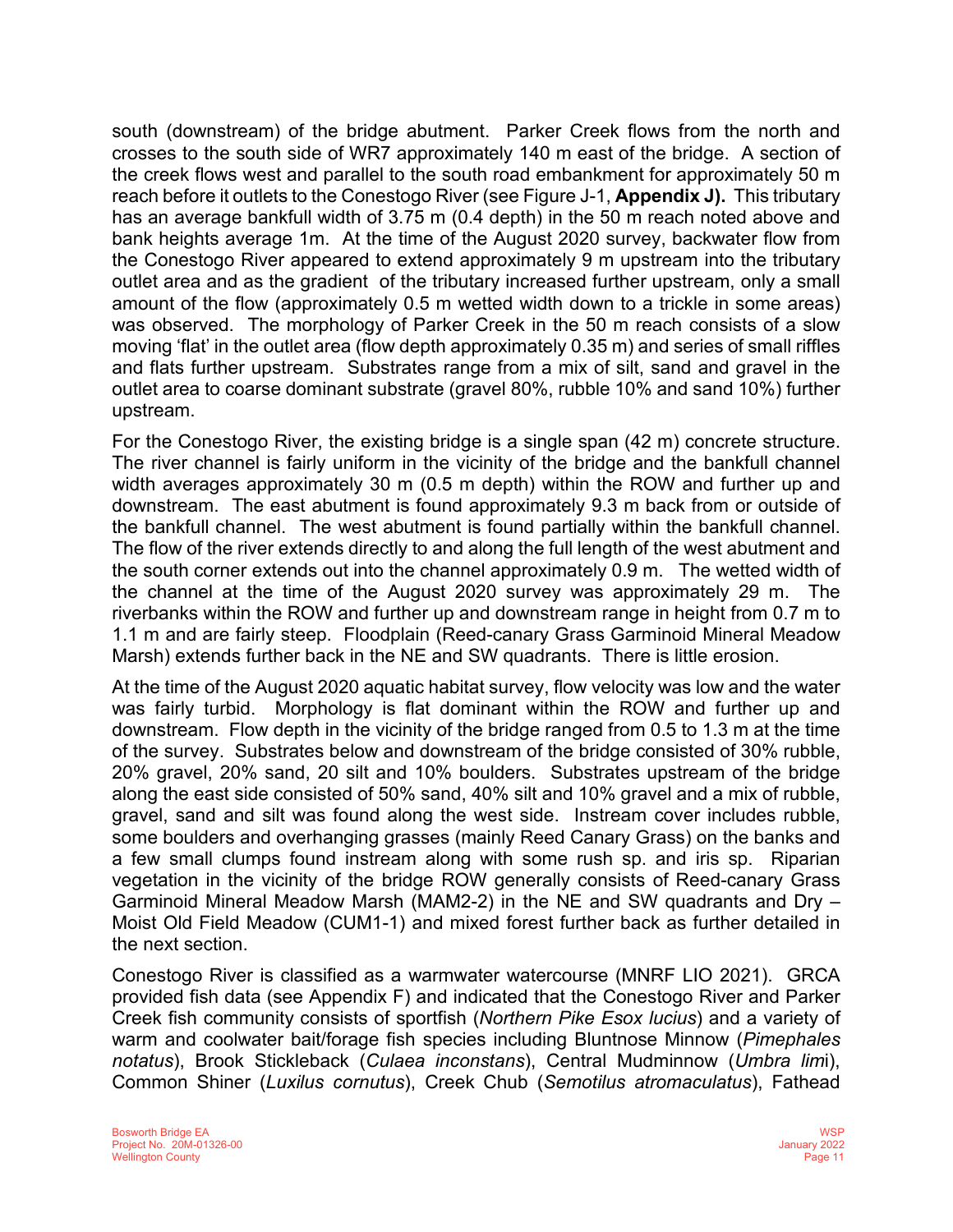south (downstream) of the bridge abutment. Parker Creek flows from the north and crosses to the south side of WR7 approximately 140 m east of the bridge. A section of the creek flows west and parallel to the south road embankment for approximately 50 m reach before it outlets to the Conestogo River (see Figure J-1, **Appendix J).** This tributary has an average bankfull width of 3.75 m (0.4 depth) in the 50 m reach noted above and bank heights average 1m. At the time of the August 2020 survey, backwater flow from the Conestogo River appeared to extend approximately 9 m upstream into the tributary outlet area and as the gradient of the tributary increased further upstream, only a small amount of the flow (approximately 0.5 m wetted width down to a trickle in some areas) was observed. The morphology of Parker Creek in the 50 m reach consists of a slow moving 'flat' in the outlet area (flow depth approximately 0.35 m) and series of small riffles and flats further upstream. Substrates range from a mix of silt, sand and gravel in the outlet area to coarse dominant substrate (gravel 80%, rubble 10% and sand 10%) further upstream.

For the Conestogo River, the existing bridge is a single span (42 m) concrete structure. The river channel is fairly uniform in the vicinity of the bridge and the bankfull channel width averages approximately 30 m (0.5 m depth) within the ROW and further up and downstream. The east abutment is found approximately 9.3 m back from or outside of the bankfull channel. The west abutment is found partially within the bankfull channel. The flow of the river extends directly to and along the full length of the west abutment and the south corner extends out into the channel approximately 0.9 m. The wetted width of the channel at the time of the August 2020 survey was approximately 29 m. The riverbanks within the ROW and further up and downstream range in height from 0.7 m to 1.1 m and are fairly steep. Floodplain (Reed-canary Grass Garminoid Mineral Meadow Marsh) extends further back in the NE and SW quadrants. There is little erosion.

At the time of the August 2020 aquatic habitat survey, flow velocity was low and the water was fairly turbid. Morphology is flat dominant within the ROW and further up and downstream. Flow depth in the vicinity of the bridge ranged from 0.5 to 1.3 m at the time of the survey. Substrates below and downstream of the bridge consisted of 30% rubble, 20% gravel, 20% sand, 20 silt and 10% boulders. Substrates upstream of the bridge along the east side consisted of 50% sand, 40% silt and 10% gravel and a mix of rubble, gravel, sand and silt was found along the west side. Instream cover includes rubble, some boulders and overhanging grasses (mainly Reed Canary Grass) on the banks and a few small clumps found instream along with some rush sp. and iris sp. Riparian vegetation in the vicinity of the bridge ROW generally consists of Reed-canary Grass Garminoid Mineral Meadow Marsh (MAM2-2) in the NE and SW quadrants and Dry – Moist Old Field Meadow (CUM1-1) and mixed forest further back as further detailed in the next section.

Conestogo River is classified as a warmwater watercourse (MNRF LIO 2021). GRCA provided fish data (see Appendix F) and indicated that the Conestogo River and Parker Creek fish community consists of sportfish (*Northern Pike Esox lucius*) and a variety of warm and coolwater bait/forage fish species including Bluntnose Minnow (*Pimephales notatus*), Brook Stickleback (*Culaea inconstans*), Central Mudminnow (*Umbra limi*), Common Shiner (*Luxilus cornutus*), Creek Chub (*Semotilus atromaculatus*), Fathead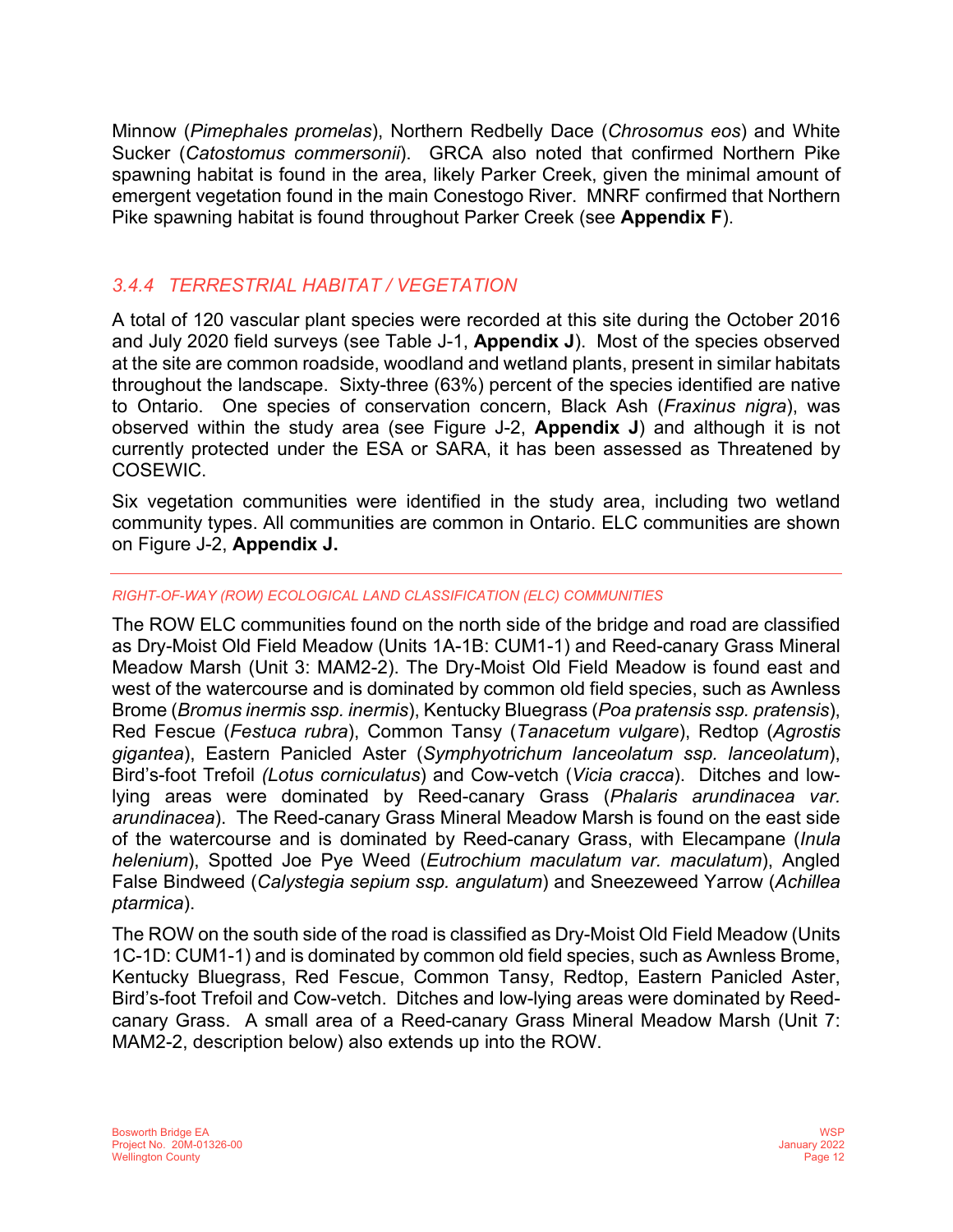Minnow (*Pimephales promelas*), Northern Redbelly Dace (*Chrosomus eos*) and White Sucker (*Catostomus commersonii*). GRCA also noted that confirmed Northern Pike spawning habitat is found in the area, likely Parker Creek, given the minimal amount of emergent vegetation found in the main Conestogo River. MNRF confirmed that Northern Pike spawning habitat is found throughout Parker Creek (see **Appendix F**).

### *3.4.4 TERRESTRIAL HABITAT / VEGETATION*

A total of 120 vascular plant species were recorded at this site during the October 2016 and July 2020 field surveys (see Table J-1, **Appendix J**). Most of the species observed at the site are common roadside, woodland and wetland plants, present in similar habitats throughout the landscape. Sixty-three (63%) percent of the species identified are native to Ontario. One species of conservation concern, Black Ash (*Fraxinus nigra*), was observed within the study area (see Figure J-2, **Appendix J**) and although it is not currently protected under the ESA or SARA, it has been assessed as Threatened by COSEWIC.

Six vegetation communities were identified in the study area, including two wetland community types. All communities are common in Ontario. ELC communities are shown on Figure J-2, **Appendix J.**

---

#### *RIGHT-OF-WAY (ROW) ECOLOGICAL LAND CLASSIFICATION (ELC) COMMUNITIES*

The ROW ELC communities found on the north side of the bridge and road are classified as Dry-Moist Old Field Meadow (Units 1A-1B: CUM1-1) and Reed-canary Grass Mineral Meadow Marsh (Unit 3: MAM2-2). The Dry-Moist Old Field Meadow is found east and west of the watercourse and is dominated by common old field species, such as Awnless Brome (*Bromus inermis ssp. inermis*), Kentucky Bluegrass (*Poa pratensis ssp. pratensis*), Red Fescue (*Festuca rubra*), Common Tansy (*Tanacetum vulgare*), Redtop (*Agrostis gigantea*), Eastern Panicled Aster (*Symphyotrichum lanceolatum ssp. lanceolatum*), Bird's-foot Trefoil (*Lotus corniculatus*) and Cow-vetch (*Vicia cracca*). Ditches and low-lying areas were dominated by Reed-canary Grass (*Phalaris arundinacea var. arundinacea*). The Reed-canary Grass Mineral Meadow Marsh is found on the east side of the watercourse and is dominated by Reed-canary Grass, with Elecampane (*Inula helenium*), Spotted Joe Pye Weed (*Eutrochium maculatum var. maculatum*), Angled False Bindweed (*Calystegia sepium ssp. angulatum*) and Sneezeweed Yarrow (*Achillea ptarmica*).

The ROW on the south side of the road is classified as Dry-Moist Old Field Meadow (Units 1C-1D: CUM1-1) and is dominated by common old field species, such as Awnless Brome, Kentucky Bluegrass, Red Fescue, Common Tansy, Redtop, Eastern Panicled Aster, Bird's-foot Trefoil and Cow-vetch. Ditches and low-lying areas were dominated by Reed-canary Grass. A small area of a Reed-canary Grass Mineral Meadow Marsh (Unit 7: MAM2-2, description below) also extends up into the ROW.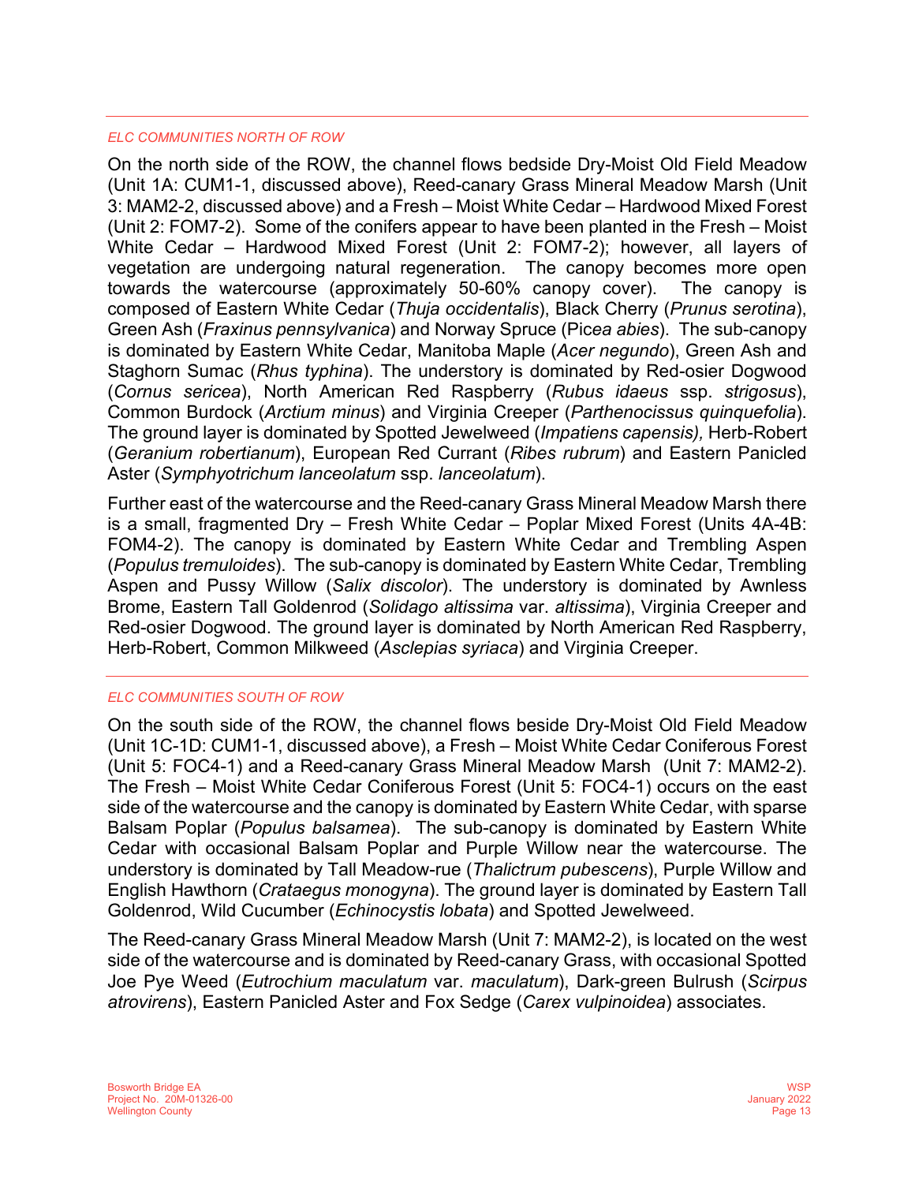*ELC COMMUNITIES NORTH OF ROW*

On the north side of the ROW, the channel flows bedside Dry-Moist Old Field Meadow (Unit 1A: CUM1-1, discussed above), Reed-canary Grass Mineral Meadow Marsh (Unit 3: MAM2-2, discussed above) and a Fresh – Moist White Cedar – Hardwood Mixed Forest (Unit 2: FOM7-2). Some of the conifers appear to have been planted in the Fresh – Moist White Cedar – Hardwood Mixed Forest (Unit 2: FOM7-2); however, all layers of vegetation are undergoing natural regeneration. The canopy becomes more open towards the watercourse (approximately 50-60% canopy cover). The canopy is composed of Eastern White Cedar (*Thuja occidentalis*), Black Cherry (*Prunus serotina*), Green Ash (*Fraxinus pennsylvanica*) and Norway Spruce (Pic*ea abies*). The sub-canopy is dominated by Eastern White Cedar, Manitoba Maple (*Acer negundo*), Green Ash and Staghorn Sumac (*Rhus typhina*). The understory is dominated by Red-osier Dogwood (*Cornus sericea*), North American Red Raspberry (*Rubus idaeus* ssp. *strigosus*), Common Burdock (*Arctium minus*) and Virginia Creeper (*Parthenocissus quinquefolia*). The ground layer is dominated by Spotted Jewelweed (*Impatiens capensis),* Herb-Robert (*Geranium robertianum*), European Red Currant (*Ribes rubrum*) and Eastern Panicled Aster (*Symphyotrichum lanceolatum* ssp. *lanceolatum*).

Further east of the watercourse and the Reed-canary Grass Mineral Meadow Marsh there is a small, fragmented Dry – Fresh White Cedar – Poplar Mixed Forest (Units 4A-4B: FOM4-2). The canopy is dominated by Eastern White Cedar and Trembling Aspen (*Populus tremuloides*). The sub-canopy is dominated by Eastern White Cedar, Trembling Aspen and Pussy Willow (*Salix discolor*). The understory is dominated by Awnless Brome, Eastern Tall Goldenrod (*Solidago altissima* var. *altissima*), Virginia Creeper and Red-osier Dogwood. The ground layer is dominated by North American Red Raspberry, Herb-Robert, Common Milkweed (*Asclepias syriaca*) and Virginia Creeper.

*ELC COMMUNITIES SOUTH OF ROW*

On the south side of the ROW, the channel flows beside Dry-Moist Old Field Meadow (Unit 1C-1D: CUM1-1, discussed above), a Fresh – Moist White Cedar Coniferous Forest (Unit 5: FOC4-1) and a Reed-canary Grass Mineral Meadow Marsh (Unit 7: MAM2-2). The Fresh – Moist White Cedar Coniferous Forest (Unit 5: FOC4-1) occurs on the east side of the watercourse and the canopy is dominated by Eastern White Cedar, with sparse Balsam Poplar (*Populus balsamea*). The sub-canopy is dominated by Eastern White Cedar with occasional Balsam Poplar and Purple Willow near the watercourse. The understory is dominated by Tall Meadow-rue (*Thalictrum pubescens*), Purple Willow and English Hawthorn (*Crataegus monogyna*). The ground layer is dominated by Eastern Tall Goldenrod, Wild Cucumber (*Echinocystis lobata*) and Spotted Jewelweed.

The Reed-canary Grass Mineral Meadow Marsh (Unit 7: MAM2-2), is located on the west side of the watercourse and is dominated by Reed-canary Grass, with occasional Spotted Joe Pye Weed (*Eutrochium maculatum* var. *maculatum*), Dark-green Bulrush (*Scirpus atrovirens*), Eastern Panicled Aster and Fox Sedge (*Carex vulpinoidea*) associates.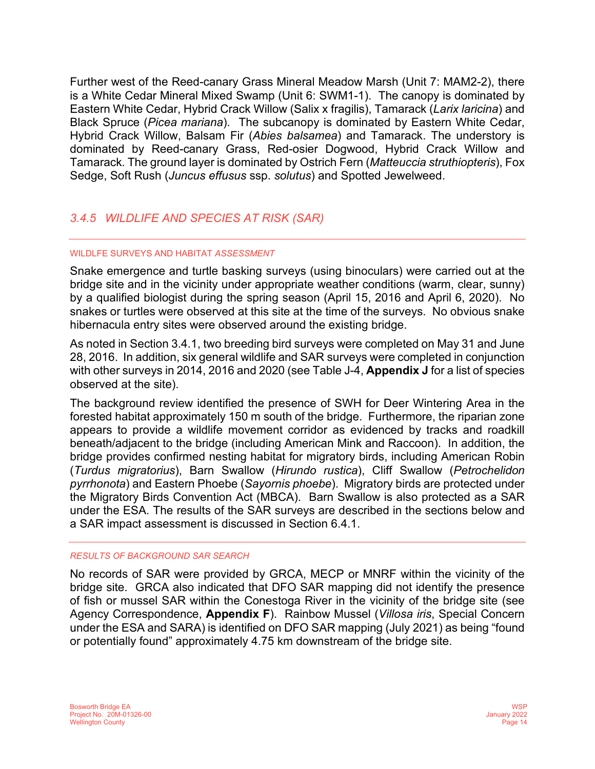Further west of the Reed-canary Grass Mineral Meadow Marsh (Unit 7: MAM2-2), there is a White Cedar Mineral Mixed Swamp (Unit 6: SWM1-1). The canopy is dominated by Eastern White Cedar, Hybrid Crack Willow (Salix x fragilis), Tamarack (*Larix laricina*) and Black Spruce (*Picea mariana*). The subcanopy is dominated by Eastern White Cedar, Hybrid Crack Willow, Balsam Fir (*Abies balsamea*) and Tamarack. The understory is dominated by Reed-canary Grass, Red-osier Dogwood, Hybrid Crack Willow and Tamarack. The ground layer is dominated by Ostrich Fern (*Matteuccia struthiopteris*), Fox Sedge, Soft Rush (*Juncus effusus* ssp. *solutus*) and Spotted Jewelweed.

### *3.4.5 WILDLIFE AND SPECIES AT RISK (SAR)*

#### WILDLFE SURVEYS AND HABITAT *ASSESSMENT*

Snake emergence and turtle basking surveys (using binoculars) were carried out at the bridge site and in the vicinity under appropriate weather conditions (warm, clear, sunny) by a qualified biologist during the spring season (April 15, 2016 and April 6, 2020). No snakes or turtles were observed at this site at the time of the surveys. No obvious snake hibernacula entry sites were observed around the existing bridge.

As noted in Section 3.4.1, two breeding bird surveys were completed on May 31 and June 28, 2016. In addition, six general wildlife and SAR surveys were completed in conjunction with other surveys in 2014, 2016 and 2020 (see Table J-4, **Appendix J** for a list of species observed at the site).

The background review identified the presence of SWH for Deer Wintering Area in the forested habitat approximately 150 m south of the bridge. Furthermore, the riparian zone appears to provide a wildlife movement corridor as evidenced by tracks and roadkill beneath/adjacent to the bridge (including American Mink and Raccoon). In addition, the bridge provides confirmed nesting habitat for migratory birds, including American Robin (*Turdus migratorius*), Barn Swallow (*Hirundo rustica*), Cliff Swallow (*Petrochelidon pyrrhonota*) and Eastern Phoebe (*Sayornis phoebe*). Migratory birds are protected under the Migratory Birds Convention Act (MBCA). Barn Swallow is also protected as a SAR under the ESA. The results of the SAR surveys are described in the sections below and a SAR impact assessment is discussed in Section 6.4.1.

#### *RESULTS OF BACKGROUND SAR SEARCH*

No records of SAR were provided by GRCA, MECP or MNRF within the vicinity of the bridge site. GRCA also indicated that DFO SAR mapping did not identify the presence of fish or mussel SAR within the Conestoga River in the vicinity of the bridge site (see Agency Correspondence, **Appendix F**). Rainbow Mussel (*Villosa iris*, Special Concern under the ESA and SARA) is identified on DFO SAR mapping (July 2021) as being "found or potentially found" approximately 4.75 km downstream of the bridge site.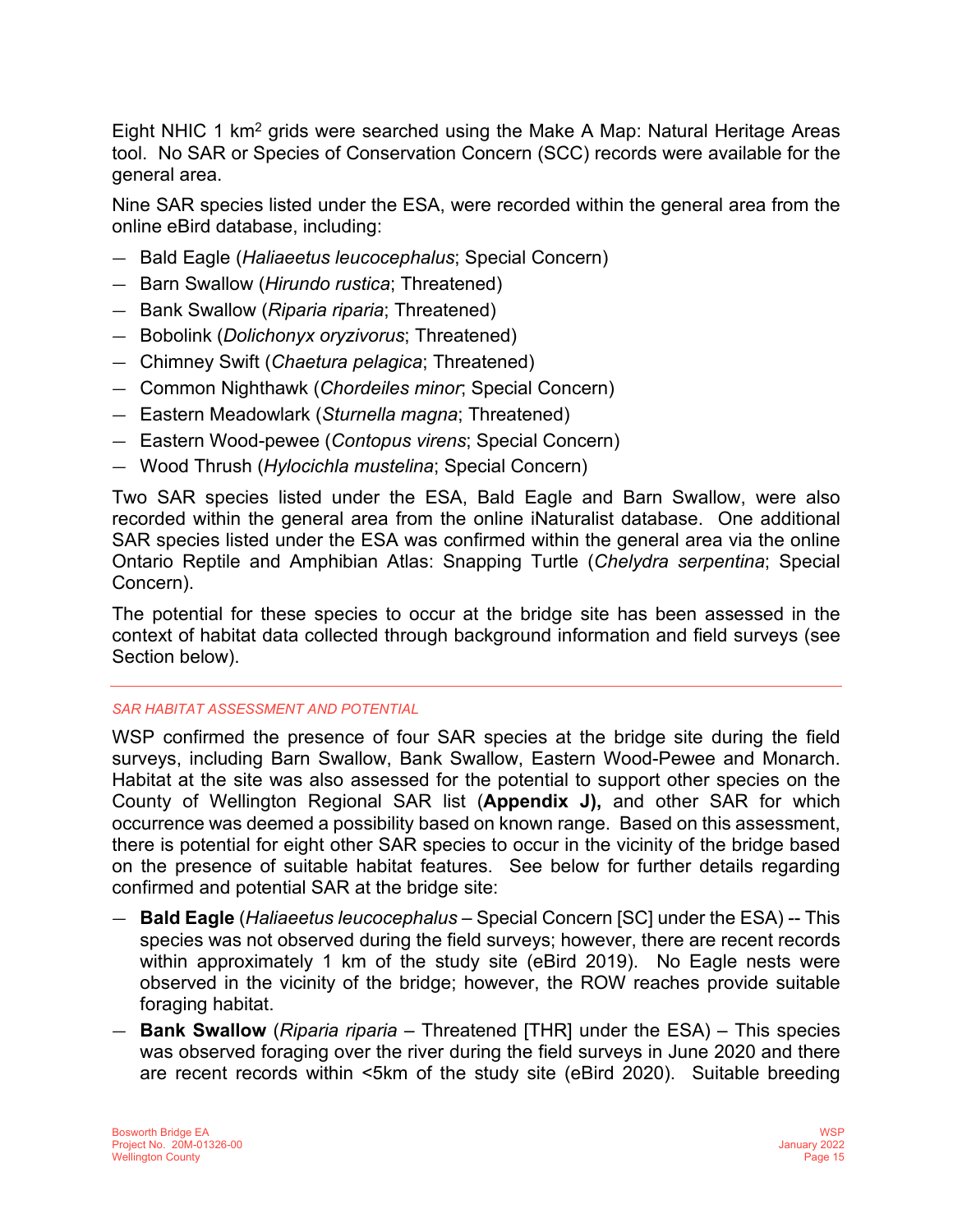Eight NHIC 1 km$^2$ grids were searched using the Make A Map: Natural Heritage Areas tool. No SAR or Species of Conservation Concern (SCC) records were available for the general area.

Nine SAR species listed under the ESA, were recorded within the general area from the online eBird database, including:

- Bald Eagle (*Haliaeetus leucocephalus*; Special Concern)
- Barn Swallow (*Hirundo rustica*; Threatened)
- Bank Swallow (*Riparia riparia*; Threatened)
- Bobolink (*Dolichonyx oryzivorus*; Threatened)
- Chimney Swift (*Chaetura pelagica*; Threatened)
- Common Nighthawk (*Chordeiles minor*; Special Concern)
- Eastern Meadowlark (*Sturnella magna*; Threatened)
- Eastern Wood-pewee (*Contopus virens*; Special Concern)
- Wood Thrush (*Hylocichla mustelina*; Special Concern)

Two SAR species listed under the ESA, Bald Eagle and Barn Swallow, were also recorded within the general area from the online iNaturalist database. One additional SAR species listed under the ESA was confirmed within the general area via the online Ontario Reptile and Amphibian Atlas: Snapping Turtle (*Chelydra serpentina*; Special Concern).

The potential for these species to occur at the bridge site has been assessed in the context of habitat data collected through background information and field surveys (see Section below).

---

*SAR HABITAT ASSESSMENT AND POTENTIAL*

WSP confirmed the presence of four SAR species at the bridge site during the field surveys, including Barn Swallow, Bank Swallow, Eastern Wood-Pewee and Monarch. Habitat at the site was also assessed for the potential to support other species on the County of Wellington Regional SAR list (**Appendix J),** and other SAR for which occurrence was deemed a possibility based on known range. Based on this assessment, there is potential for eight other SAR species to occur in the vicinity of the bridge based on the presence of suitable habitat features. See below for further details regarding confirmed and potential SAR at the bridge site:

- **Bald Eagle** (*Haliaeetus leucocephalus* – Special Concern [SC] under the ESA) -- This species was not observed during the field surveys; however, there are recent records within approximately 1 km of the study site (eBird 2019). No Eagle nests were observed in the vicinity of the bridge; however, the ROW reaches provide suitable foraging habitat.
- **Bank Swallow** (*Riparia riparia* – Threatened [THR] under the ESA) – This species was observed foraging over the river during the field surveys in June 2020 and there are recent records within <5km of the study site (eBird 2020). Suitable breeding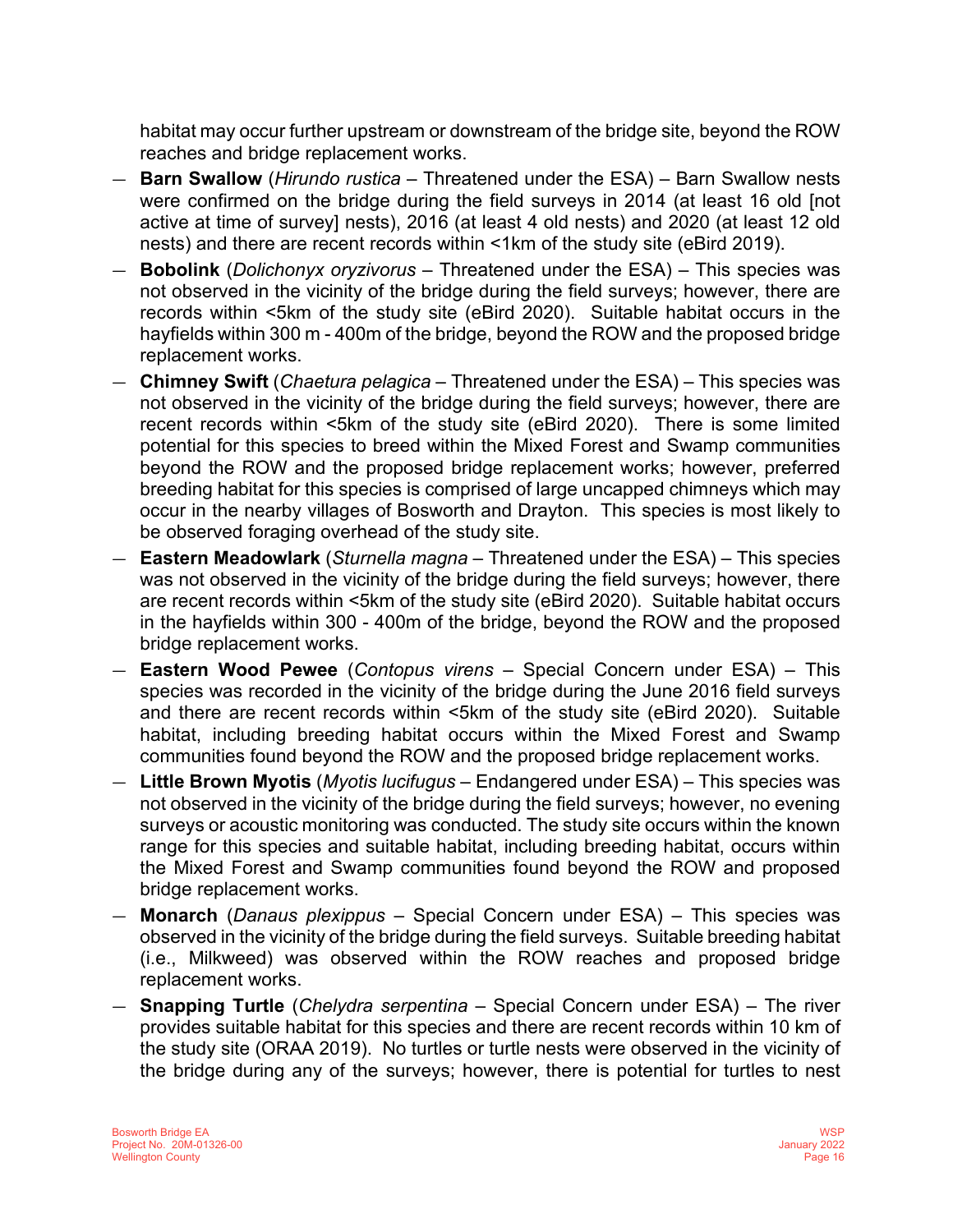habitat may occur further upstream or downstream of the bridge site, beyond the ROW reaches and bridge replacement works.

- **Barn Swallow** (*Hirundo rustica* – Threatened under the ESA) – Barn Swallow nests were confirmed on the bridge during the field surveys in 2014 (at least 16 old [not active at time of survey] nests), 2016 (at least 4 old nests) and 2020 (at least 12 old nests) and there are recent records within <1km of the study site (eBird 2019).
- **Bobolink** (*Dolichonyx oryzivorus* – Threatened under the ESA) – This species was not observed in the vicinity of the bridge during the field surveys; however, there are records within <5km of the study site (eBird 2020). Suitable habitat occurs in the hayfields within 300 m - 400m of the bridge, beyond the ROW and the proposed bridge replacement works.
- **Chimney Swift** (*Chaetura pelagica* – Threatened under the ESA) – This species was not observed in the vicinity of the bridge during the field surveys; however, there are recent records within <5km of the study site (eBird 2020). There is some limited potential for this species to breed within the Mixed Forest and Swamp communities beyond the ROW and the proposed bridge replacement works; however, preferred breeding habitat for this species is comprised of large uncapped chimneys which may occur in the nearby villages of Bosworth and Drayton. This species is most likely to be observed foraging overhead of the study site.
- **Eastern Meadowlark** (*Sturnella magna* – Threatened under the ESA) – This species was not observed in the vicinity of the bridge during the field surveys; however, there are recent records within <5km of the study site (eBird 2020). Suitable habitat occurs in the hayfields within 300 - 400m of the bridge, beyond the ROW and the proposed bridge replacement works.
- **Eastern Wood Pewee** (*Contopus virens* – Special Concern under ESA) – This species was recorded in the vicinity of the bridge during the June 2016 field surveys and there are recent records within <5km of the study site (eBird 2020). Suitable habitat, including breeding habitat occurs within the Mixed Forest and Swamp communities found beyond the ROW and the proposed bridge replacement works.
- **Little Brown Myotis** (*Myotis lucifugus* – Endangered under ESA) – This species was not observed in the vicinity of the bridge during the field surveys; however, no evening surveys or acoustic monitoring was conducted. The study site occurs within the known range for this species and suitable habitat, including breeding habitat, occurs within the Mixed Forest and Swamp communities found beyond the ROW and proposed bridge replacement works.
- **Monarch** (*Danaus plexippus* – Special Concern under ESA) – This species was observed in the vicinity of the bridge during the field surveys. Suitable breeding habitat (i.e., Milkweed) was observed within the ROW reaches and proposed bridge replacement works.
- **Snapping Turtle** (*Chelydra serpentina* – Special Concern under ESA) – The river provides suitable habitat for this species and there are recent records within 10 km of the study site (ORAA 2019). No turtles or turtle nests were observed in the vicinity of the bridge during any of the surveys; however, there is potential for turtles to nest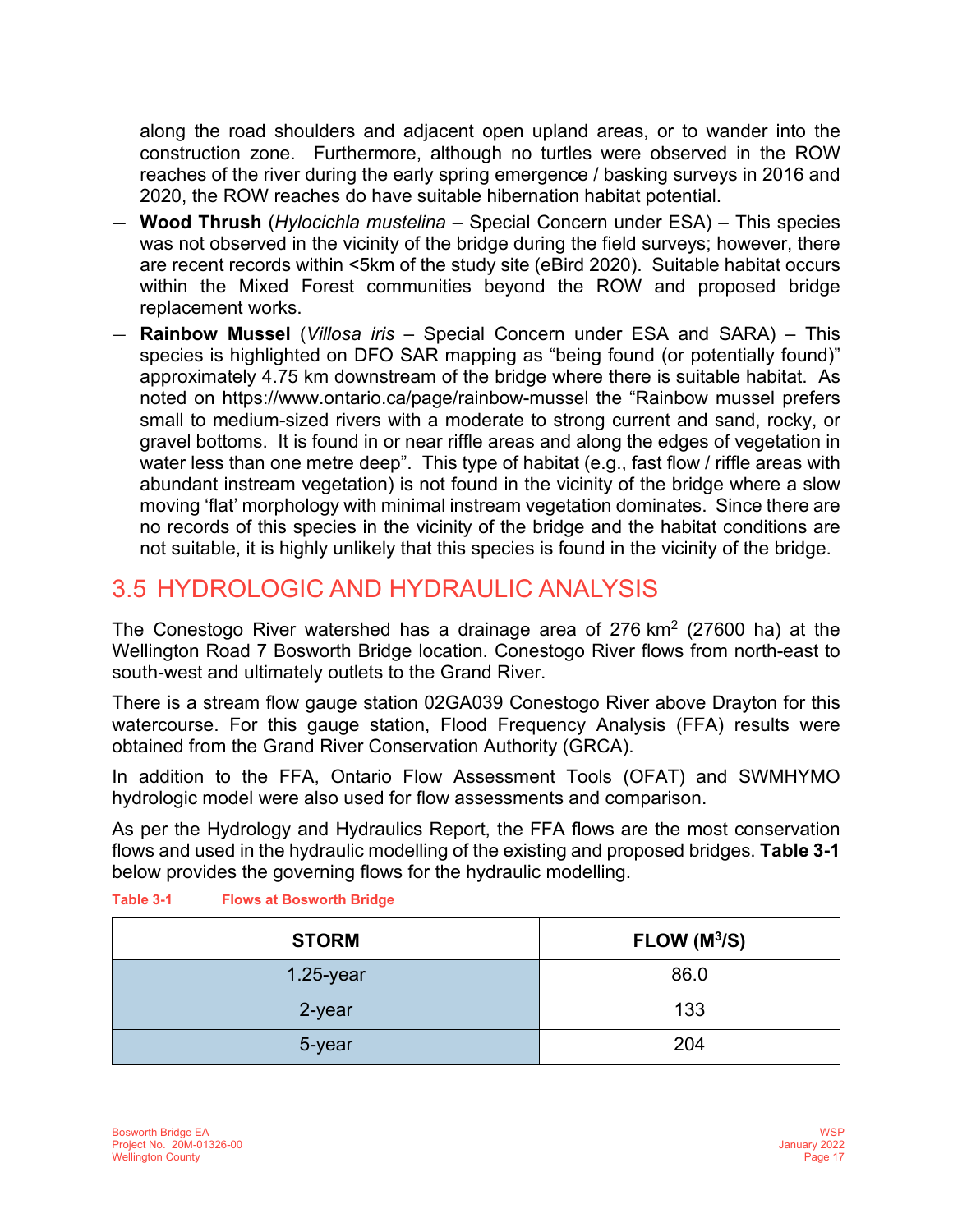along the road shoulders and adjacent open upland areas, or to wander into the construction zone. Furthermore, although no turtles were observed in the ROW reaches of the river during the early spring emergence / basking surveys in 2016 and 2020, the ROW reaches do have suitable hibernation habitat potential.

- **Wood Thrush** (*Hylocichla mustelina* – Special Concern under ESA) – This species was not observed in the vicinity of the bridge during the field surveys; however, there are recent records within <5km of the study site (eBird 2020). Suitable habitat occurs within the Mixed Forest communities beyond the ROW and proposed bridge replacement works.
- **Rainbow Mussel** (*Villosa iris* – Special Concern under ESA and SARA) – This species is highlighted on DFO SAR mapping as "being found (or potentially found)" approximately 4.75 km downstream of the bridge where there is suitable habitat. As noted on https://www.ontario.ca/page/rainbow-mussel the "Rainbow mussel prefers small to medium-sized rivers with a moderate to strong current and sand, rocky, or gravel bottoms. It is found in or near riffle areas and along the edges of vegetation in water less than one metre deep". This type of habitat (e.g., fast flow / riffle areas with abundant instream vegetation) is not found in the vicinity of the bridge where a slow moving 'flat' morphology with minimal instream vegetation dominates. Since there are no records of this species in the vicinity of the bridge and the habitat conditions are not suitable, it is highly unlikely that this species is found in the vicinity of the bridge.

## 3.5 HYDROLOGIC AND HYDRAULIC ANALYSIS

The Conestogo River watershed has a drainage area of 276 km$^2$ (27600 ha) at the Wellington Road 7 Bosworth Bridge location. Conestogo River flows from north-east to south-west and ultimately outlets to the Grand River.

There is a stream flow gauge station 02GA039 Conestogo River above Drayton for this watercourse. For this gauge station, Flood Frequency Analysis (FFA) results were obtained from the Grand River Conservation Authority (GRCA).

In addition to the FFA, Ontario Flow Assessment Tools (OFAT) and SWMHYMO hydrologic model were also used for flow assessments and comparison.

As per the Hydrology and Hydraulics Report, the FFA flows are the most conservation flows and used in the hydraulic modelling of the existing and proposed bridges. **Table 3-1** below provides the governing flows for the hydraulic modelling.

**Table 3-1 Flows at Bosworth Bridge**

| STORM | FLOW (M$^3$/S) |
|---|---|
| 1.25-year | 86.0 |
| 2-year | 133 |
| 5-year | 204 |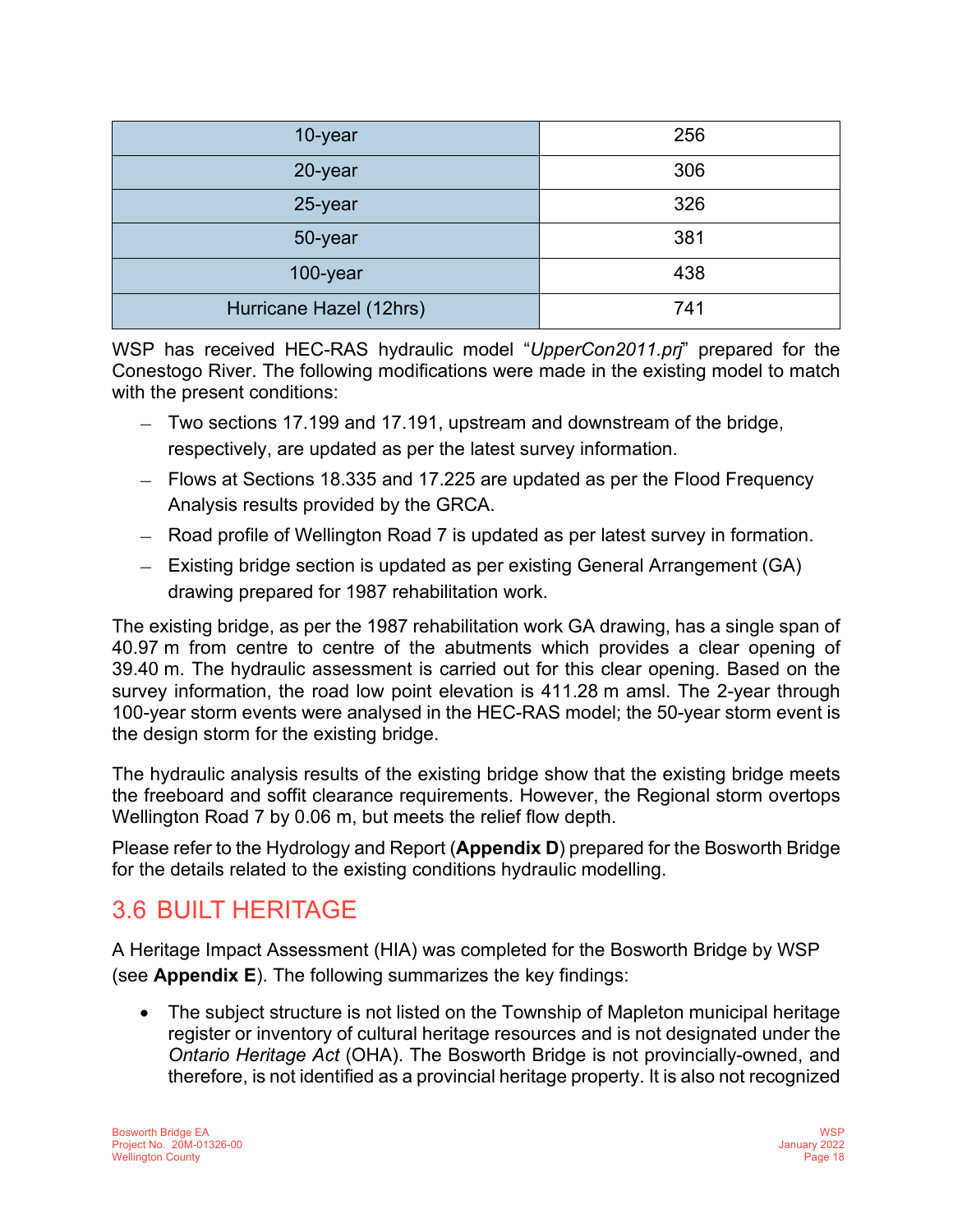| | |
|---|---|
| 10-year | 256 |
| 20-year | 306 |
| 25-year | 326 |
| 50-year | 381 |
| 100-year | 438 |
| Hurricane Hazel (12hrs) | 741 |

WSP has received HEC-RAS hydraulic model "*UpperCon2011.prj*" prepared for the Conestogo River. The following modifications were made in the existing model to match with the present conditions:

- Two sections 17.199 and 17.191, upstream and downstream of the bridge, respectively, are updated as per the latest survey information.
- Flows at Sections 18.335 and 17.225 are updated as per the Flood Frequency Analysis results provided by the GRCA.
- Road profile of Wellington Road 7 is updated as per latest survey in formation.
- Existing bridge section is updated as per existing General Arrangement (GA) drawing prepared for 1987 rehabilitation work.

The existing bridge, as per the 1987 rehabilitation work GA drawing, has a single span of 40.97 m from centre to centre of the abutments which provides a clear opening of 39.40 m. The hydraulic assessment is carried out for this clear opening. Based on the survey information, the road low point elevation is 411.28 m amsl. The 2-year through 100-year storm events were analysed in the HEC-RAS model; the 50-year storm event is the design storm for the existing bridge.

The hydraulic analysis results of the existing bridge show that the existing bridge meets the freeboard and soffit clearance requirements. However, the Regional storm overtops Wellington Road 7 by 0.06 m, but meets the relief flow depth.

Please refer to the Hydrology and Report (**Appendix D**) prepared for the Bosworth Bridge for the details related to the existing conditions hydraulic modelling.

## 3.6 BUILT HERITAGE

A Heritage Impact Assessment (HIA) was completed for the Bosworth Bridge by WSP (see **Appendix E**). The following summarizes the key findings:

- The subject structure is not listed on the Township of Mapleton municipal heritage register or inventory of cultural heritage resources and is not designated under the *Ontario Heritage Act* (OHA). The Bosworth Bridge is not provincially-owned, and therefore, is not identified as a provincial heritage property. It is also not recognized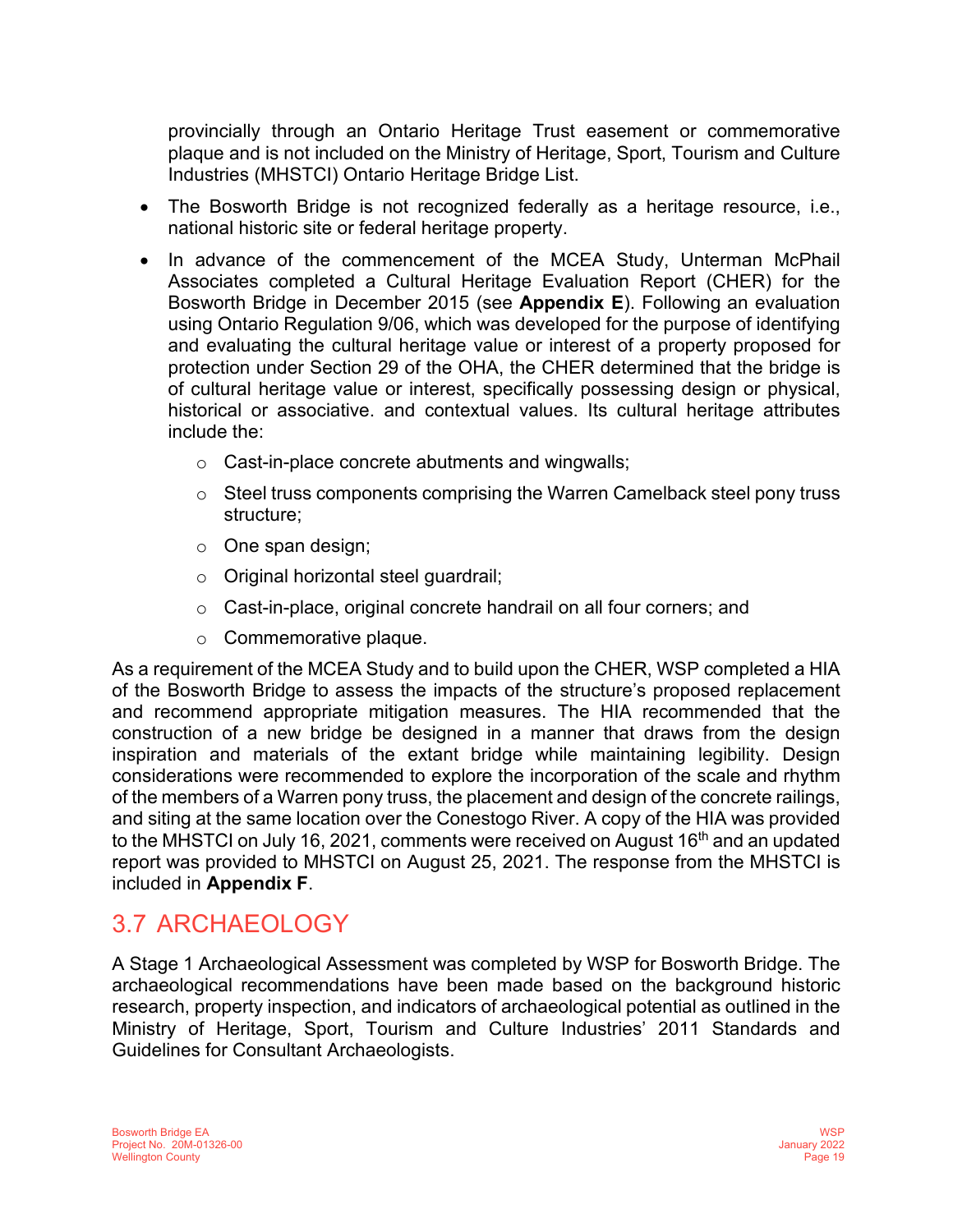provincially through an Ontario Heritage Trust easement or commemorative plaque and is not included on the Ministry of Heritage, Sport, Tourism and Culture Industries (MHSTCI) Ontario Heritage Bridge List.

- The Bosworth Bridge is not recognized federally as a heritage resource, i.e., national historic site or federal heritage property.
- In advance of the commencement of the MCEA Study, Unterman McPhail Associates completed a Cultural Heritage Evaluation Report (CHER) for the Bosworth Bridge in December 2015 (see **Appendix E**). Following an evaluation using Ontario Regulation 9/06, which was developed for the purpose of identifying and evaluating the cultural heritage value or interest of a property proposed for protection under Section 29 of the OHA, the CHER determined that the bridge is of cultural heritage value or interest, specifically possessing design or physical, historical or associative. and contextual values. Its cultural heritage attributes include the:
  - Cast-in-place concrete abutments and wingwalls;
  - Steel truss components comprising the Warren Camelback steel pony truss structure;
  - One span design;
  - Original horizontal steel guardrail;
  - Cast-in-place, original concrete handrail on all four corners; and
  - Commemorative plaque.

As a requirement of the MCEA Study and to build upon the CHER, WSP completed a HIA of the Bosworth Bridge to assess the impacts of the structure's proposed replacement and recommend appropriate mitigation measures. The HIA recommended that the construction of a new bridge be designed in a manner that draws from the design inspiration and materials of the extant bridge while maintaining legibility. Design considerations were recommended to explore the incorporation of the scale and rhythm of the members of a Warren pony truss, the placement and design of the concrete railings, and siting at the same location over the Conestogo River. A copy of the HIA was provided to the MHSTCI on July 16, 2021, comments were received on August 16th and an updated report was provided to MHSTCI on August 25, 2021. The response from the MHSTCI is included in **Appendix F**.

## 3.7 ARCHAEOLOGY

A Stage 1 Archaeological Assessment was completed by WSP for Bosworth Bridge. The archaeological recommendations have been made based on the background historic research, property inspection, and indicators of archaeological potential as outlined in the Ministry of Heritage, Sport, Tourism and Culture Industries' 2011 Standards and Guidelines for Consultant Archaeologists.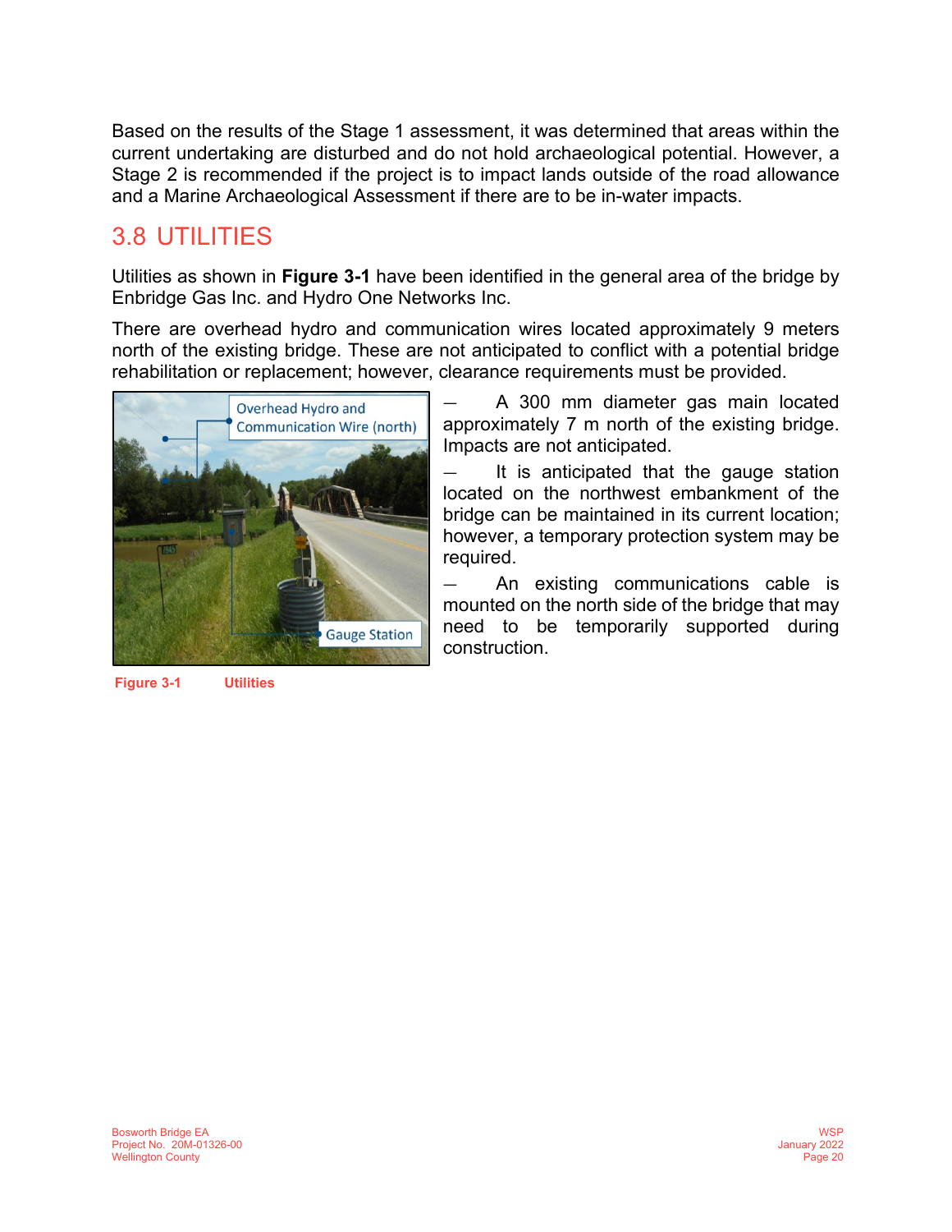Based on the results of the Stage 1 assessment, it was determined that areas within the current undertaking are disturbed and do not hold archaeological potential. However, a Stage 2 is recommended if the project is to impact lands outside of the road allowance and a Marine Archaeological Assessment if there are to be in-water impacts.

## 3.8 UTILITIES

Utilities as shown in **Figure 3-1** have been identified in the general area of the bridge by Enbridge Gas Inc. and Hydro One Networks Inc.

There are overhead hydro and communication wires located approximately 9 meters north of the existing bridge. These are not anticipated to conflict with a potential bridge rehabilitation or replacement; however, clearance requirements must be provided.

- A 300 mm diameter gas main located approximately 7 m north of the existing bridge. Impacts are not anticipated.
- It is anticipated that the gauge station located on the northwest embankment of the bridge can be maintained in its current location; however, a temporary protection system may be required.
- An existing communications cable is mounted on the north side of the bridge that may need to be temporarily supported during construction.

**Figure 3-1 Utilities**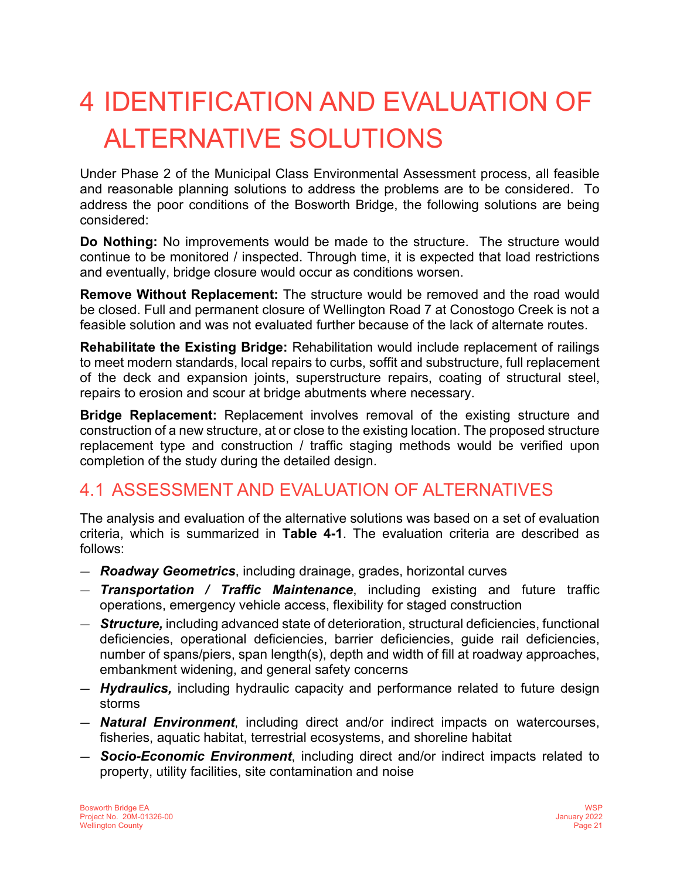# 4 IDENTIFICATION AND EVALUATION OF ALTERNATIVE SOLUTIONS

Under Phase 2 of the Municipal Class Environmental Assessment process, all feasible and reasonable planning solutions to address the problems are to be considered. To address the poor conditions of the Bosworth Bridge, the following solutions are being considered:

**Do Nothing:** No improvements would be made to the structure. The structure would continue to be monitored / inspected. Through time, it is expected that load restrictions and eventually, bridge closure would occur as conditions worsen.

**Remove Without Replacement:** The structure would be removed and the road would be closed. Full and permanent closure of Wellington Road 7 at Conostogo Creek is not a feasible solution and was not evaluated further because of the lack of alternate routes.

**Rehabilitate the Existing Bridge:** Rehabilitation would include replacement of railings to meet modern standards, local repairs to curbs, soffit and substructure, full replacement of the deck and expansion joints, superstructure repairs, coating of structural steel, repairs to erosion and scour at bridge abutments where necessary.

**Bridge Replacement:** Replacement involves removal of the existing structure and construction of a new structure, at or close to the existing location. The proposed structure replacement type and construction / traffic staging methods would be verified upon completion of the study during the detailed design.

## 4.1 ASSESSMENT AND EVALUATION OF ALTERNATIVES

The analysis and evaluation of the alternative solutions was based on a set of evaluation criteria, which is summarized in **Table 4-1**. The evaluation criteria are described as follows:

- ***Roadway Geometrics***, including drainage, grades, horizontal curves
- ***Transportation / Traffic Maintenance***, including existing and future traffic operations, emergency vehicle access, flexibility for staged construction
- ***Structure,*** including advanced state of deterioration, structural deficiencies, functional deficiencies, operational deficiencies, barrier deficiencies, guide rail deficiencies, number of spans/piers, span length(s), depth and width of fill at roadway approaches, embankment widening, and general safety concerns
- ***Hydraulics,*** including hydraulic capacity and performance related to future design storms
- ***Natural Environment***, including direct and/or indirect impacts on watercourses, fisheries, aquatic habitat, terrestrial ecosystems, and shoreline habitat
- ***Socio-Economic Environment***, including direct and/or indirect impacts related to property, utility facilities, site contamination and noise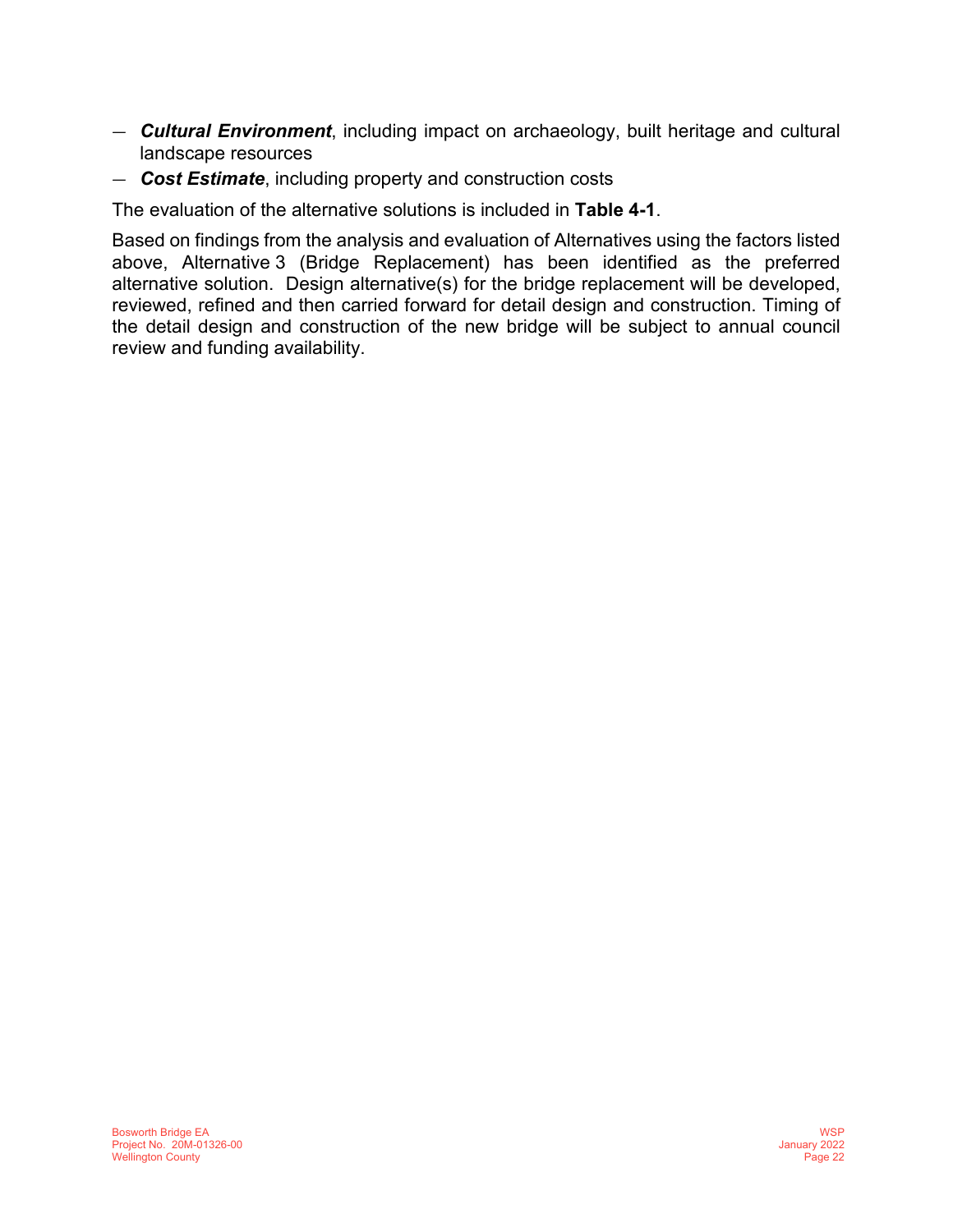- ***Cultural Environment***, including impact on archaeology, built heritage and cultural landscape resources
- ***Cost Estimate***, including property and construction costs

The evaluation of the alternative solutions is included in **Table 4-1**.

Based on findings from the analysis and evaluation of Alternatives using the factors listed above, Alternative 3 (Bridge Replacement) has been identified as the preferred alternative solution. Design alternative(s) for the bridge replacement will be developed, reviewed, refined and then carried forward for detail design and construction. Timing of the detail design and construction of the new bridge will be subject to annual council review and funding availability.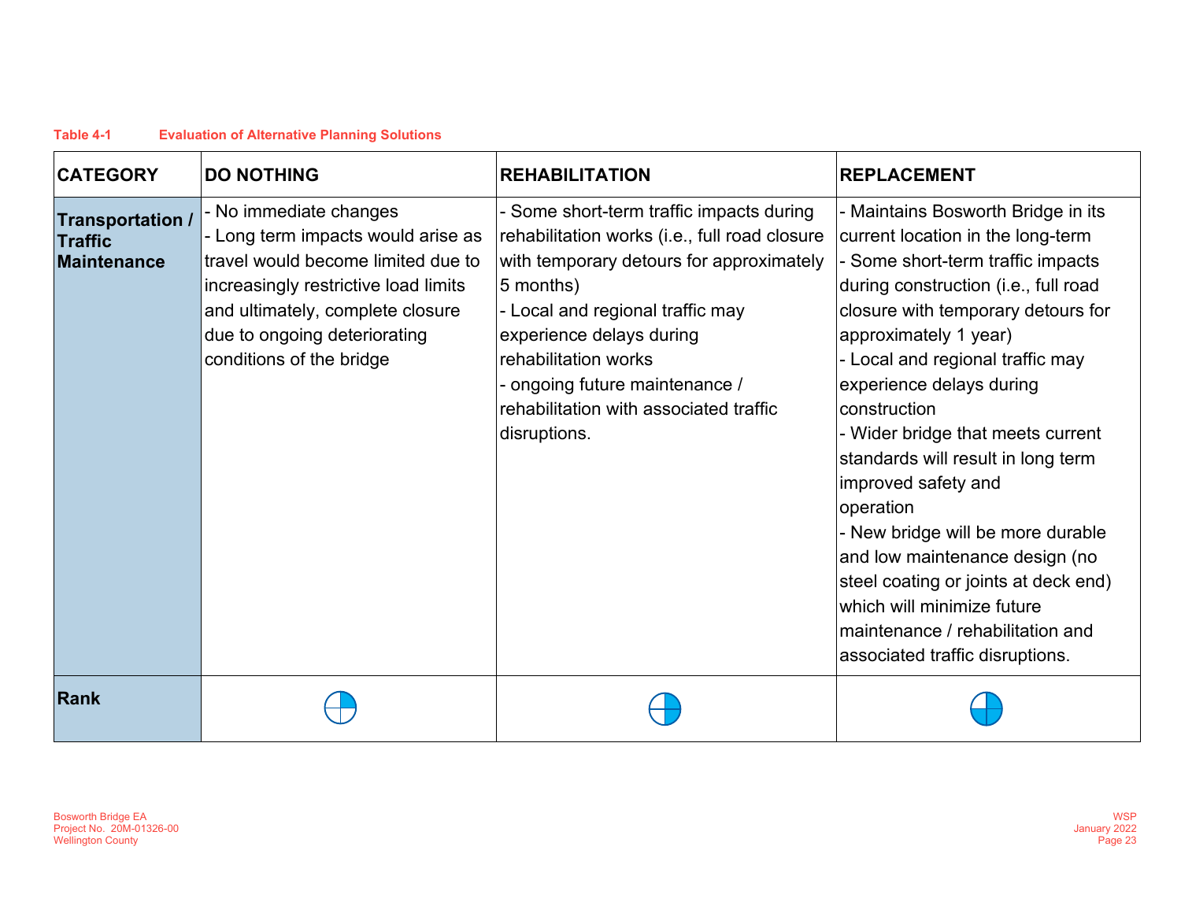**Table 4-1 Evaluation of Alternative Planning Solutions**

| CATEGORY | DO NOTHING | REHABILITATION | REPLACEMENT |
|---|---|---|---|
| **Transportation / Traffic Maintenance** | - No immediate changes<br>- Long term impacts would arise as travel would become limited due to increasingly restrictive load limits and ultimately, complete closure due to ongoing deteriorating conditions of the bridge | - Some short-term traffic impacts during rehabilitation works (i.e., full road closure with temporary detours for approximately 5 months)<br>- Local and regional traffic may experience delays during rehabilitation works<br>- ongoing future maintenance / rehabilitation with associated traffic disruptions. | - Maintains Bosworth Bridge in its current location in the long-term<br>- Some short-term traffic impacts during construction (i.e., full road closure with temporary detours for approximately 1 year)<br>- Local and regional traffic may experience delays during construction<br>- Wider bridge that meets current standards will result in long term improved safety and operation<br>- New bridge will be more durable and low maintenance design (no steel coating or joints at deck end) which will minimize future maintenance / rehabilitation and associated traffic disruptions. |
| **Rank** | ◔ | ◑ | ◕ |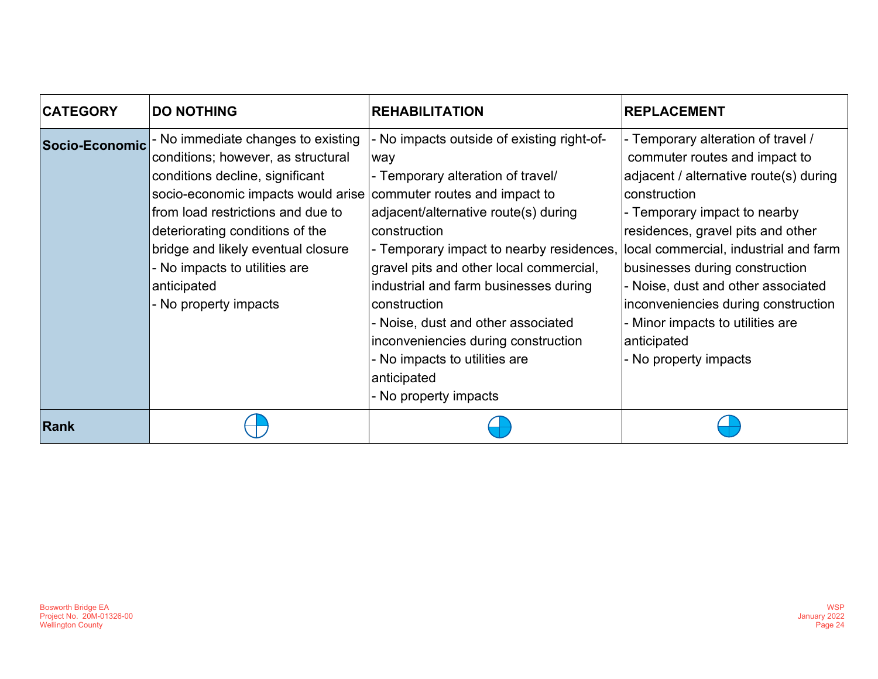| CATEGORY | DO NOTHING | REHABILITATION | REPLACEMENT |
|---|---|---|---|
| **Socio-Economic** | - No immediate changes to existing conditions; however, as structural conditions decline, significant socio-economic impacts would arise from load restrictions and due to deteriorating conditions of the bridge and likely eventual closure<br>- No impacts to utilities are anticipated<br>- No property impacts | - No impacts outside of existing right-of-way<br>- Temporary alteration of travel/ commuter routes and impact to adjacent/alternative route(s) during construction<br>- Temporary impact to nearby residences, gravel pits and other local commercial, industrial and farm businesses during construction<br>- Noise, dust and other associated inconveniencies during construction<br>- No impacts to utilities are anticipated<br>- No property impacts | - Temporary alteration of travel / commuter routes and impact to adjacent / alternative route(s) during construction<br>- Temporary impact to nearby residences, gravel pits and other local commercial, industrial and farm businesses during construction<br>- Noise, dust and other associated inconveniencies during construction<br>- Minor impacts to utilities are anticipated<br>- No property impacts |
| **Rank** | ◔ | ◕ | ◕ |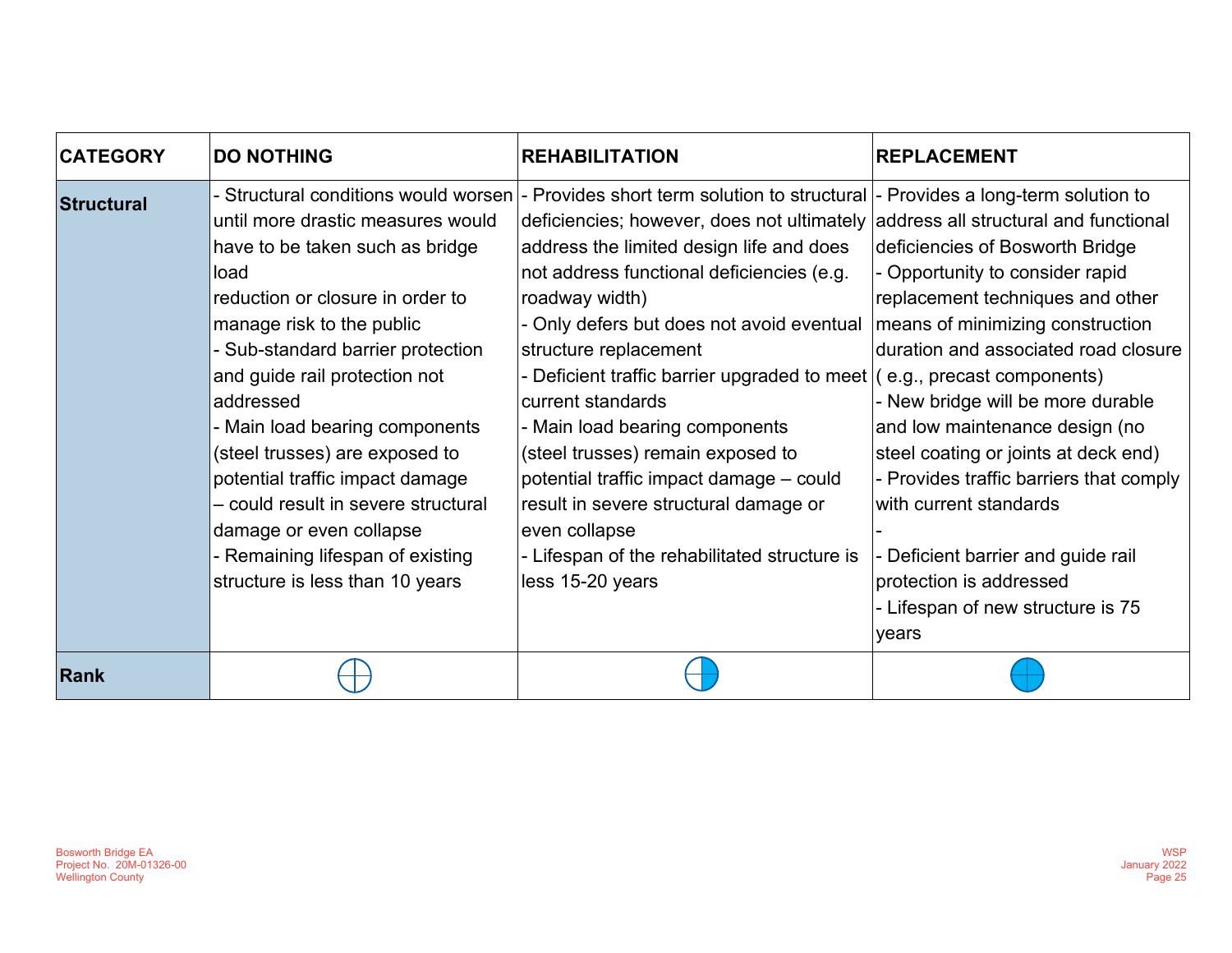| CATEGORY | DO NOTHING | REHABILITATION | REPLACEMENT |
|---|---|---|---|
| **Structural** | - Structural conditions would worsen until more drastic measures would have to be taken such as bridge load reduction or closure in order to manage risk to the public<br>- Sub-standard barrier protection and guide rail protection not addressed<br>- Main load bearing components (steel trusses) are exposed to potential traffic impact damage – could result in severe structural damage or even collapse<br>- Remaining lifespan of existing structure is less than 10 years | - Provides short term solution to structural deficiencies; however, does not ultimately address the limited design life and does not address functional deficiencies (e.g. roadway width)<br>- Only defers but does not avoid eventual structure replacement<br>- Deficient traffic barrier upgraded to meet current standards<br>- Main load bearing components (steel trusses) remain exposed to potential traffic impact damage – could result in severe structural damage or even collapse<br>- Lifespan of the rehabilitated structure is less 15-20 years | - Provides a long-term solution to address all structural and functional deficiencies of Bosworth Bridge<br>- Opportunity to consider rapid replacement techniques and other means of minimizing construction duration and associated road closure ( e.g., precast components)<br>- New bridge will be more durable and low maintenance design (no steel coating or joints at deck end)<br>- Provides traffic barriers that comply with current standards<br>-<br>- Deficient barrier and guide rail protection is addressed<br>- Lifespan of new structure is 75 years |
| **Rank** | ○ | ◑ | ● |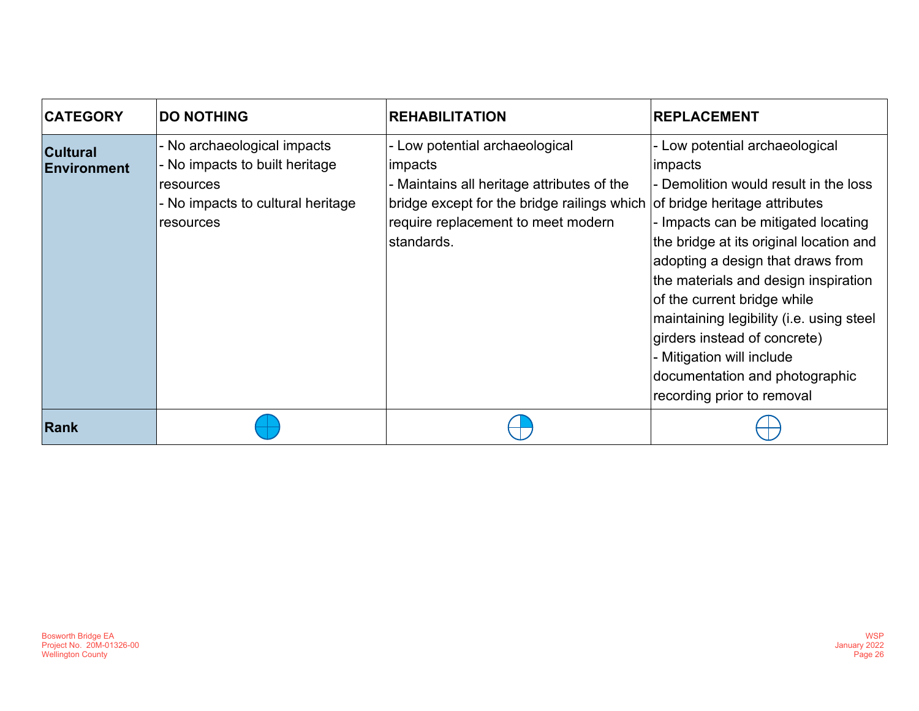| CATEGORY | DO NOTHING | REHABILITATION | REPLACEMENT |
|---|---|---|---|
| **Cultural Environment** | - No archaeological impacts<br>- No impacts to built heritage resources<br>- No impacts to cultural heritage resources | - Low potential archaeological impacts<br>- Maintains all heritage attributes of the bridge except for the bridge railings which require replacement to meet modern standards. | - Low potential archaeological impacts<br>- Demolition would result in the loss of bridge heritage attributes<br>- Impacts can be mitigated locating the bridge at its original location and adopting a design that draws from the materials and design inspiration of the current bridge while maintaining legibility (i.e. using steel girders instead of concrete)<br>- Mitigation will include documentation and photographic recording prior to removal |
| **Rank** | ● (full) | ◔ (quarter) | ○ (empty) |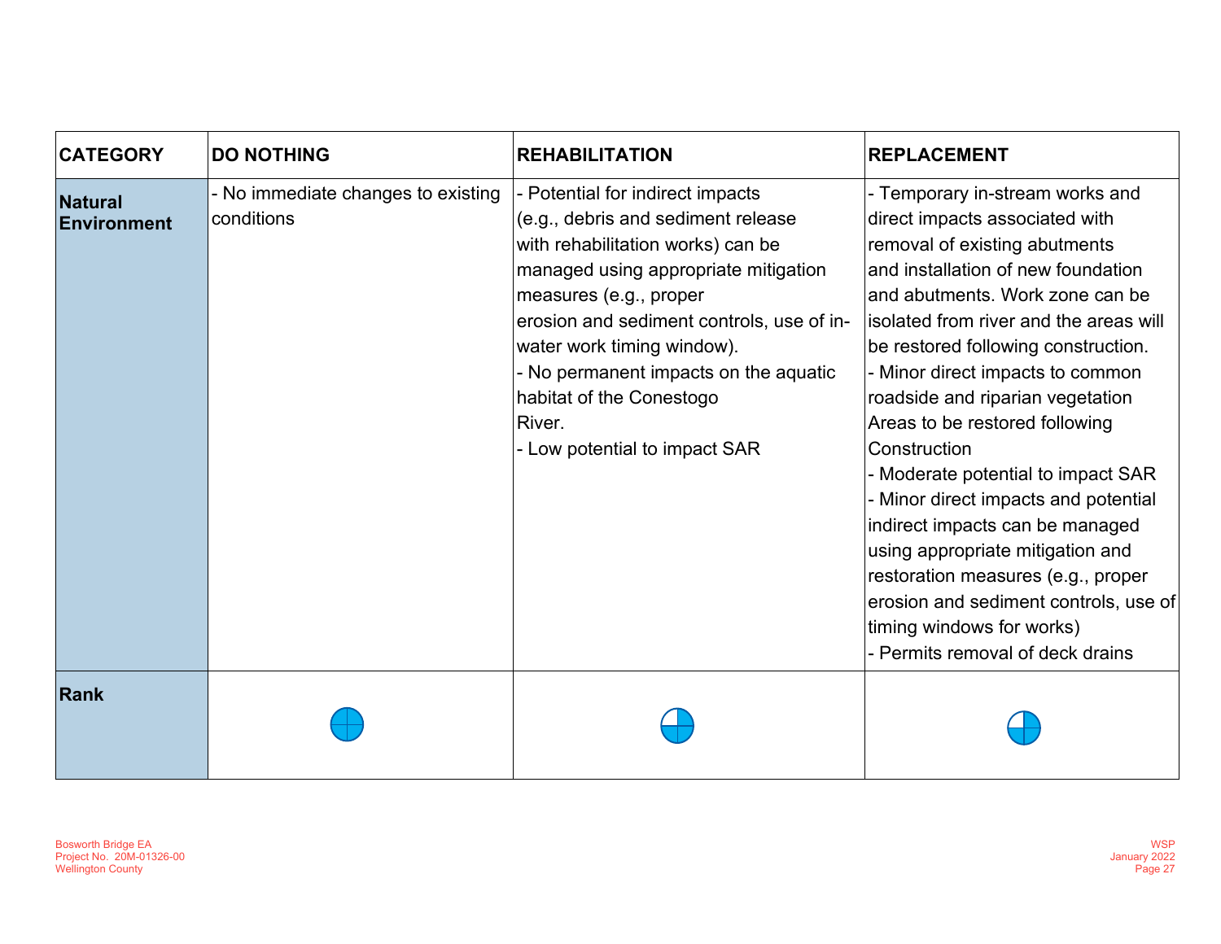| CATEGORY | DO NOTHING | REHABILITATION | REPLACEMENT |
|---|---|---|---|
| **Natural Environment** | - No immediate changes to existing conditions | - Potential for indirect impacts (e.g., debris and sediment release with rehabilitation works) can be managed using appropriate mitigation measures (e.g., proper erosion and sediment controls, use of in-water work timing window).<br>- No permanent impacts on the aquatic habitat of the Conestogo River.<br>- Low potential to impact SAR | - Temporary in-stream works and direct impacts associated with removal of existing abutments and installation of new foundation and abutments. Work zone can be isolated from river and the areas will be restored following construction.<br>- Minor direct impacts to common roadside and riparian vegetation Areas to be restored following Construction<br>- Moderate potential to impact SAR<br>- Minor direct impacts and potential indirect impacts can be managed using appropriate mitigation and restoration measures (e.g., proper erosion and sediment controls, use of timing windows for works)<br>- Permits removal of deck drains |
| **Rank** | ● | ◕ | ◕ |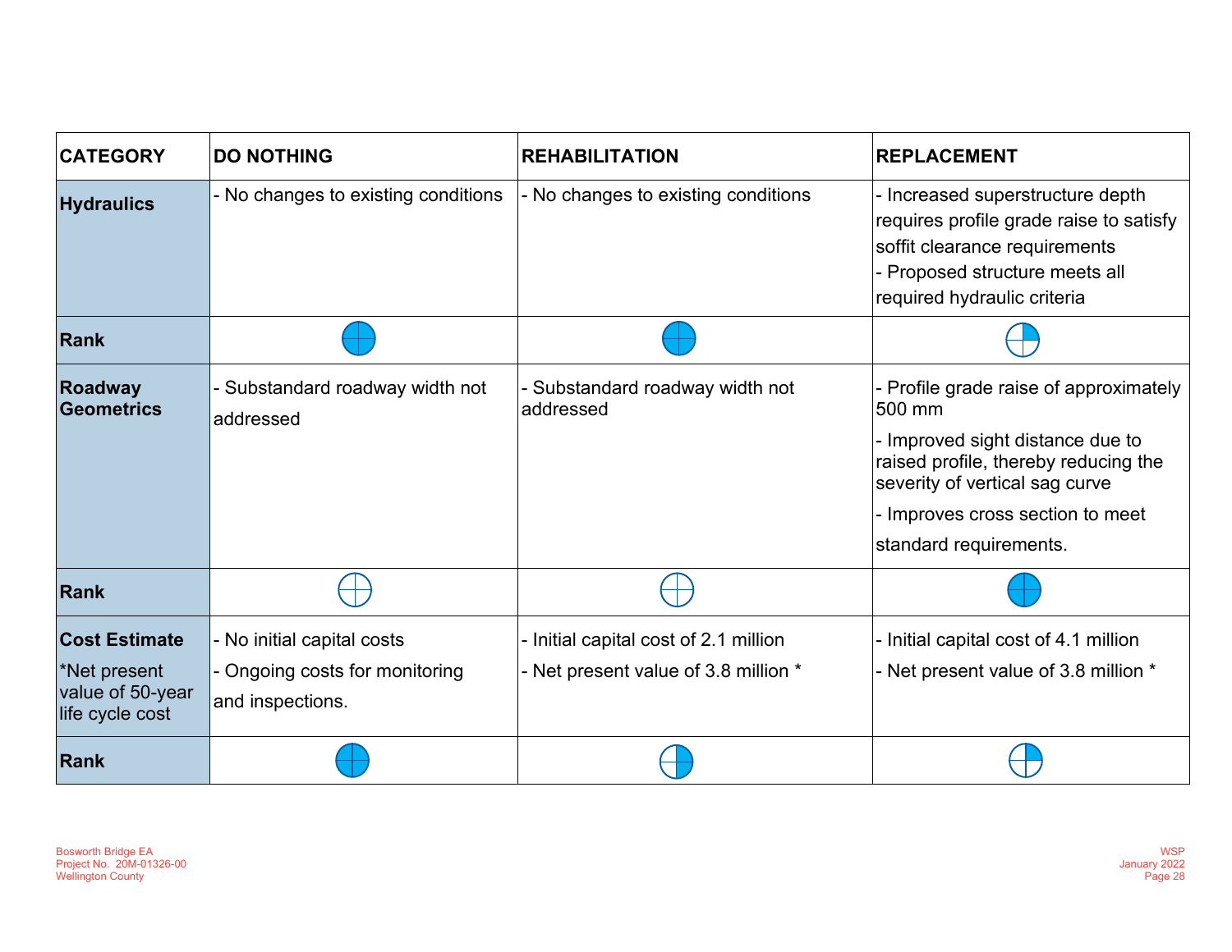| CATEGORY | DO NOTHING | REHABILITATION | REPLACEMENT |
|---|---|---|---|
| **Hydraulics** | - No changes to existing conditions | - No changes to existing conditions | - Increased superstructure depth requires profile grade raise to satisfy soffit clearance requirements<br>- Proposed structure meets all required hydraulic criteria |
| **Rank** | ● | ● | ◔ |
| **Roadway Geometrics** | - Substandard roadway width not addressed | - Substandard roadway width not addressed | - Profile grade raise of approximately 500 mm<br>- Improved sight distance due to raised profile, thereby reducing the severity of vertical sag curve<br>- Improves cross section to meet standard requirements. |
| **Rank** | ○ | ○ | ● |
| **Cost Estimate**<br>*Net present value of 50-year life cycle cost | - No initial capital costs<br>- Ongoing costs for monitoring and inspections. | - Initial capital cost of 2.1 million<br>- Net present value of 3.8 million * | - Initial capital cost of 4.1 million<br>- Net present value of 3.8 million * |
| **Rank** | ● | ◕ | ◕ |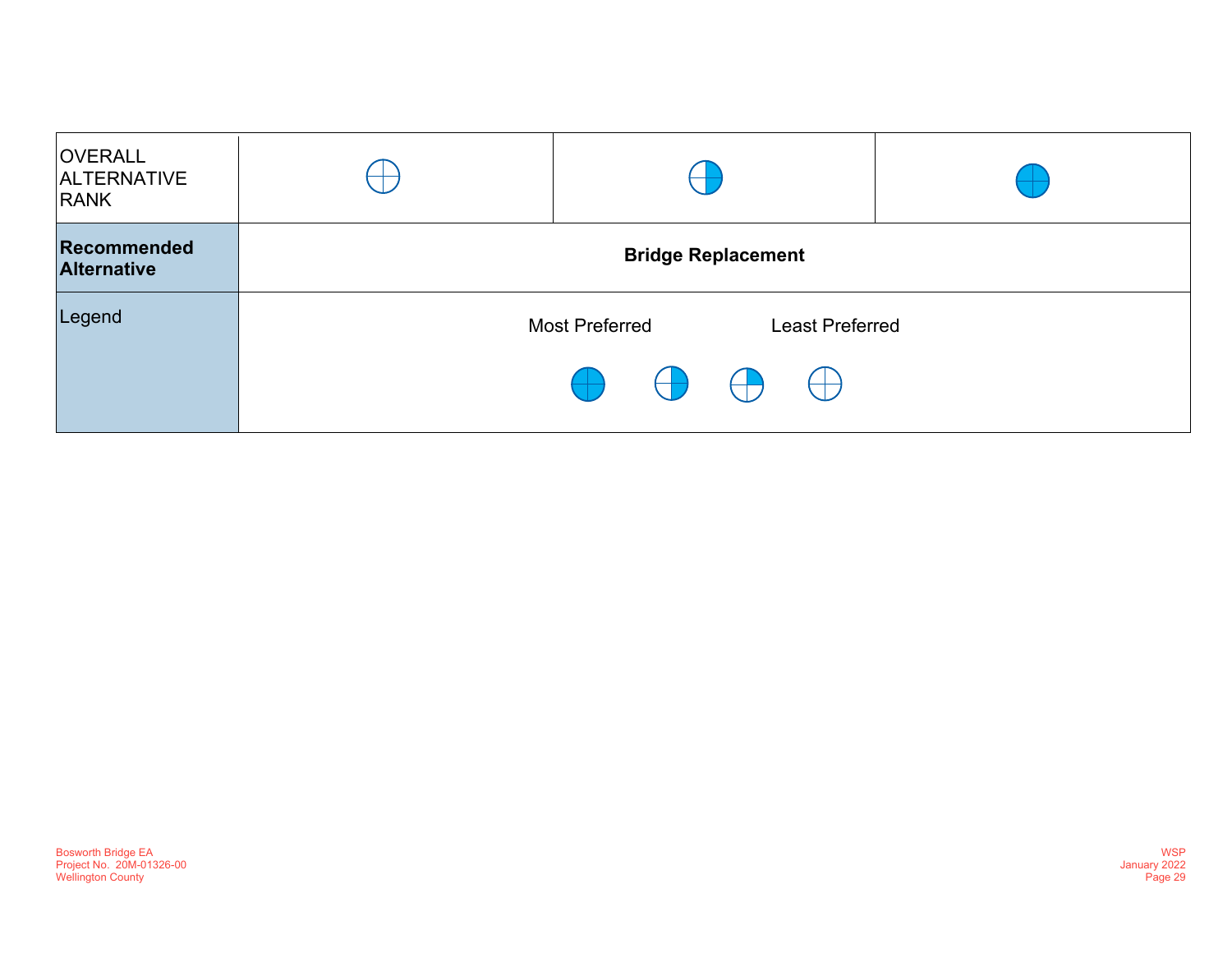| OVERALL ALTERNATIVE RANK | ○ (Least Preferred) | ◑ | ● (Most Preferred) |
|---|---|---|---|
| **Recommended Alternative** | **Bridge Replacement** | | |
| Legend | Most Preferred ● ◑ ◔ ○ Least Preferred | | |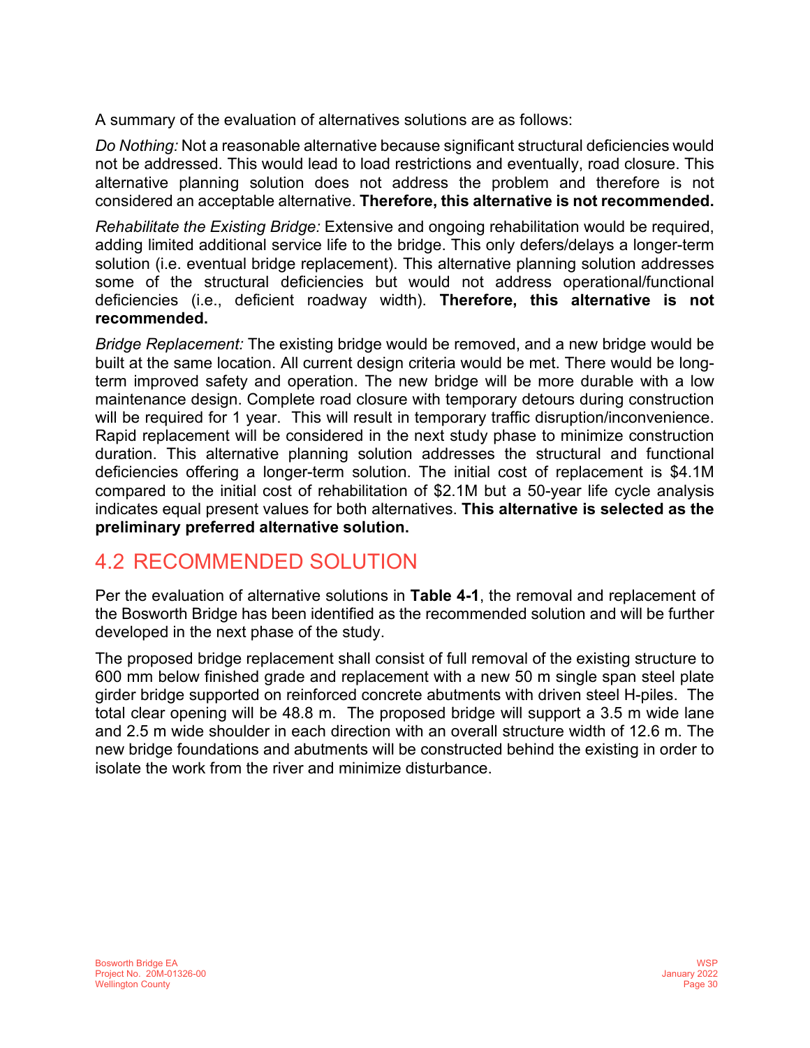A summary of the evaluation of alternatives solutions are as follows:

*Do Nothing:* Not a reasonable alternative because significant structural deficiencies would not be addressed. This would lead to load restrictions and eventually, road closure. This alternative planning solution does not address the problem and therefore is not considered an acceptable alternative. **Therefore, this alternative is not recommended.**

*Rehabilitate the Existing Bridge:* Extensive and ongoing rehabilitation would be required, adding limited additional service life to the bridge. This only defers/delays a longer-term solution (i.e. eventual bridge replacement). This alternative planning solution addresses some of the structural deficiencies but would not address operational/functional deficiencies (i.e., deficient roadway width). **Therefore, this alternative is not recommended.**

*Bridge Replacement:* The existing bridge would be removed, and a new bridge would be built at the same location. All current design criteria would be met. There would be long-term improved safety and operation. The new bridge will be more durable with a low maintenance design. Complete road closure with temporary detours during construction will be required for 1 year. This will result in temporary traffic disruption/inconvenience. Rapid replacement will be considered in the next study phase to minimize construction duration. This alternative planning solution addresses the structural and functional deficiencies offering a longer-term solution. The initial cost of replacement is $4.1M compared to the initial cost of rehabilitation of $2.1M but a 50-year life cycle analysis indicates equal present values for both alternatives. **This alternative is selected as the preliminary preferred alternative solution.**

## 4.2 RECOMMENDED SOLUTION

Per the evaluation of alternative solutions in **Table 4-1**, the removal and replacement of the Bosworth Bridge has been identified as the recommended solution and will be further developed in the next phase of the study.

The proposed bridge replacement shall consist of full removal of the existing structure to 600 mm below finished grade and replacement with a new 50 m single span steel plate girder bridge supported on reinforced concrete abutments with driven steel H-piles. The total clear opening will be 48.8 m. The proposed bridge will support a 3.5 m wide lane and 2.5 m wide shoulder in each direction with an overall structure width of 12.6 m. The new bridge foundations and abutments will be constructed behind the existing in order to isolate the work from the river and minimize disturbance.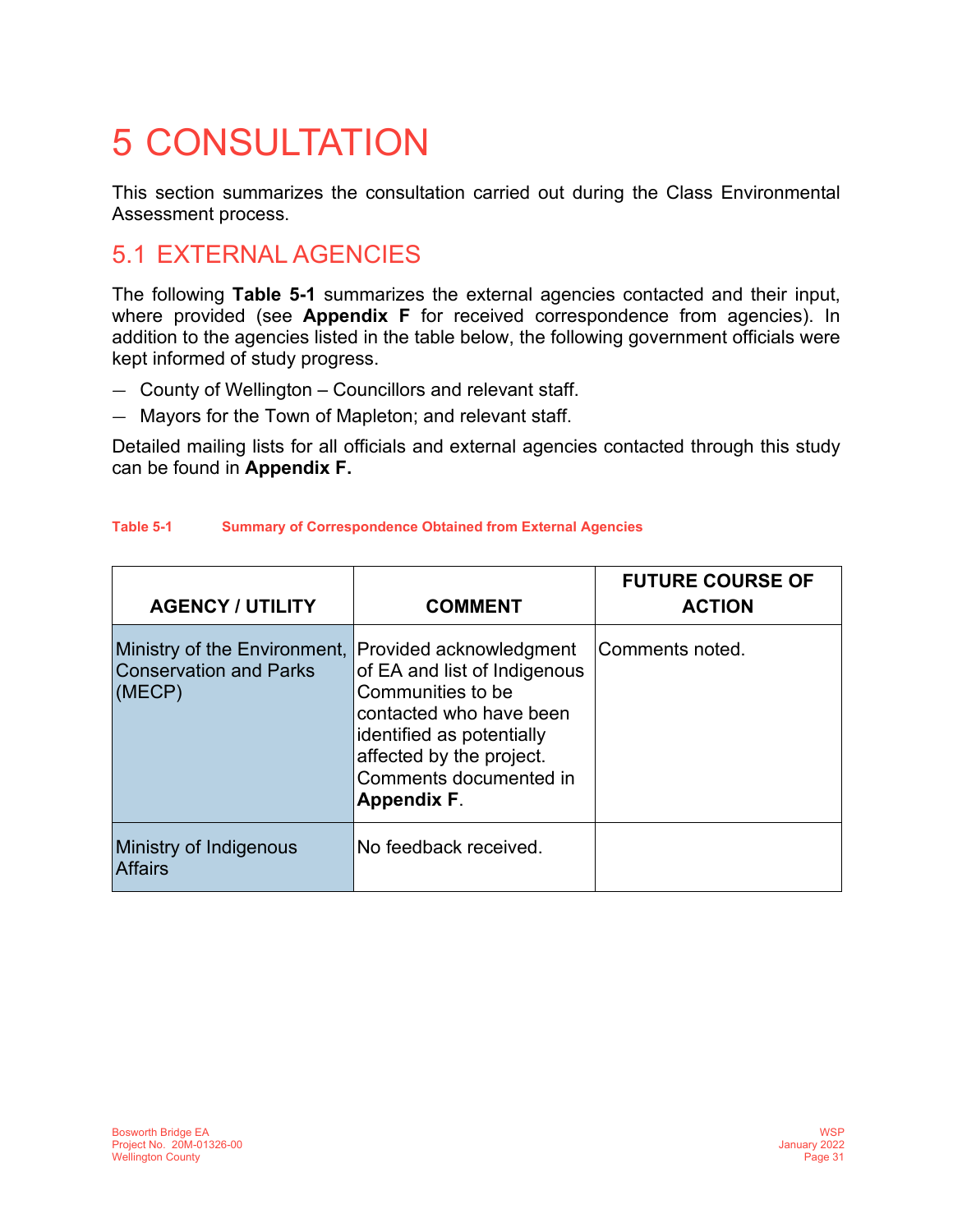# 5 CONSULTATION

This section summarizes the consultation carried out during the Class Environmental Assessment process.

## 5.1 EXTERNAL AGENCIES

The following **Table 5-1** summarizes the external agencies contacted and their input, where provided (see **Appendix F** for received correspondence from agencies). In addition to the agencies listed in the table below, the following government officials were kept informed of study progress.

- County of Wellington – Councillors and relevant staff.
- Mayors for the Town of Mapleton; and relevant staff.

Detailed mailing lists for all officials and external agencies contacted through this study can be found in **Appendix F.**

Table 5-1 Summary of Correspondence Obtained from External Agencies

| AGENCY / UTILITY | COMMENT | FUTURE COURSE OF ACTION |
|---|---|---|
| Ministry of the Environment, Conservation and Parks (MECP) | Provided acknowledgment of EA and list of Indigenous Communities to be contacted who have been identified as potentially affected by the project. Comments documented in **Appendix F**. | Comments noted. |
| Ministry of Indigenous Affairs | No feedback received. | |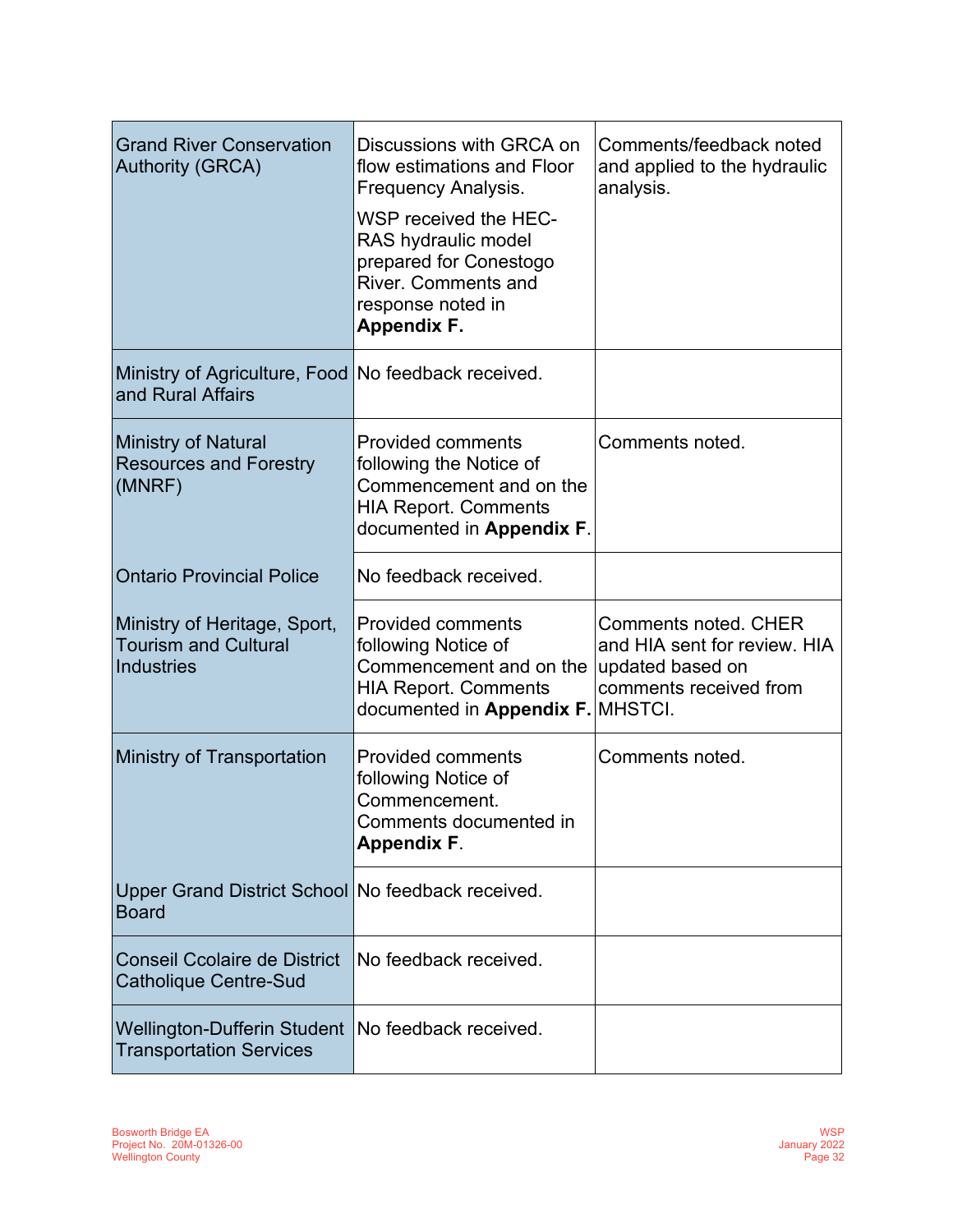| | | |
|---|---|---|
| Grand River Conservation Authority (GRCA) | Discussions with GRCA on flow estimations and Floor Frequency Analysis.<br><br>WSP received the HEC-RAS hydraulic model prepared for Conestogo River. Comments and response noted in **Appendix F.** | Comments/feedback noted and applied to the hydraulic analysis. |
| Ministry of Agriculture, Food and Rural Affairs | No feedback received. | |
| Ministry of Natural Resources and Forestry (MNRF) | Provided comments following the Notice of Commencement and on the HIA Report. Comments documented in **Appendix F**. | Comments noted. |
| Ontario Provincial Police | No feedback received. | |
| Ministry of Heritage, Sport, Tourism and Cultural Industries | Provided comments following Notice of Commencement and on the HIA Report. Comments documented in **Appendix F.** | Comments noted. CHER and HIA sent for review. HIA updated based on comments received from MHSTCI. |
| Ministry of Transportation | Provided comments following Notice of Commencement. Comments documented in **Appendix F**. | Comments noted. |
| Upper Grand District School Board | No feedback received. | |
| Conseil Ccolaire de District Catholique Centre-Sud | No feedback received. | |
| Wellington-Dufferin Student Transportation Services | No feedback received. | |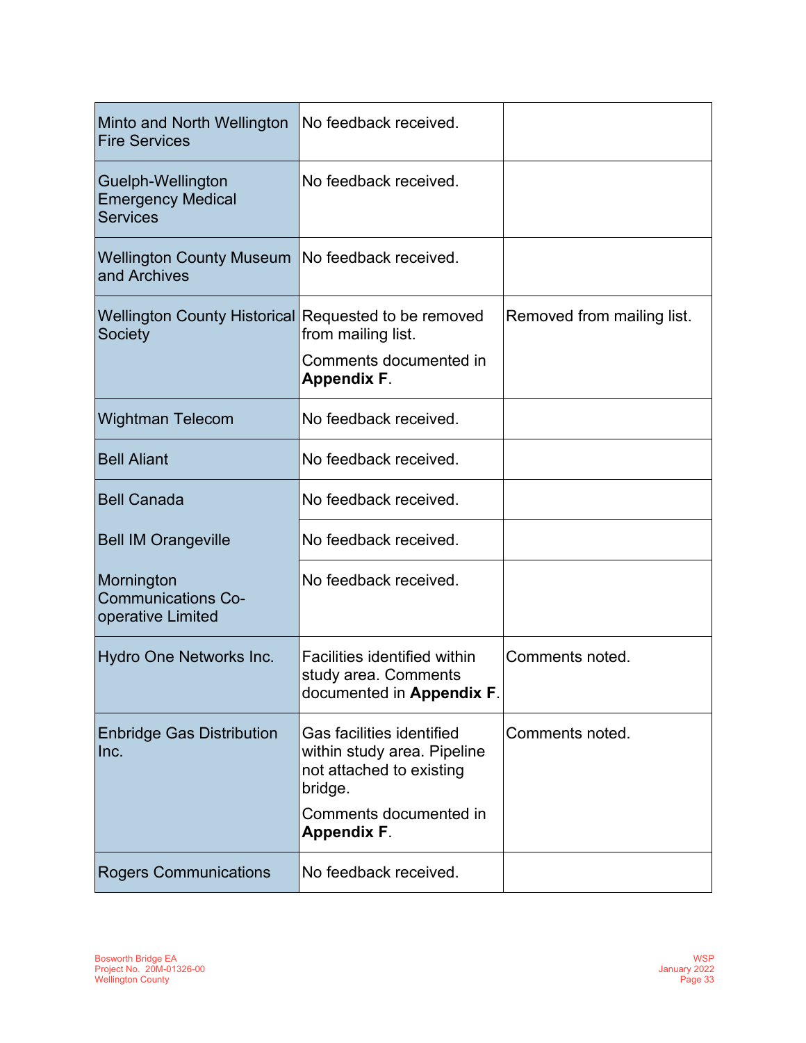| | | |
|---|---|---|
| Minto and North Wellington Fire Services | No feedback received. | |
| Guelph-Wellington Emergency Medical Services | No feedback received. | |
| Wellington County Museum and Archives | No feedback received. | |
| Wellington County Historical Society | Requested to be removed from mailing list.<br><br>Comments documented in **Appendix F**. | Removed from mailing list. |
| Wightman Telecom | No feedback received. | |
| Bell Aliant | No feedback received. | |
| Bell Canada | No feedback received. | |
| Bell IM Orangeville | No feedback received. | |
| Mornington Communications Co-operative Limited | No feedback received. | |
| Hydro One Networks Inc. | Facilities identified within study area. Comments documented in **Appendix F**. | Comments noted. |
| Enbridge Gas Distribution Inc. | Gas facilities identified within study area. Pipeline not attached to existing bridge.<br><br>Comments documented in **Appendix F**. | Comments noted. |
| Rogers Communications | No feedback received. | |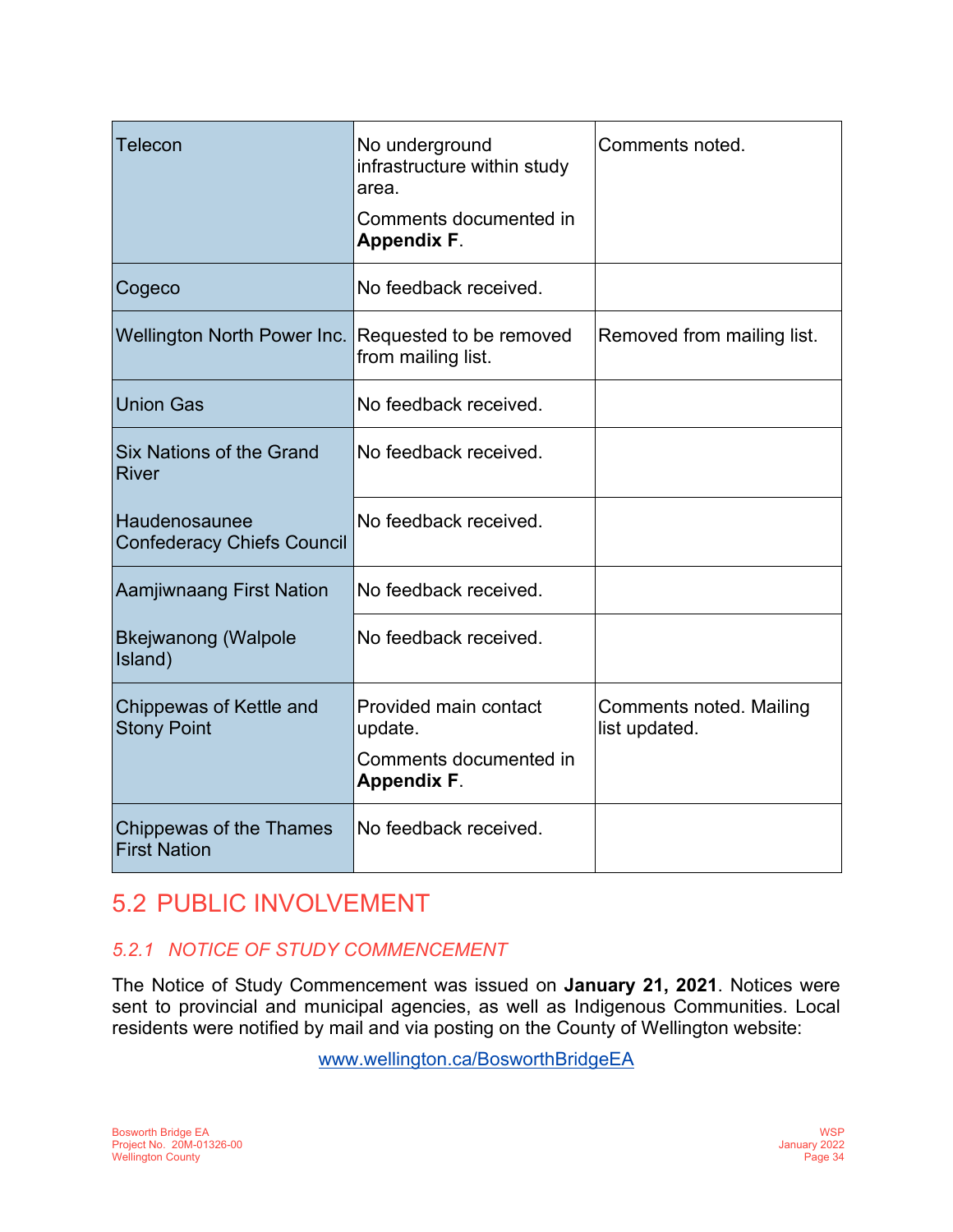| | | |
|---|---|---|
| Telecon | No underground infrastructure within study area.<br>Comments documented in **Appendix F**. | Comments noted. |
| Cogeco | No feedback received. | |
| Wellington North Power Inc. | Requested to be removed from mailing list. | Removed from mailing list. |
| Union Gas | No feedback received. | |
| Six Nations of the Grand River | No feedback received. | |
| Haudenosaunee Confederacy Chiefs Council | No feedback received. | |
| Aamjiwnaang First Nation | No feedback received. | |
| Bkejwanong (Walpole Island) | No feedback received. | |
| Chippewas of Kettle and Stony Point | Provided main contact update.<br>Comments documented in **Appendix F**. | Comments noted. Mailing list updated. |
| Chippewas of the Thames First Nation | No feedback received. | |

## 5.2 PUBLIC INVOLVEMENT

### *5.2.1 NOTICE OF STUDY COMMENCEMENT*

The Notice of Study Commencement was issued on **January 21, 2021**. Notices were sent to provincial and municipal agencies, as well as Indigenous Communities. Local residents were notified by mail and via posting on the County of Wellington website:

www.wellington.ca/BosworthBridgeEA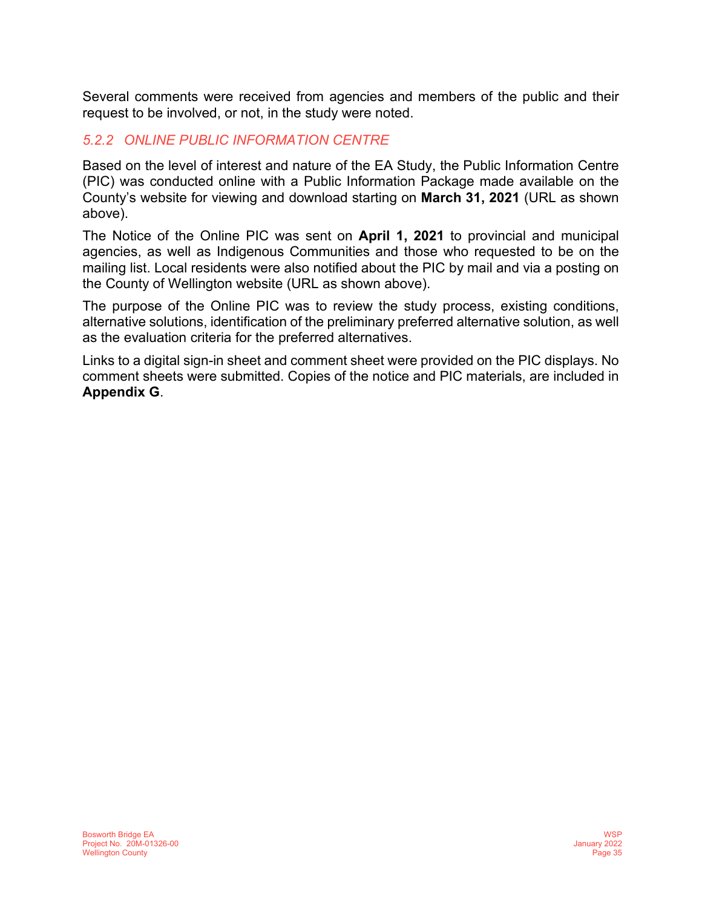Several comments were received from agencies and members of the public and their request to be involved, or not, in the study were noted.

### *5.2.2 ONLINE PUBLIC INFORMATION CENTRE*

Based on the level of interest and nature of the EA Study, the Public Information Centre (PIC) was conducted online with a Public Information Package made available on the County's website for viewing and download starting on **March 31, 2021** (URL as shown above).

The Notice of the Online PIC was sent on **April 1, 2021** to provincial and municipal agencies, as well as Indigenous Communities and those who requested to be on the mailing list. Local residents were also notified about the PIC by mail and via a posting on the County of Wellington website (URL as shown above).

The purpose of the Online PIC was to review the study process, existing conditions, alternative solutions, identification of the preliminary preferred alternative solution, as well as the evaluation criteria for the preferred alternatives.

Links to a digital sign-in sheet and comment sheet were provided on the PIC displays. No comment sheets were submitted. Copies of the notice and PIC materials, are included in **Appendix G**.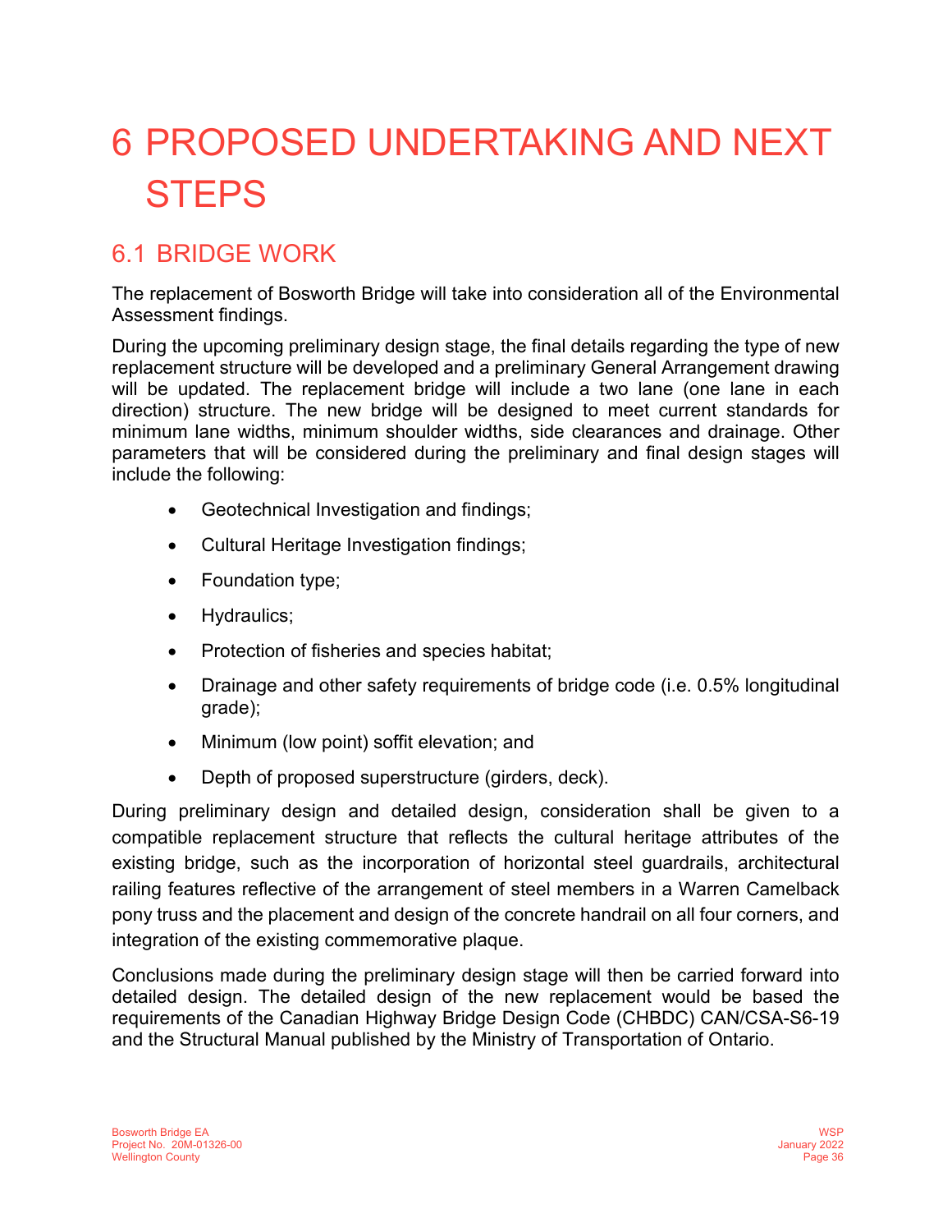# 6 PROPOSED UNDERTAKING AND NEXT STEPS

## 6.1 BRIDGE WORK

The replacement of Bosworth Bridge will take into consideration all of the Environmental Assessment findings.

During the upcoming preliminary design stage, the final details regarding the type of new replacement structure will be developed and a preliminary General Arrangement drawing will be updated. The replacement bridge will include a two lane (one lane in each direction) structure. The new bridge will be designed to meet current standards for minimum lane widths, minimum shoulder widths, side clearances and drainage. Other parameters that will be considered during the preliminary and final design stages will include the following:

- Geotechnical Investigation and findings;
- Cultural Heritage Investigation findings;
- Foundation type;
- Hydraulics;
- Protection of fisheries and species habitat;
- Drainage and other safety requirements of bridge code (i.e. 0.5% longitudinal grade);
- Minimum (low point) soffit elevation; and
- Depth of proposed superstructure (girders, deck).

During preliminary design and detailed design, consideration shall be given to a compatible replacement structure that reflects the cultural heritage attributes of the existing bridge, such as the incorporation of horizontal steel guardrails, architectural railing features reflective of the arrangement of steel members in a Warren Camelback pony truss and the placement and design of the concrete handrail on all four corners, and integration of the existing commemorative plaque.

Conclusions made during the preliminary design stage will then be carried forward into detailed design. The detailed design of the new replacement would be based the requirements of the Canadian Highway Bridge Design Code (CHBDC) CAN/CSA-S6-19 and the Structural Manual published by the Ministry of Transportation of Ontario.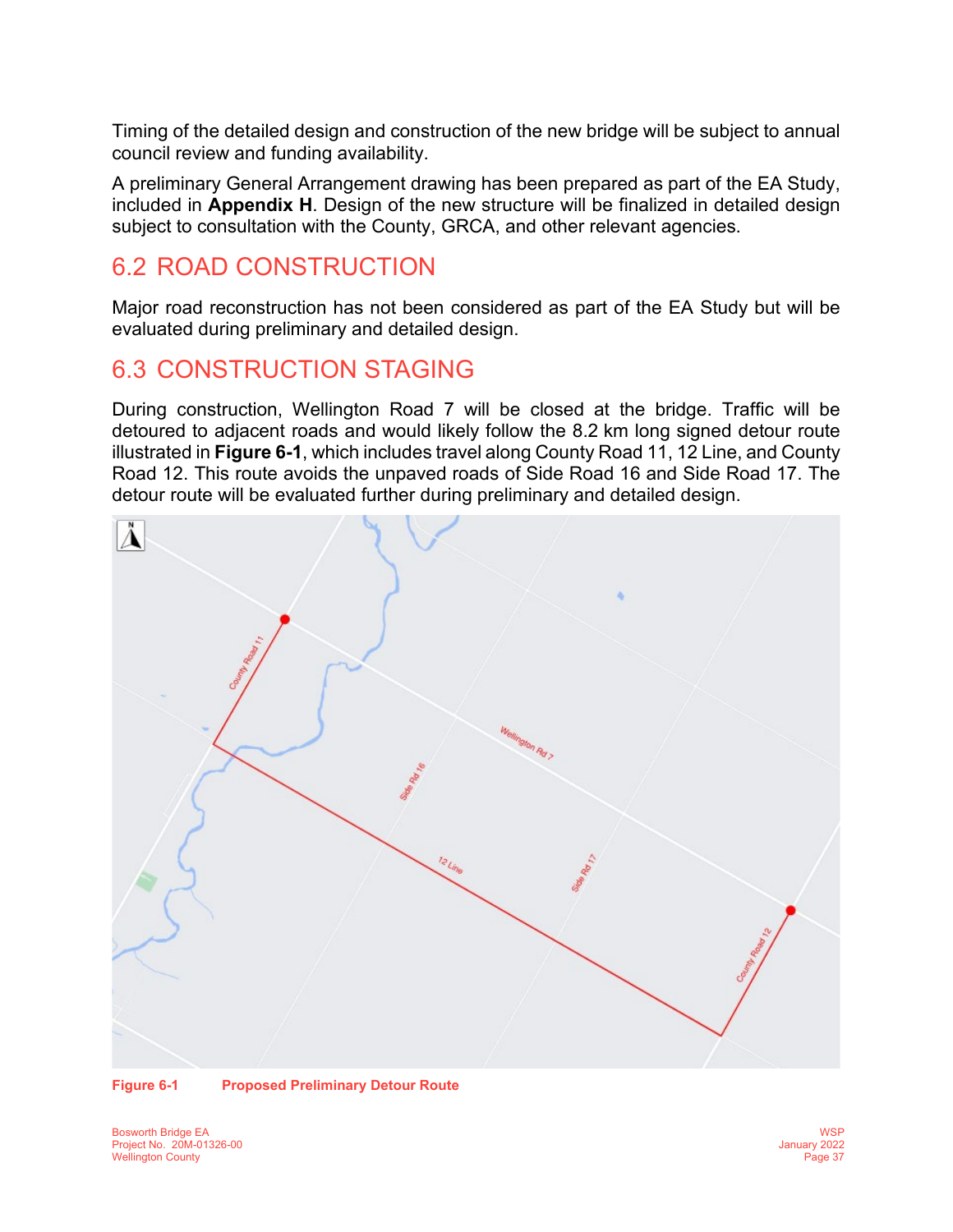Timing of the detailed design and construction of the new bridge will be subject to annual council review and funding availability.

A preliminary General Arrangement drawing has been prepared as part of the EA Study, included in **Appendix H**. Design of the new structure will be finalized in detailed design subject to consultation with the County, GRCA, and other relevant agencies.

## 6.2 ROAD CONSTRUCTION

Major road reconstruction has not been considered as part of the EA Study but will be evaluated during preliminary and detailed design.

## 6.3 CONSTRUCTION STAGING

During construction, Wellington Road 7 will be closed at the bridge. Traffic will be detoured to adjacent roads and would likely follow the 8.2 km long signed detour route illustrated in **Figure 6-1**, which includes travel along County Road 11, 12 Line, and County Road 12. This route avoids the unpaved roads of Side Road 16 and Side Road 17. The detour route will be evaluated further during preliminary and detailed design.

**Figure 6-1 Proposed Preliminary Detour Route**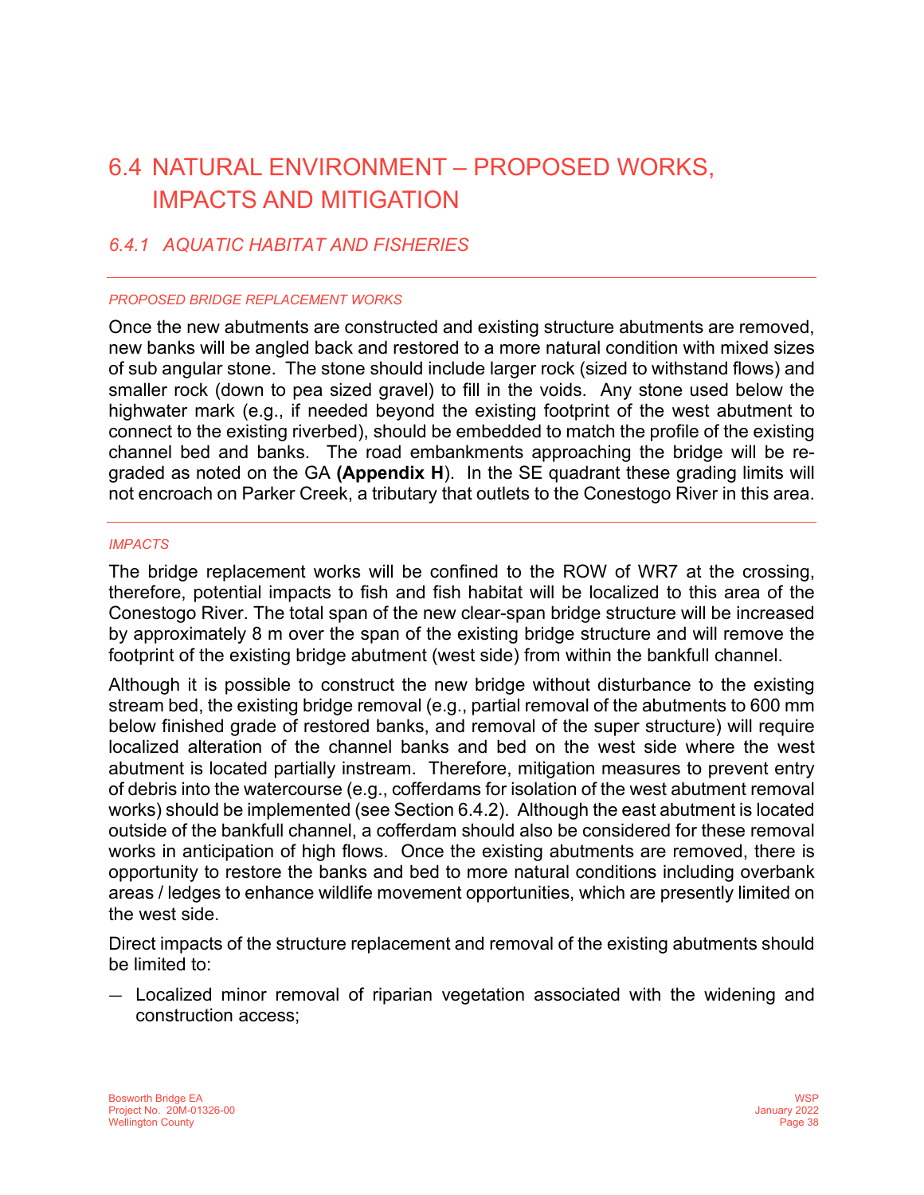# 6.4 NATURAL ENVIRONMENT – PROPOSED WORKS, IMPACTS AND MITIGATION

## *6.4.1 AQUATIC HABITAT AND FISHERIES*

#### *PROPOSED BRIDGE REPLACEMENT WORKS*

Once the new abutments are constructed and existing structure abutments are removed, new banks will be angled back and restored to a more natural condition with mixed sizes of sub angular stone. The stone should include larger rock (sized to withstand flows) and smaller rock (down to pea sized gravel) to fill in the voids. Any stone used below the highwater mark (e.g., if needed beyond the existing footprint of the west abutment to connect to the existing riverbed), should be embedded to match the profile of the existing channel bed and banks. The road embankments approaching the bridge will be re-graded as noted on the GA **(Appendix H**). In the SE quadrant these grading limits will not encroach on Parker Creek, a tributary that outlets to the Conestogo River in this area.

#### *IMPACTS*

The bridge replacement works will be confined to the ROW of WR7 at the crossing, therefore, potential impacts to fish and fish habitat will be localized to this area of the Conestogo River. The total span of the new clear-span bridge structure will be increased by approximately 8 m over the span of the existing bridge structure and will remove the footprint of the existing bridge abutment (west side) from within the bankfull channel.

Although it is possible to construct the new bridge without disturbance to the existing stream bed, the existing bridge removal (e.g., partial removal of the abutments to 600 mm below finished grade of restored banks, and removal of the super structure) will require localized alteration of the channel banks and bed on the west side where the west abutment is located partially instream. Therefore, mitigation measures to prevent entry of debris into the watercourse (e.g., cofferdams for isolation of the west abutment removal works) should be implemented (see Section 6.4.2). Although the east abutment is located outside of the bankfull channel, a cofferdam should also be considered for these removal works in anticipation of high flows. Once the existing abutments are removed, there is opportunity to restore the banks and bed to more natural conditions including overbank areas / ledges to enhance wildlife movement opportunities, which are presently limited on the west side.

Direct impacts of the structure replacement and removal of the existing abutments should be limited to:

- Localized minor removal of riparian vegetation associated with the widening and construction access;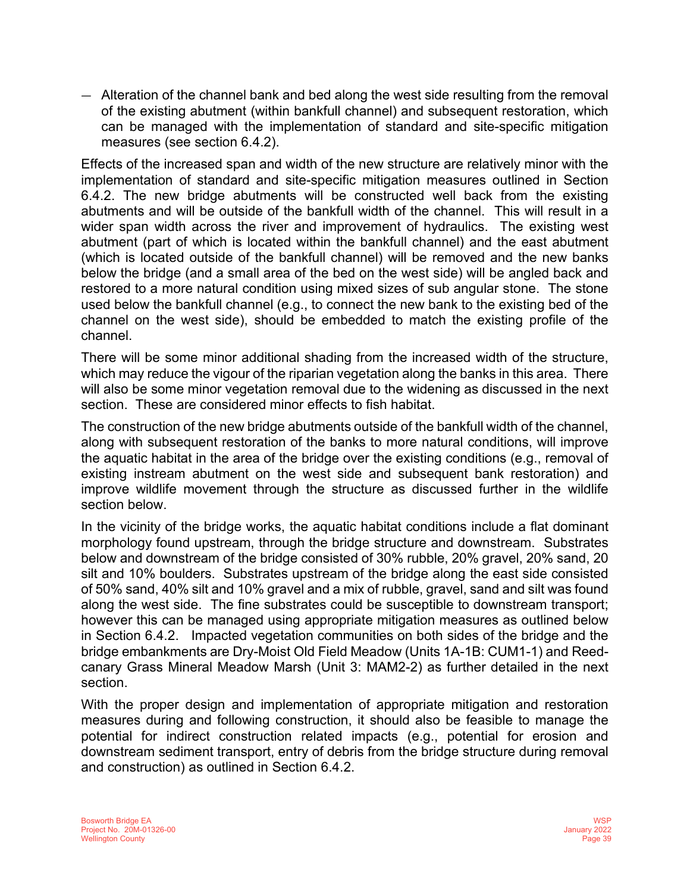- Alteration of the channel bank and bed along the west side resulting from the removal of the existing abutment (within bankfull channel) and subsequent restoration, which can be managed with the implementation of standard and site-specific mitigation measures (see section 6.4.2).

Effects of the increased span and width of the new structure are relatively minor with the implementation of standard and site-specific mitigation measures outlined in Section 6.4.2. The new bridge abutments will be constructed well back from the existing abutments and will be outside of the bankfull width of the channel. This will result in a wider span width across the river and improvement of hydraulics. The existing west abutment (part of which is located within the bankfull channel) and the east abutment (which is located outside of the bankfull channel) will be removed and the new banks below the bridge (and a small area of the bed on the west side) will be angled back and restored to a more natural condition using mixed sizes of sub angular stone. The stone used below the bankfull channel (e.g., to connect the new bank to the existing bed of the channel on the west side), should be embedded to match the existing profile of the channel.

There will be some minor additional shading from the increased width of the structure, which may reduce the vigour of the riparian vegetation along the banks in this area. There will also be some minor vegetation removal due to the widening as discussed in the next section. These are considered minor effects to fish habitat.

The construction of the new bridge abutments outside of the bankfull width of the channel, along with subsequent restoration of the banks to more natural conditions, will improve the aquatic habitat in the area of the bridge over the existing conditions (e.g., removal of existing instream abutment on the west side and subsequent bank restoration) and improve wildlife movement through the structure as discussed further in the wildlife section below.

In the vicinity of the bridge works, the aquatic habitat conditions include a flat dominant morphology found upstream, through the bridge structure and downstream. Substrates below and downstream of the bridge consisted of 30% rubble, 20% gravel, 20% sand, 20 silt and 10% boulders. Substrates upstream of the bridge along the east side consisted of 50% sand, 40% silt and 10% gravel and a mix of rubble, gravel, sand and silt was found along the west side. The fine substrates could be susceptible to downstream transport; however this can be managed using appropriate mitigation measures as outlined below in Section 6.4.2. Impacted vegetation communities on both sides of the bridge and the bridge embankments are Dry-Moist Old Field Meadow (Units 1A-1B: CUM1-1) and Reed-canary Grass Mineral Meadow Marsh (Unit 3: MAM2-2) as further detailed in the next section.

With the proper design and implementation of appropriate mitigation and restoration measures during and following construction, it should also be feasible to manage the potential for indirect construction related impacts (e.g., potential for erosion and downstream sediment transport, entry of debris from the bridge structure during removal and construction) as outlined in Section 6.4.2.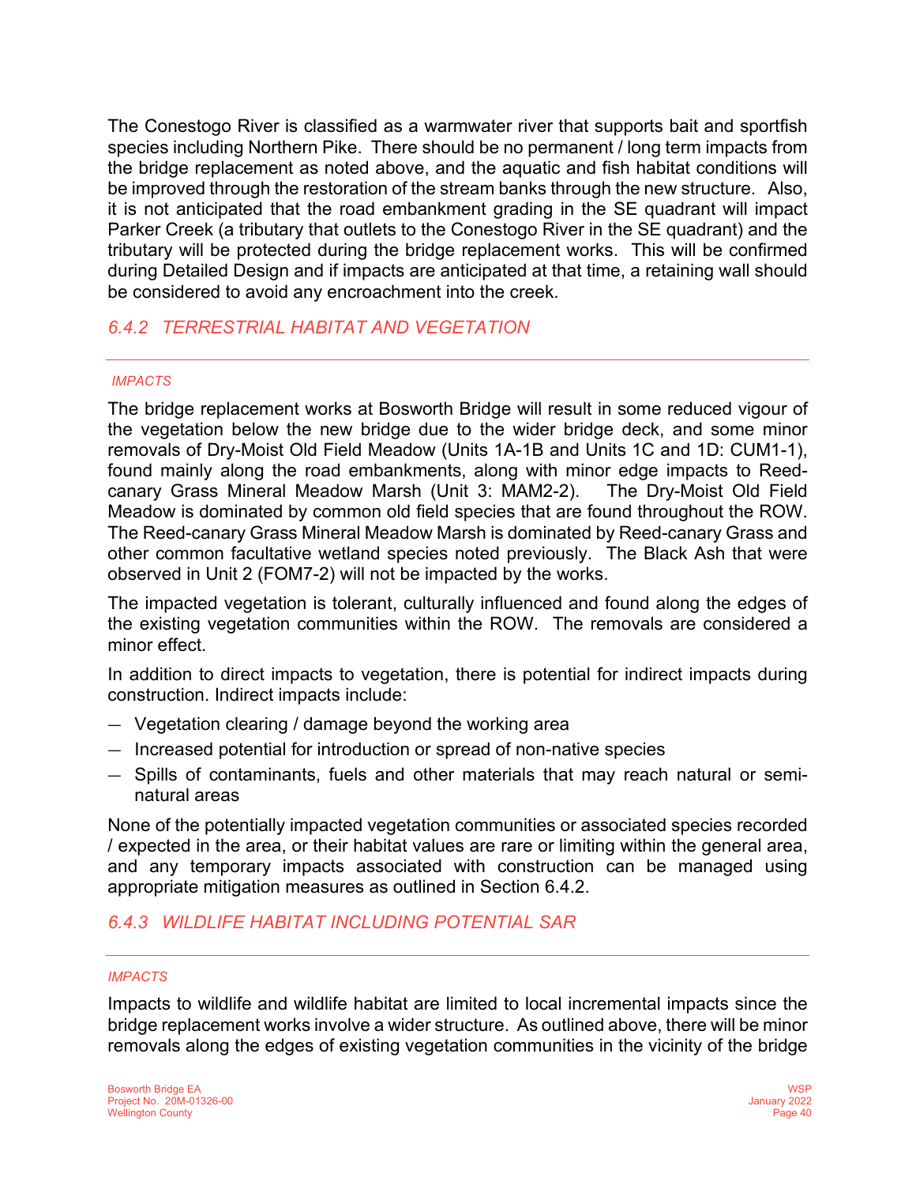The Conestogo River is classified as a warmwater river that supports bait and sportfish species including Northern Pike. There should be no permanent / long term impacts from the bridge replacement as noted above, and the aquatic and fish habitat conditions will be improved through the restoration of the stream banks through the new structure. Also, it is not anticipated that the road embankment grading in the SE quadrant will impact Parker Creek (a tributary that outlets to the Conestogo River in the SE quadrant) and the tributary will be protected during the bridge replacement works. This will be confirmed during Detailed Design and if impacts are anticipated at that time, a retaining wall should be considered to avoid any encroachment into the creek.

### *6.4.2 TERRESTRIAL HABITAT AND VEGETATION*

#### *IMPACTS*

The bridge replacement works at Bosworth Bridge will result in some reduced vigour of the vegetation below the new bridge due to the wider bridge deck, and some minor removals of Dry-Moist Old Field Meadow (Units 1A-1B and Units 1C and 1D: CUM1-1), found mainly along the road embankments, along with minor edge impacts to Reed-canary Grass Mineral Meadow Marsh (Unit 3: MAM2-2). The Dry-Moist Old Field Meadow is dominated by common old field species that are found throughout the ROW. The Reed-canary Grass Mineral Meadow Marsh is dominated by Reed-canary Grass and other common facultative wetland species noted previously. The Black Ash that were observed in Unit 2 (FOM7-2) will not be impacted by the works.

The impacted vegetation is tolerant, culturally influenced and found along the edges of the existing vegetation communities within the ROW. The removals are considered a minor effect.

In addition to direct impacts to vegetation, there is potential for indirect impacts during construction. Indirect impacts include:

- Vegetation clearing / damage beyond the working area
- Increased potential for introduction or spread of non-native species
- Spills of contaminants, fuels and other materials that may reach natural or semi-natural areas

None of the potentially impacted vegetation communities or associated species recorded / expected in the area, or their habitat values are rare or limiting within the general area, and any temporary impacts associated with construction can be managed using appropriate mitigation measures as outlined in Section 6.4.2.

### *6.4.3 WILDLIFE HABITAT INCLUDING POTENTIAL SAR*

#### *IMPACTS*

Impacts to wildlife and wildlife habitat are limited to local incremental impacts since the bridge replacement works involve a wider structure. As outlined above, there will be minor removals along the edges of existing vegetation communities in the vicinity of the bridge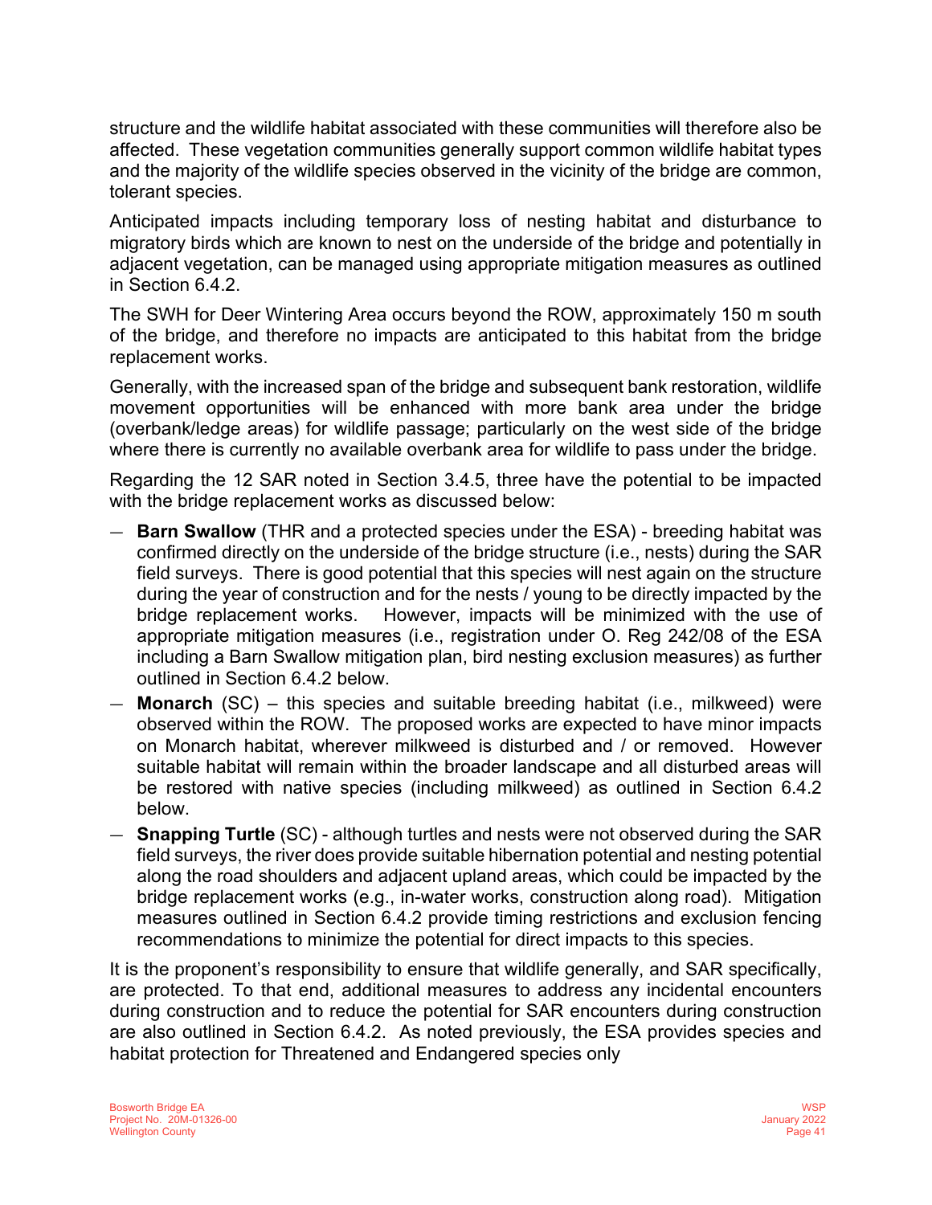structure and the wildlife habitat associated with these communities will therefore also be affected. These vegetation communities generally support common wildlife habitat types and the majority of the wildlife species observed in the vicinity of the bridge are common, tolerant species.

Anticipated impacts including temporary loss of nesting habitat and disturbance to migratory birds which are known to nest on the underside of the bridge and potentially in adjacent vegetation, can be managed using appropriate mitigation measures as outlined in Section 6.4.2.

The SWH for Deer Wintering Area occurs beyond the ROW, approximately 150 m south of the bridge, and therefore no impacts are anticipated to this habitat from the bridge replacement works.

Generally, with the increased span of the bridge and subsequent bank restoration, wildlife movement opportunities will be enhanced with more bank area under the bridge (overbank/ledge areas) for wildlife passage; particularly on the west side of the bridge where there is currently no available overbank area for wildlife to pass under the bridge.

Regarding the 12 SAR noted in Section 3.4.5, three have the potential to be impacted with the bridge replacement works as discussed below:

- **Barn Swallow** (THR and a protected species under the ESA) - breeding habitat was confirmed directly on the underside of the bridge structure (i.e., nests) during the SAR field surveys. There is good potential that this species will nest again on the structure during the year of construction and for the nests / young to be directly impacted by the bridge replacement works. However, impacts will be minimized with the use of appropriate mitigation measures (i.e., registration under O. Reg 242/08 of the ESA including a Barn Swallow mitigation plan, bird nesting exclusion measures) as further outlined in Section 6.4.2 below.
- **Monarch** (SC) – this species and suitable breeding habitat (i.e., milkweed) were observed within the ROW. The proposed works are expected to have minor impacts on Monarch habitat, wherever milkweed is disturbed and / or removed. However suitable habitat will remain within the broader landscape and all disturbed areas will be restored with native species (including milkweed) as outlined in Section 6.4.2 below.
- **Snapping Turtle** (SC) - although turtles and nests were not observed during the SAR field surveys, the river does provide suitable hibernation potential and nesting potential along the road shoulders and adjacent upland areas, which could be impacted by the bridge replacement works (e.g., in-water works, construction along road). Mitigation measures outlined in Section 6.4.2 provide timing restrictions and exclusion fencing recommendations to minimize the potential for direct impacts to this species.

It is the proponent's responsibility to ensure that wildlife generally, and SAR specifically, are protected. To that end, additional measures to address any incidental encounters during construction and to reduce the potential for SAR encounters during construction are also outlined in Section 6.4.2. As noted previously, the ESA provides species and habitat protection for Threatened and Endangered species only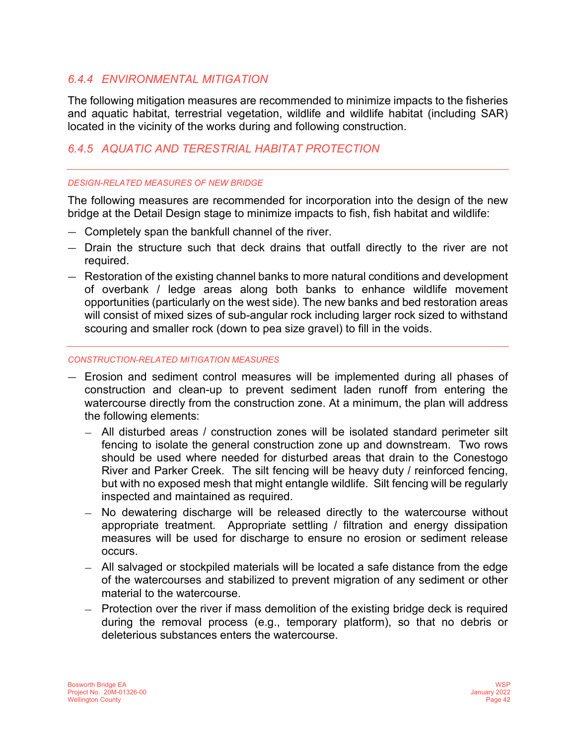### *6.4.4 ENVIRONMENTAL MITIGATION*

The following mitigation measures are recommended to minimize impacts to the fisheries and aquatic habitat, terrestrial vegetation, wildlife and wildlife habitat (including SAR) located in the vicinity of the works during and following construction.

### *6.4.5 AQUATIC AND TERESTRIAL HABITAT PROTECTION*

---

*DESIGN-RELATED MEASURES OF NEW BRIDGE*

The following measures are recommended for incorporation into the design of the new bridge at the Detail Design stage to minimize impacts to fish, fish habitat and wildlife:

- Completely span the bankfull channel of the river.
- Drain the structure such that deck drains that outfall directly to the river are not required.
- Restoration of the existing channel banks to more natural conditions and development of overbank / ledge areas along both banks to enhance wildlife movement opportunities (particularly on the west side). The new banks and bed restoration areas will consist of mixed sizes of sub-angular rock including larger rock sized to withstand scouring and smaller rock (down to pea size gravel) to fill in the voids.

---

*CONSTRUCTION-RELATED MITIGATION MEASURES*

- Erosion and sediment control measures will be implemented during all phases of construction and clean-up to prevent sediment laden runoff from entering the watercourse directly from the construction zone. At a minimum, the plan will address the following elements:
  - All disturbed areas / construction zones will be isolated standard perimeter silt fencing to isolate the general construction zone up and downstream. Two rows should be used where needed for disturbed areas that drain to the Conestogo River and Parker Creek. The silt fencing will be heavy duty / reinforced fencing, but with no exposed mesh that might entangle wildlife. Silt fencing will be regularly inspected and maintained as required.
  - No dewatering discharge will be released directly to the watercourse without appropriate treatment. Appropriate settling / filtration and energy dissipation measures will be used for discharge to ensure no erosion or sediment release occurs.
  - All salvaged or stockpiled materials will be located a safe distance from the edge of the watercourses and stabilized to prevent migration of any sediment or other material to the watercourse.
  - Protection over the river if mass demolition of the existing bridge deck is required during the removal process (e.g., temporary platform), so that no debris or deleterious substances enters the watercourse.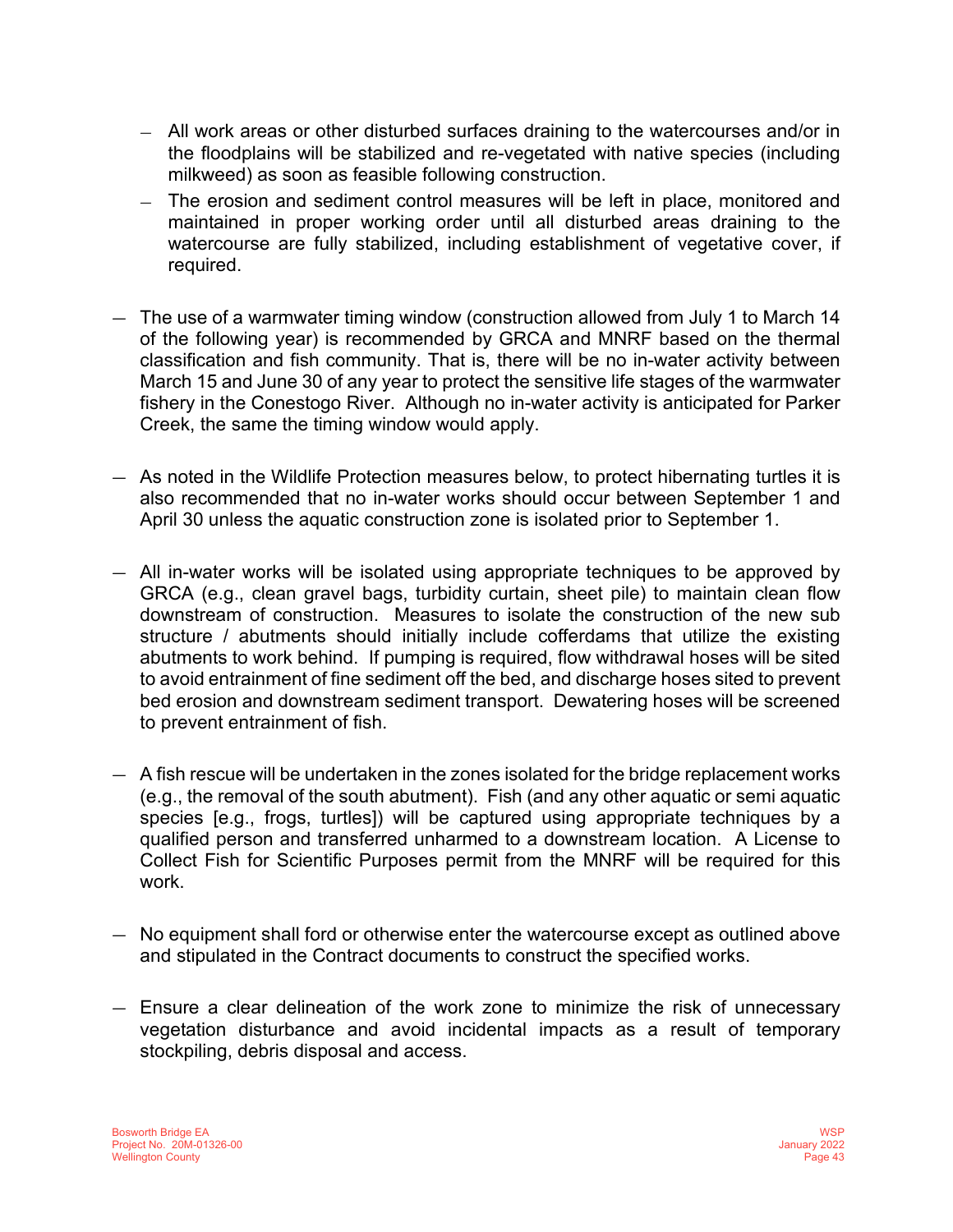- All work areas or other disturbed surfaces draining to the watercourses and/or in the floodplains will be stabilized and re-vegetated with native species (including milkweed) as soon as feasible following construction.
  - The erosion and sediment control measures will be left in place, monitored and maintained in proper working order until all disturbed areas draining to the watercourse are fully stabilized, including establishment of vegetative cover, if required.

- The use of a warmwater timing window (construction allowed from July 1 to March 14 of the following year) is recommended by GRCA and MNRF based on the thermal classification and fish community. That is, there will be no in-water activity between March 15 and June 30 of any year to protect the sensitive life stages of the warmwater fishery in the Conestogo River. Although no in-water activity is anticipated for Parker Creek, the same the timing window would apply.

- As noted in the Wildlife Protection measures below, to protect hibernating turtles it is also recommended that no in-water works should occur between September 1 and April 30 unless the aquatic construction zone is isolated prior to September 1.

- All in-water works will be isolated using appropriate techniques to be approved by GRCA (e.g., clean gravel bags, turbidity curtain, sheet pile) to maintain clean flow downstream of construction. Measures to isolate the construction of the new sub structure / abutments should initially include cofferdams that utilize the existing abutments to work behind. If pumping is required, flow withdrawal hoses will be sited to avoid entrainment of fine sediment off the bed, and discharge hoses sited to prevent bed erosion and downstream sediment transport. Dewatering hoses will be screened to prevent entrainment of fish.

- A fish rescue will be undertaken in the zones isolated for the bridge replacement works (e.g., the removal of the south abutment). Fish (and any other aquatic or semi aquatic species [e.g., frogs, turtles]) will be captured using appropriate techniques by a qualified person and transferred unharmed to a downstream location. A License to Collect Fish for Scientific Purposes permit from the MNRF will be required for this work.

- No equipment shall ford or otherwise enter the watercourse except as outlined above and stipulated in the Contract documents to construct the specified works.

- Ensure a clear delineation of the work zone to minimize the risk of unnecessary vegetation disturbance and avoid incidental impacts as a result of temporary stockpiling, debris disposal and access.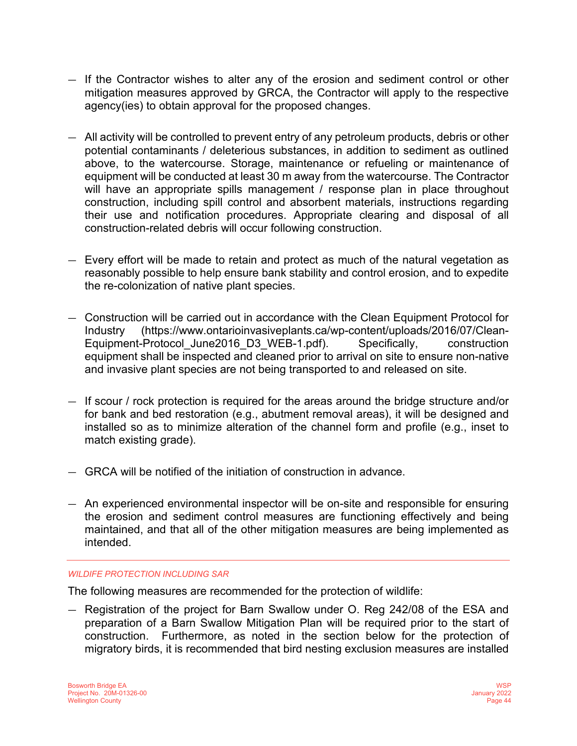- If the Contractor wishes to alter any of the erosion and sediment control or other mitigation measures approved by GRCA, the Contractor will apply to the respective agency(ies) to obtain approval for the proposed changes.

- All activity will be controlled to prevent entry of any petroleum products, debris or other potential contaminants / deleterious substances, in addition to sediment as outlined above, to the watercourse. Storage, maintenance or refueling or maintenance of equipment will be conducted at least 30 m away from the watercourse. The Contractor will have an appropriate spills management / response plan in place throughout construction, including spill control and absorbent materials, instructions regarding their use and notification procedures. Appropriate clearing and disposal of all construction-related debris will occur following construction.

- Every effort will be made to retain and protect as much of the natural vegetation as reasonably possible to help ensure bank stability and control erosion, and to expedite the re-colonization of native plant species.

- Construction will be carried out in accordance with the Clean Equipment Protocol for Industry (https://www.ontarioinvasiveplants.ca/wp-content/uploads/2016/07/Clean-Equipment-Protocol_June2016_D3_WEB-1.pdf). Specifically, construction equipment shall be inspected and cleaned prior to arrival on site to ensure non-native and invasive plant species are not being transported to and released on site.

- If scour / rock protection is required for the areas around the bridge structure and/or for bank and bed restoration (e.g., abutment removal areas), it will be designed and installed so as to minimize alteration of the channel form and profile (e.g., inset to match existing grade).

- GRCA will be notified of the initiation of construction in advance.

- An experienced environmental inspector will be on-site and responsible for ensuring the erosion and sediment control measures are functioning effectively and being maintained, and that all of the other mitigation measures are being implemented as intended.

*WILDIFE PROTECTION INCLUDING SAR*

The following measures are recommended for the protection of wildlife:

- Registration of the project for Barn Swallow under O. Reg 242/08 of the ESA and preparation of a Barn Swallow Mitigation Plan will be required prior to the start of construction. Furthermore, as noted in the section below for the protection of migratory birds, it is recommended that bird nesting exclusion measures are installed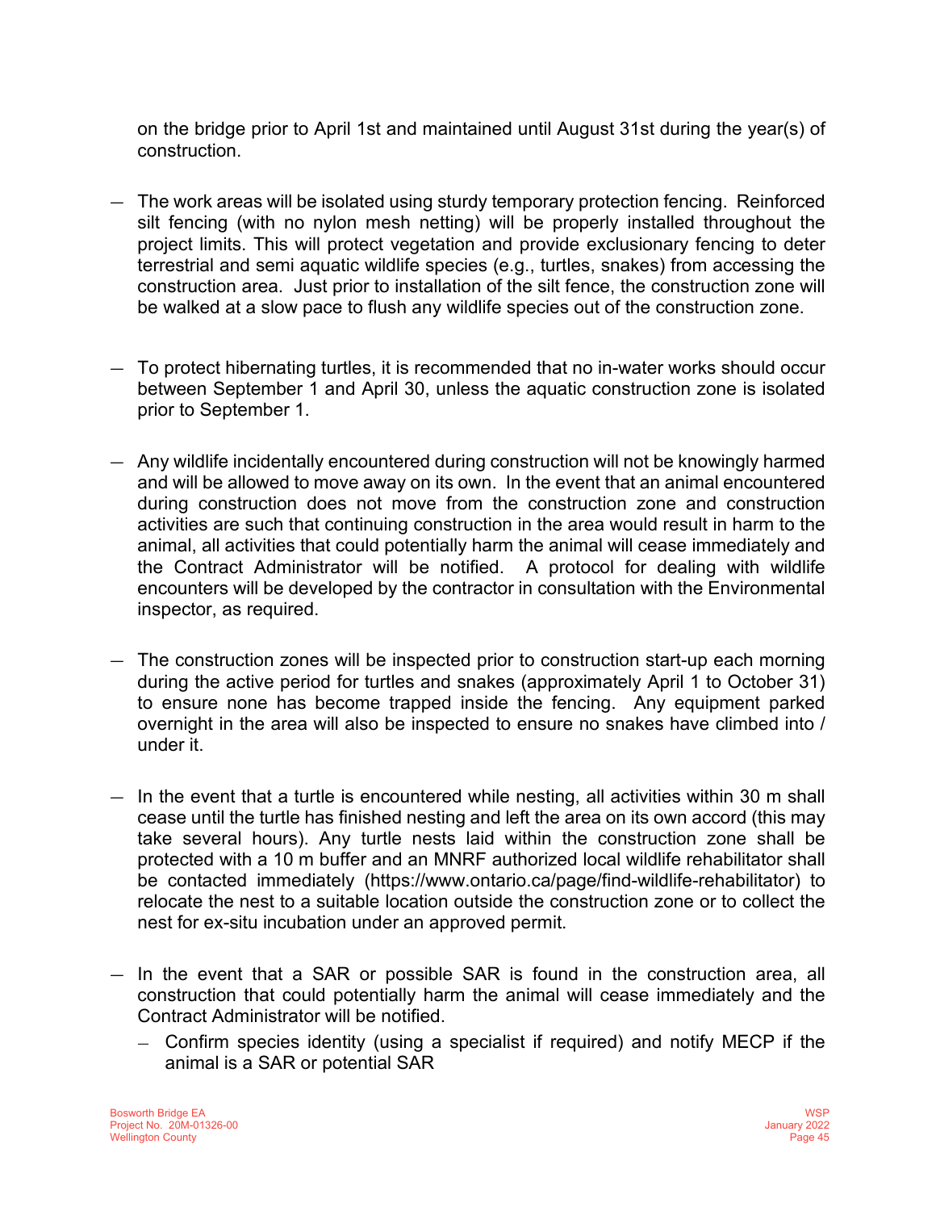on the bridge prior to April 1st and maintained until August 31st during the year(s) of construction.

- The work areas will be isolated using sturdy temporary protection fencing. Reinforced silt fencing (with no nylon mesh netting) will be properly installed throughout the project limits. This will protect vegetation and provide exclusionary fencing to deter terrestrial and semi aquatic wildlife species (e.g., turtles, snakes) from accessing the construction area. Just prior to installation of the silt fence, the construction zone will be walked at a slow pace to flush any wildlife species out of the construction zone.

- To protect hibernating turtles, it is recommended that no in-water works should occur between September 1 and April 30, unless the aquatic construction zone is isolated prior to September 1.

- Any wildlife incidentally encountered during construction will not be knowingly harmed and will be allowed to move away on its own. In the event that an animal encountered during construction does not move from the construction zone and construction activities are such that continuing construction in the area would result in harm to the animal, all activities that could potentially harm the animal will cease immediately and the Contract Administrator will be notified. A protocol for dealing with wildlife encounters will be developed by the contractor in consultation with the Environmental inspector, as required.

- The construction zones will be inspected prior to construction start-up each morning during the active period for turtles and snakes (approximately April 1 to October 31) to ensure none has become trapped inside the fencing. Any equipment parked overnight in the area will also be inspected to ensure no snakes have climbed into / under it.

- In the event that a turtle is encountered while nesting, all activities within 30 m shall cease until the turtle has finished nesting and left the area on its own accord (this may take several hours). Any turtle nests laid within the construction zone shall be protected with a 10 m buffer and an MNRF authorized local wildlife rehabilitator shall be contacted immediately (https://www.ontario.ca/page/find-wildlife-rehabilitator) to relocate the nest to a suitable location outside the construction zone or to collect the nest for ex-situ incubation under an approved permit.

- In the event that a SAR or possible SAR is found in the construction area, all construction that could potentially harm the animal will cease immediately and the Contract Administrator will be notified.
  - Confirm species identity (using a specialist if required) and notify MECP if the animal is a SAR or potential SAR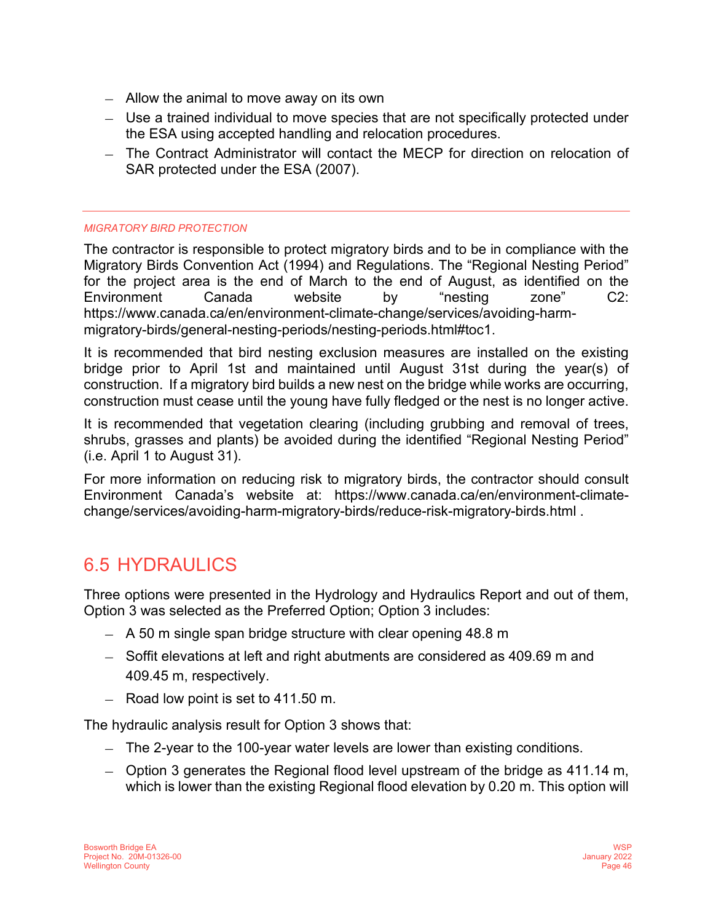- Allow the animal to move away on its own
- Use a trained individual to move species that are not specifically protected under the ESA using accepted handling and relocation procedures.
- The Contract Administrator will contact the MECP for direction on relocation of SAR protected under the ESA (2007).

---

*MIGRATORY BIRD PROTECTION*

The contractor is responsible to protect migratory birds and to be in compliance with the Migratory Birds Convention Act (1994) and Regulations. The “Regional Nesting Period” for the project area is the end of March to the end of August, as identified on the Environment Canada website by “nesting zone” C2: https://www.canada.ca/en/environment-climate-change/services/avoiding-harm-migratory-birds/general-nesting-periods/nesting-periods.html#toc1.

It is recommended that bird nesting exclusion measures are installed on the existing bridge prior to April 1st and maintained until August 31st during the year(s) of construction. If a migratory bird builds a new nest on the bridge while works are occurring, construction must cease until the young have fully fledged or the nest is no longer active.

It is recommended that vegetation clearing (including grubbing and removal of trees, shrubs, grasses and plants) be avoided during the identified “Regional Nesting Period” (i.e. April 1 to August 31).

For more information on reducing risk to migratory birds, the contractor should consult Environment Canada’s website at: https://www.canada.ca/en/environment-climate-change/services/avoiding-harm-migratory-birds/reduce-risk-migratory-birds.html .

## 6.5 HYDRAULICS

Three options were presented in the Hydrology and Hydraulics Report and out of them, Option 3 was selected as the Preferred Option; Option 3 includes:

- A 50 m single span bridge structure with clear opening 48.8 m
- Soffit elevations at left and right abutments are considered as 409.69 m and 409.45 m, respectively.
- Road low point is set to 411.50 m.

The hydraulic analysis result for Option 3 shows that:

- The 2-year to the 100-year water levels are lower than existing conditions.
- Option 3 generates the Regional flood level upstream of the bridge as 411.14 m, which is lower than the existing Regional flood elevation by 0.20 m. This option will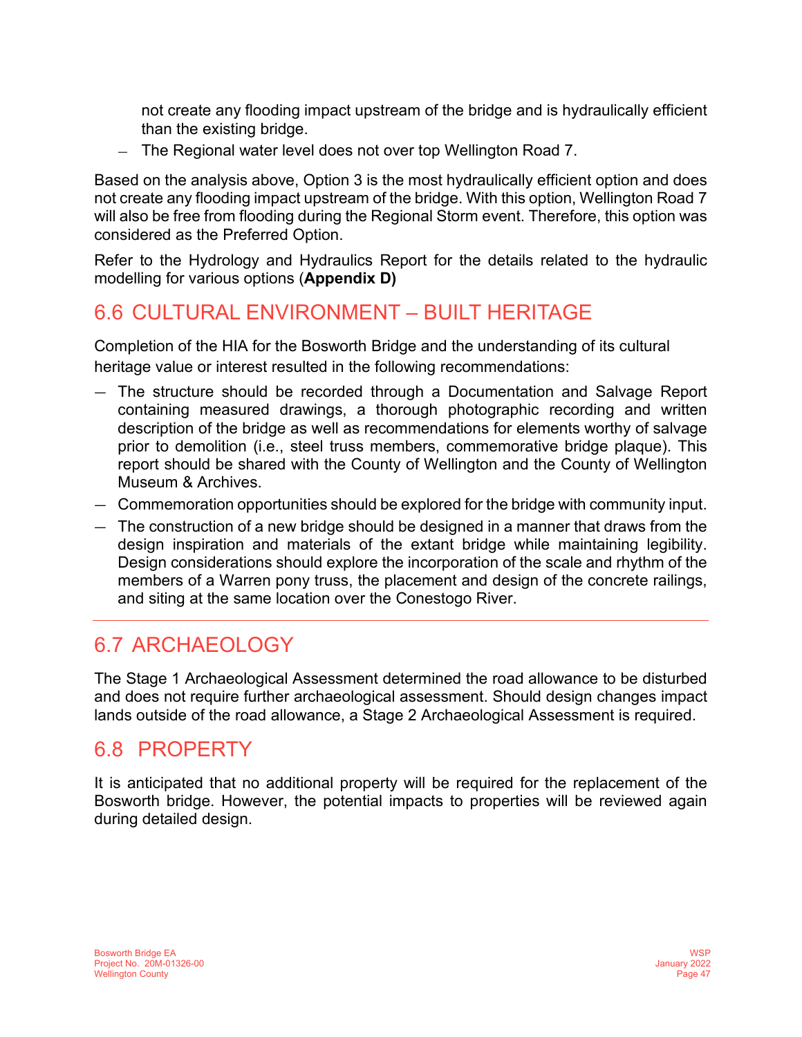not create any flooding impact upstream of the bridge and is hydraulically efficient than the existing bridge.

- The Regional water level does not over top Wellington Road 7.

Based on the analysis above, Option 3 is the most hydraulically efficient option and does not create any flooding impact upstream of the bridge. With this option, Wellington Road 7 will also be free from flooding during the Regional Storm event. Therefore, this option was considered as the Preferred Option.

Refer to the Hydrology and Hydraulics Report for the details related to the hydraulic modelling for various options (**Appendix D)**

## 6.6 CULTURAL ENVIRONMENT – BUILT HERITAGE

Completion of the HIA for the Bosworth Bridge and the understanding of its cultural heritage value or interest resulted in the following recommendations:

- The structure should be recorded through a Documentation and Salvage Report containing measured drawings, a thorough photographic recording and written description of the bridge as well as recommendations for elements worthy of salvage prior to demolition (i.e., steel truss members, commemorative bridge plaque). This report should be shared with the County of Wellington and the County of Wellington Museum & Archives.
- Commemoration opportunities should be explored for the bridge with community input.
- The construction of a new bridge should be designed in a manner that draws from the design inspiration and materials of the extant bridge while maintaining legibility. Design considerations should explore the incorporation of the scale and rhythm of the members of a Warren pony truss, the placement and design of the concrete railings, and siting at the same location over the Conestogo River.

---

## 6.7 ARCHAEOLOGY

The Stage 1 Archaeological Assessment determined the road allowance to be disturbed and does not require further archaeological assessment. Should design changes impact lands outside of the road allowance, a Stage 2 Archaeological Assessment is required.

## 6.8 PROPERTY

It is anticipated that no additional property will be required for the replacement of the Bosworth bridge. However, the potential impacts to properties will be reviewed again during detailed design.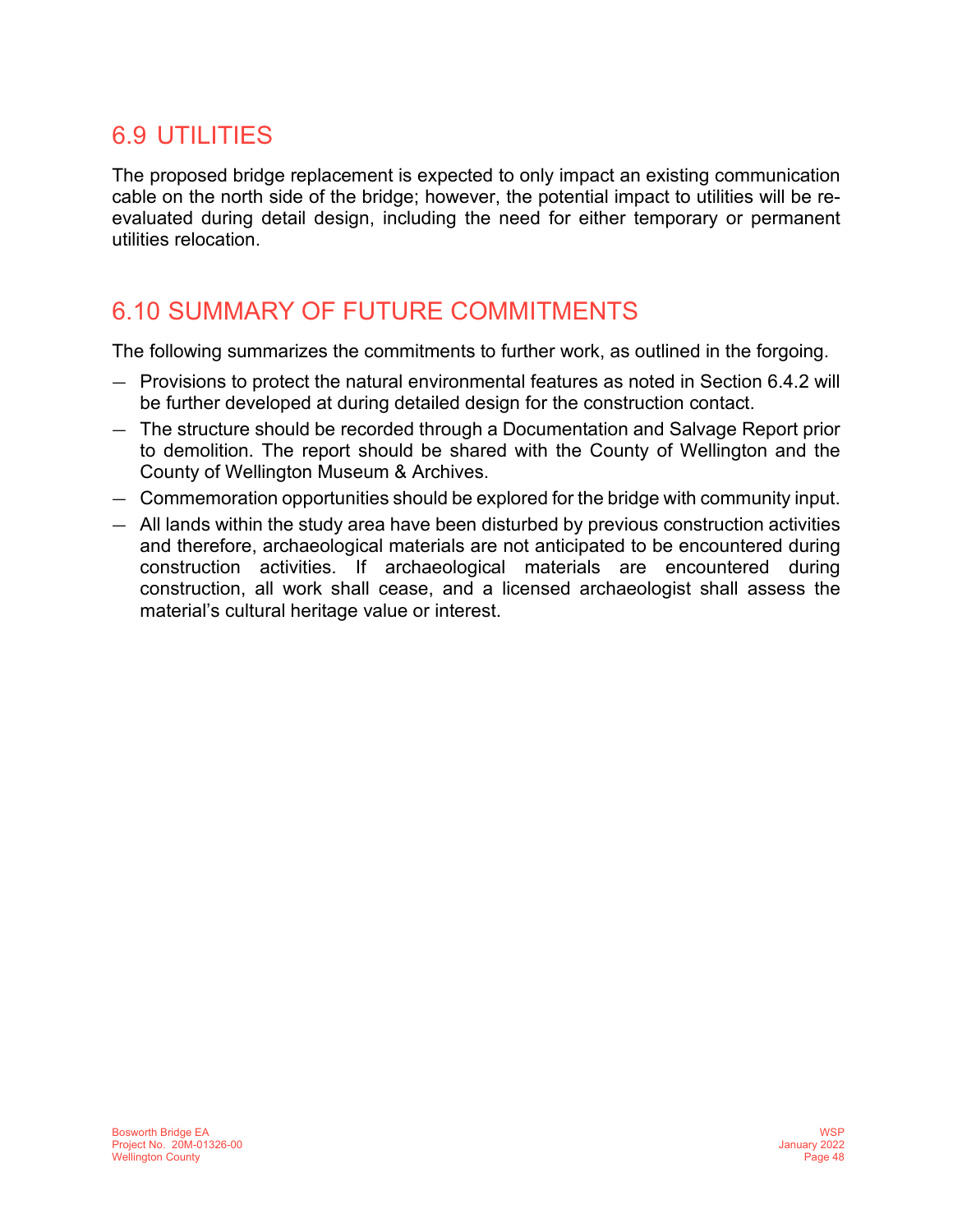## 6.9 UTILITIES

The proposed bridge replacement is expected to only impact an existing communication cable on the north side of the bridge; however, the potential impact to utilities will be re-evaluated during detail design, including the need for either temporary or permanent utilities relocation.

## 6.10 SUMMARY OF FUTURE COMMITMENTS

The following summarizes the commitments to further work, as outlined in the forgoing.

- Provisions to protect the natural environmental features as noted in Section 6.4.2 will be further developed at during detailed design for the construction contact.
- The structure should be recorded through a Documentation and Salvage Report prior to demolition. The report should be shared with the County of Wellington and the County of Wellington Museum & Archives.
- Commemoration opportunities should be explored for the bridge with community input.
- All lands within the study area have been disturbed by previous construction activities and therefore, archaeological materials are not anticipated to be encountered during construction activities. If archaeological materials are encountered during construction, all work shall cease, and a licensed archaeologist shall assess the material's cultural heritage value or interest.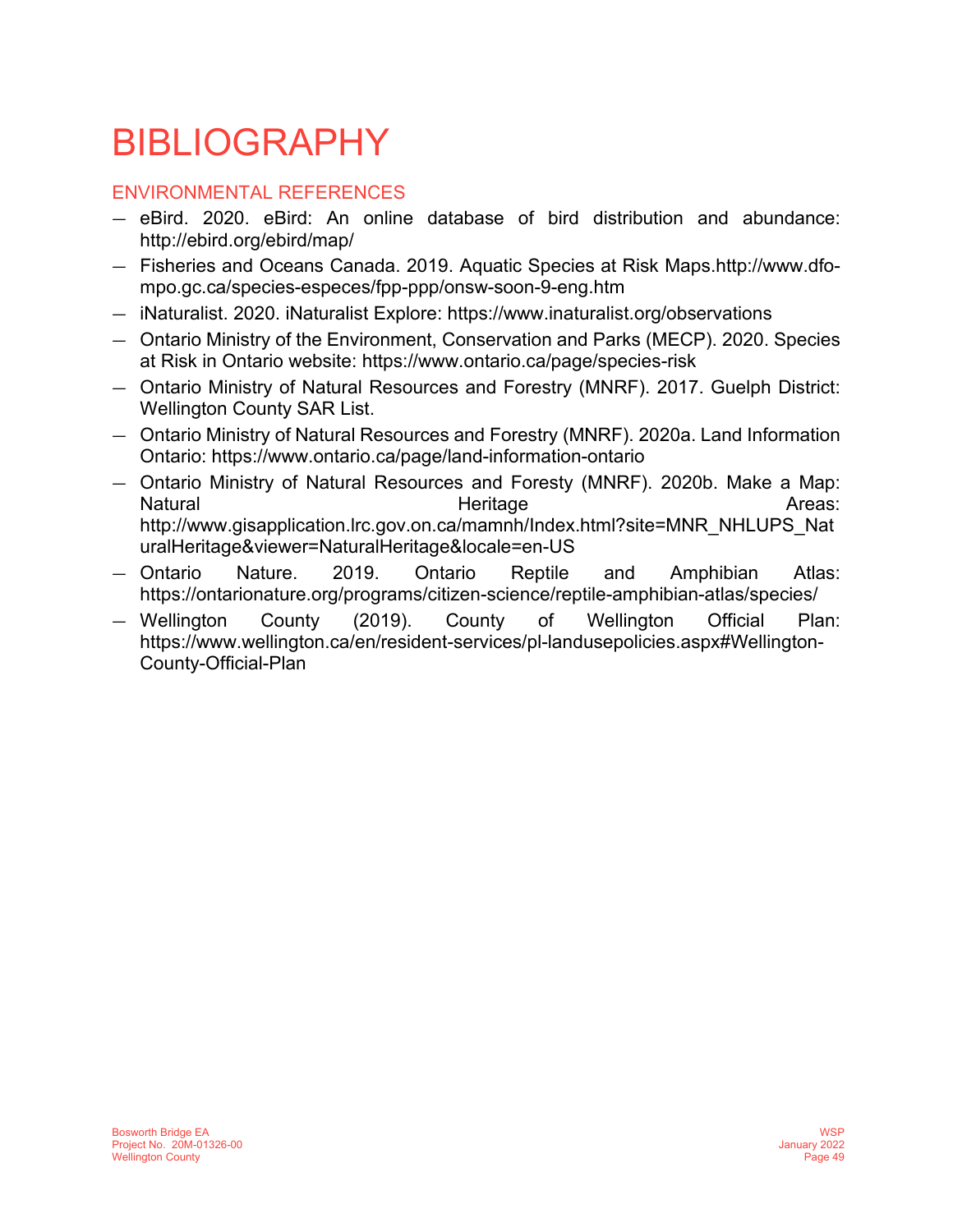# BIBLIOGRAPHY

## ENVIRONMENTAL REFERENCES

- eBird. 2020. eBird: An online database of bird distribution and abundance: http://ebird.org/ebird/map/
- Fisheries and Oceans Canada. 2019. Aquatic Species at Risk Maps.http://www.dfo-mpo.gc.ca/species-especes/fpp-ppp/onsw-soon-9-eng.htm
- iNaturalist. 2020. iNaturalist Explore: https://www.inaturalist.org/observations
- Ontario Ministry of the Environment, Conservation and Parks (MECP). 2020. Species at Risk in Ontario website: https://www.ontario.ca/page/species-risk
- Ontario Ministry of Natural Resources and Forestry (MNRF). 2017. Guelph District: Wellington County SAR List.
- Ontario Ministry of Natural Resources and Forestry (MNRF). 2020a. Land Information Ontario: https://www.ontario.ca/page/land-information-ontario
- Ontario Ministry of Natural Resources and Foresty (MNRF). 2020b. Make a Map: Natural Heritage Areas: http://www.gisapplication.lrc.gov.on.ca/mamnh/Index.html?site=MNR_NHLUPS_NaturalHeritage&viewer=NaturalHeritage&locale=en-US
- Ontario Nature. 2019. Ontario Reptile and Amphibian Atlas: https://ontarionature.org/programs/citizen-science/reptile-amphibian-atlas/species/
- Wellington County (2019). County of Wellington Official Plan: https://www.wellington.ca/en/resident-services/pl-landusepolicies.aspx#Wellington-County-Official-Plan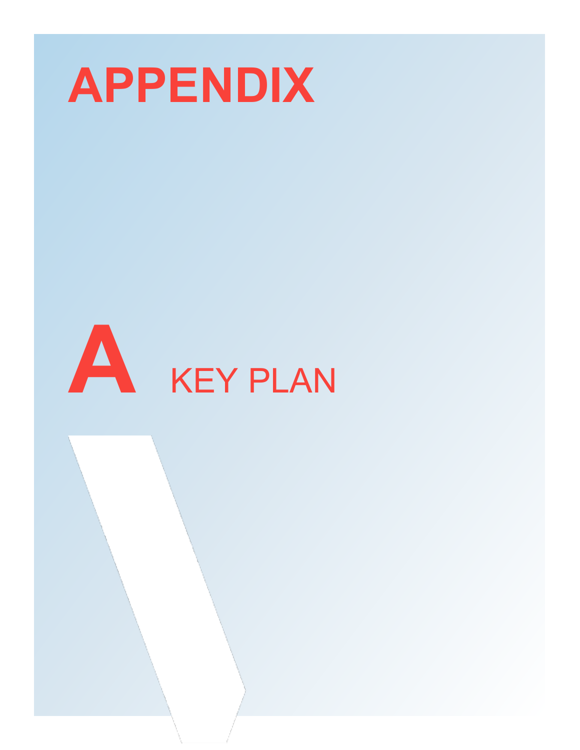# APPENDIX

# A KEY PLAN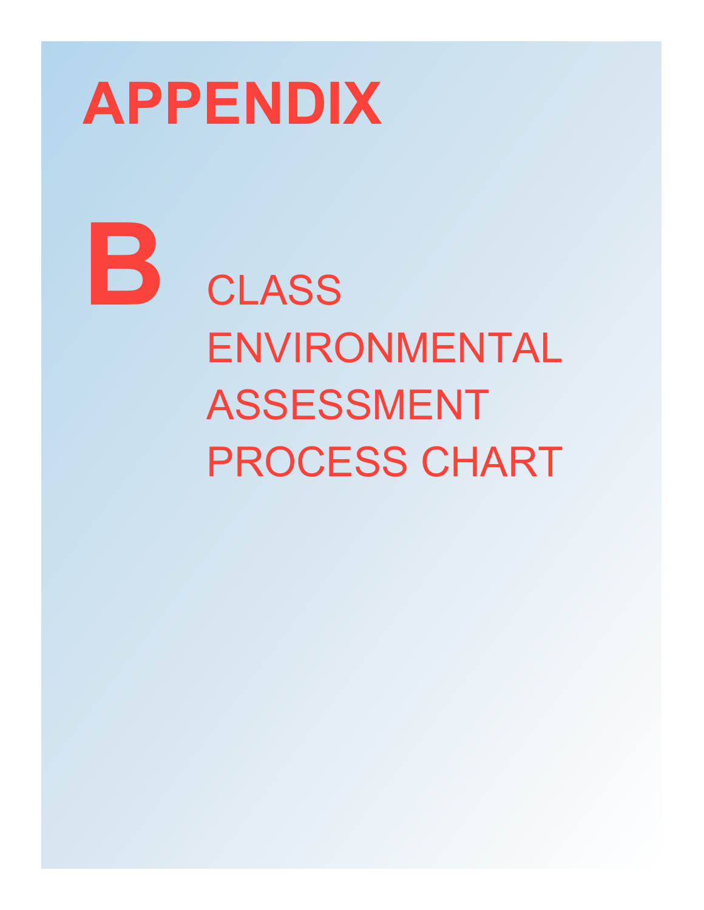# APPENDIX

# B CLASS ENVIRONMENTAL ASSESSMENT PROCESS CHART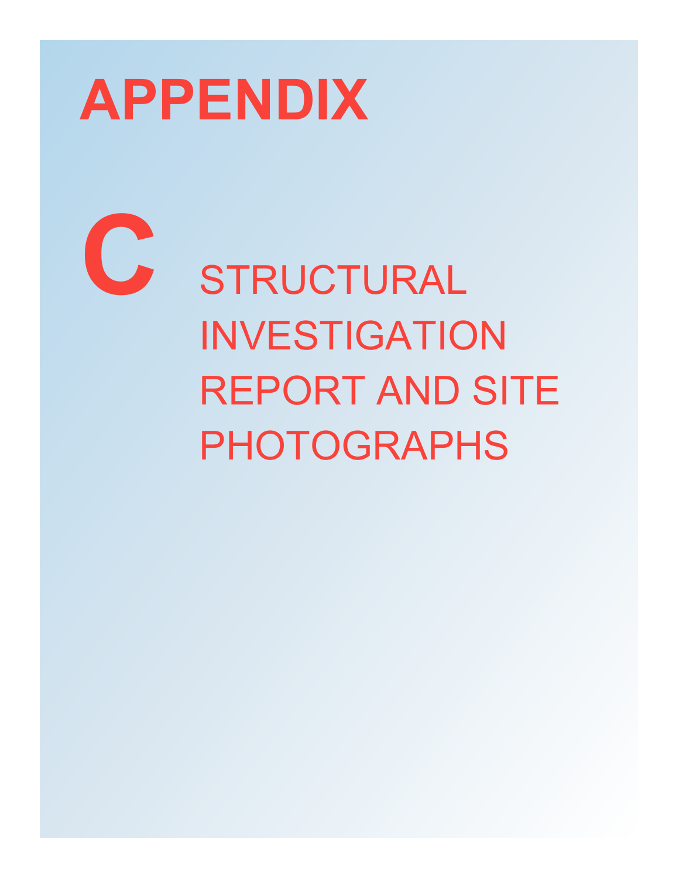# APPENDIX

# C

## STRUCTURAL INVESTIGATION REPORT AND SITE PHOTOGRAPHS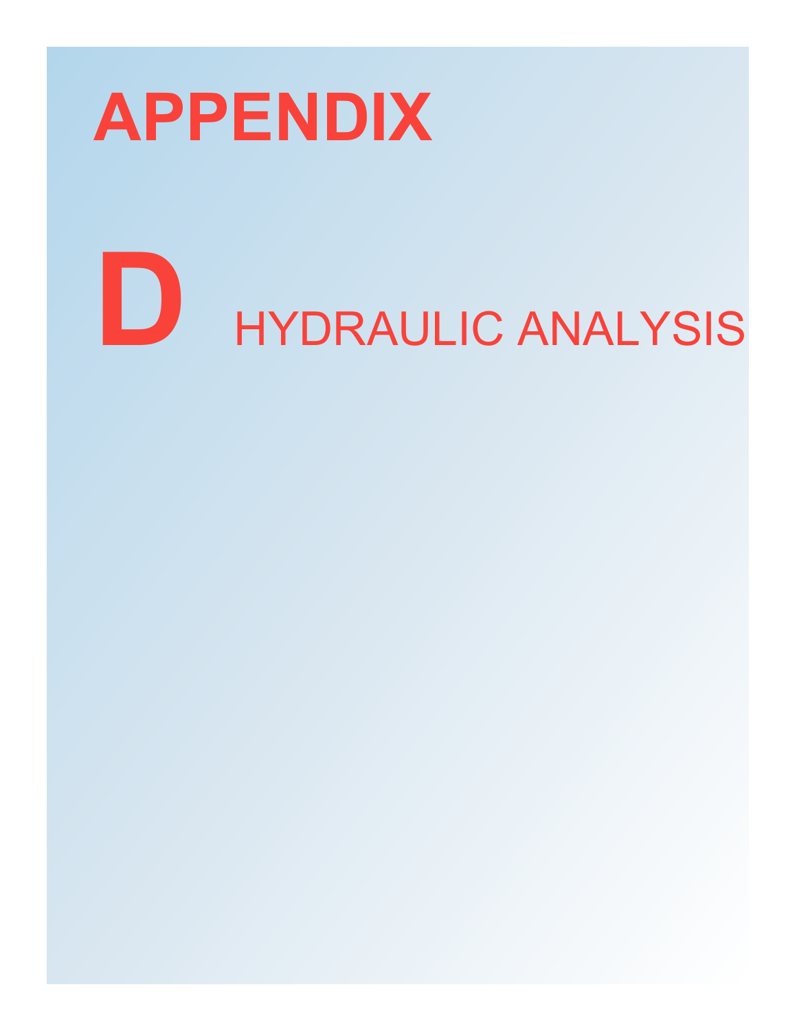# APPENDIX

# D HYDRAULIC ANALYSIS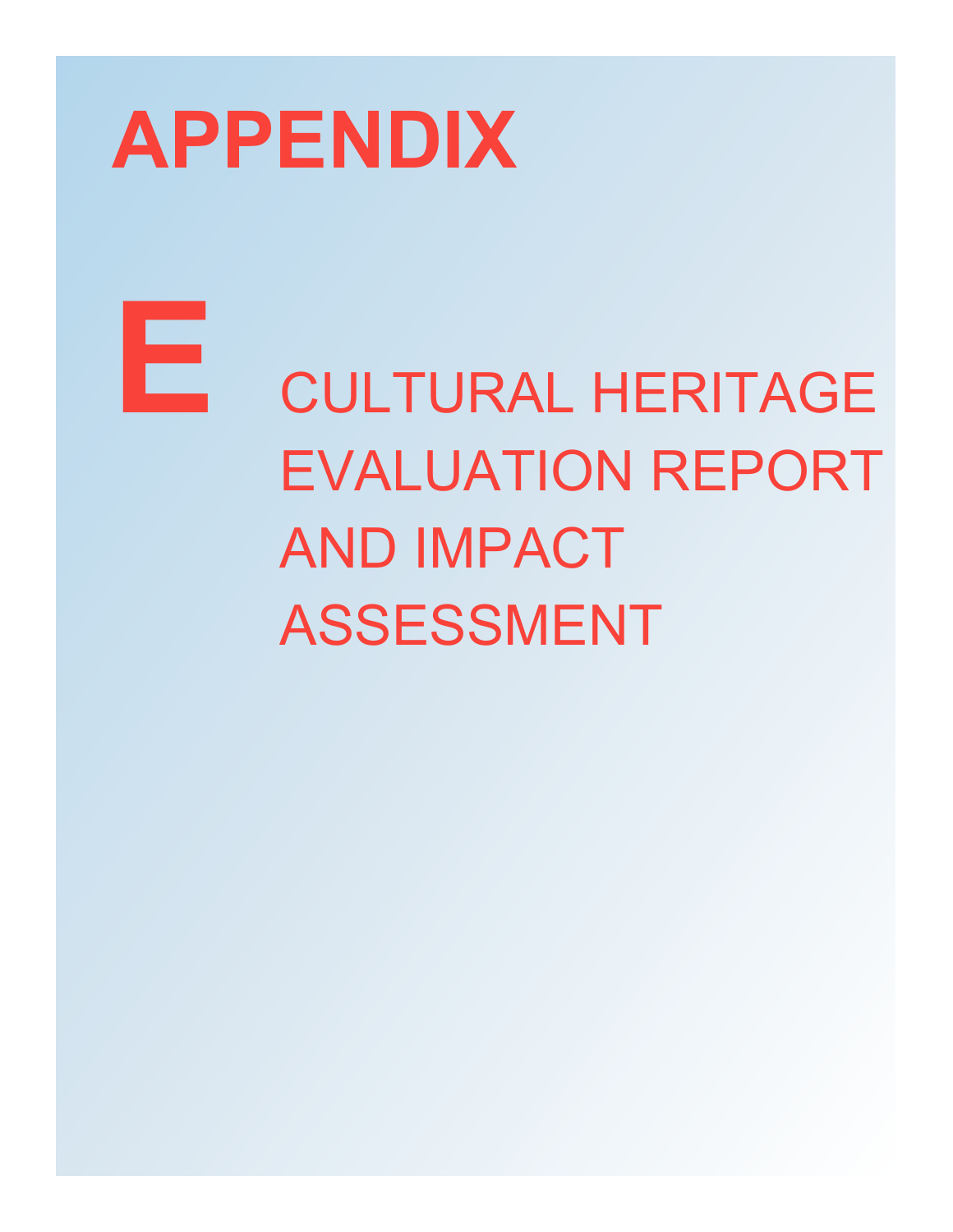# APPENDIX

# E

## CULTURAL HERITAGE EVALUATION REPORT AND IMPACT ASSESSMENT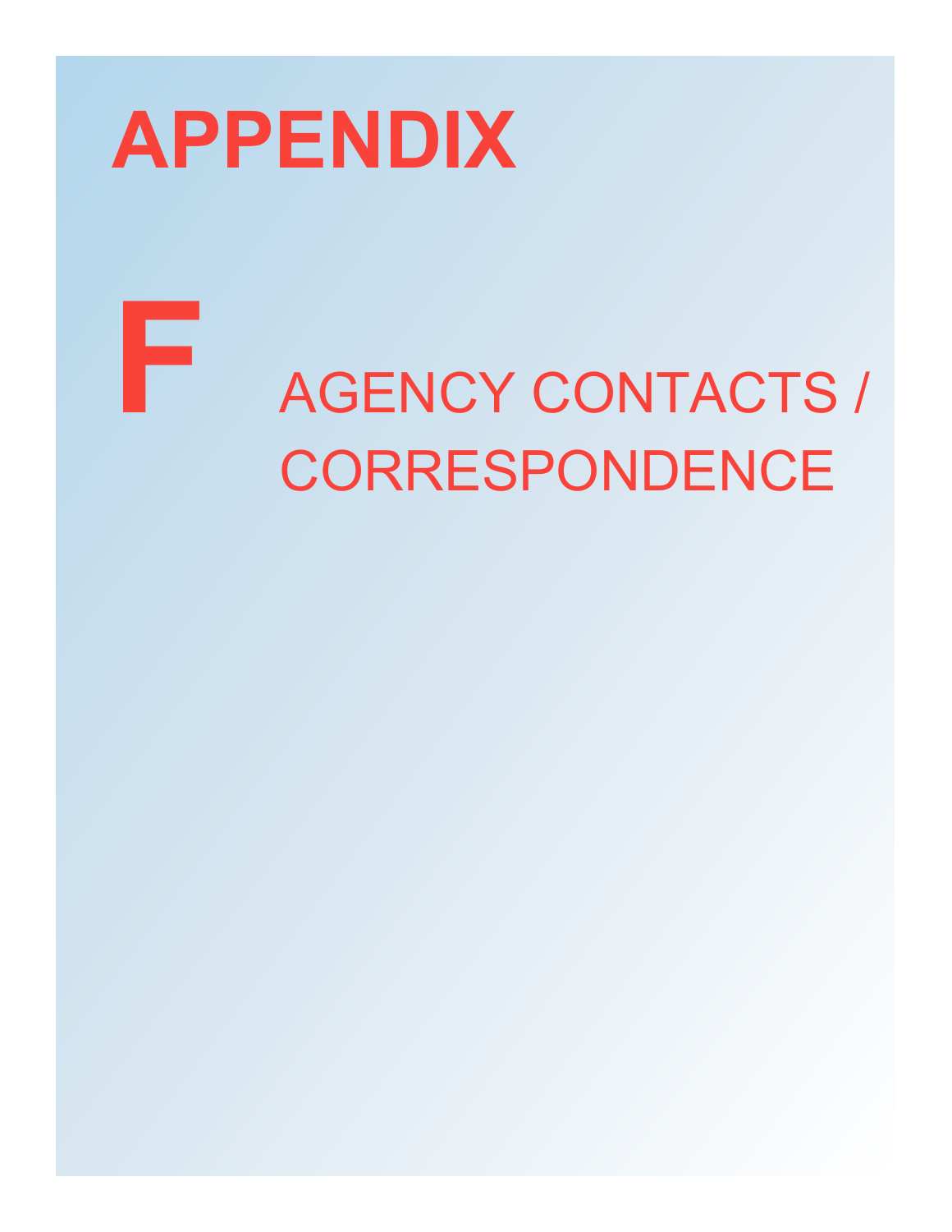# APPENDIX

# F

## AGENCY CONTACTS / CORRESPONDENCE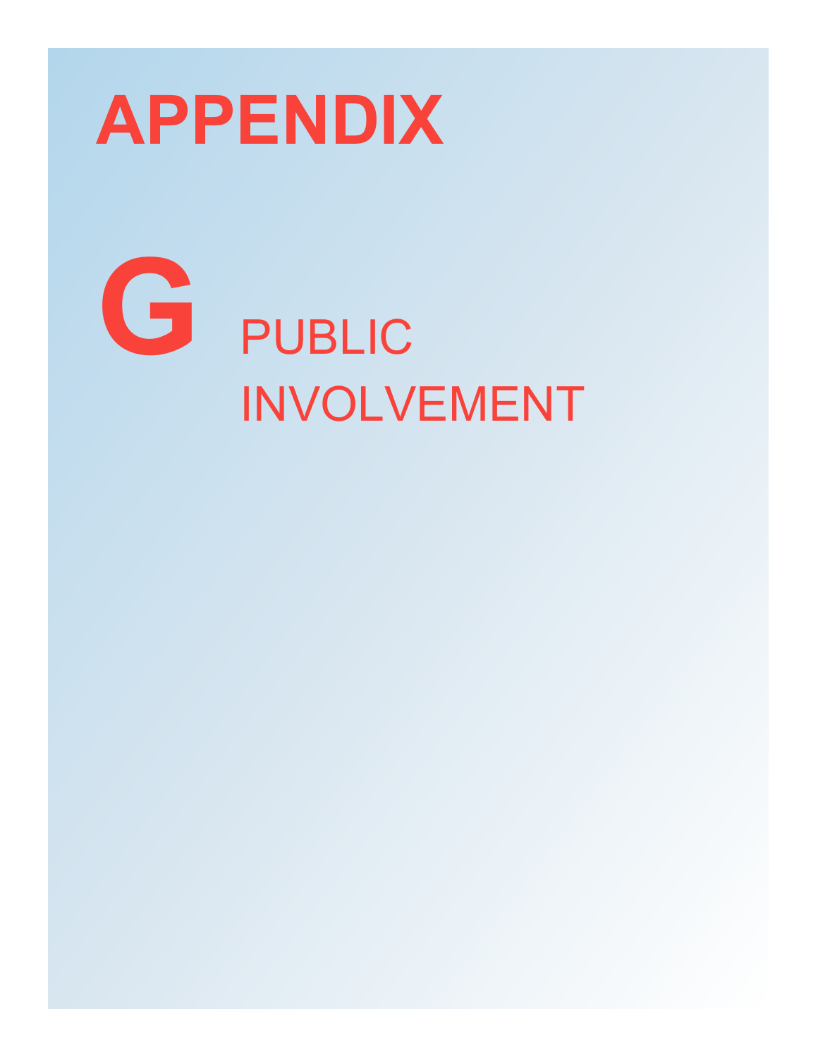# APPENDIX

# G PUBLIC INVOLVEMENT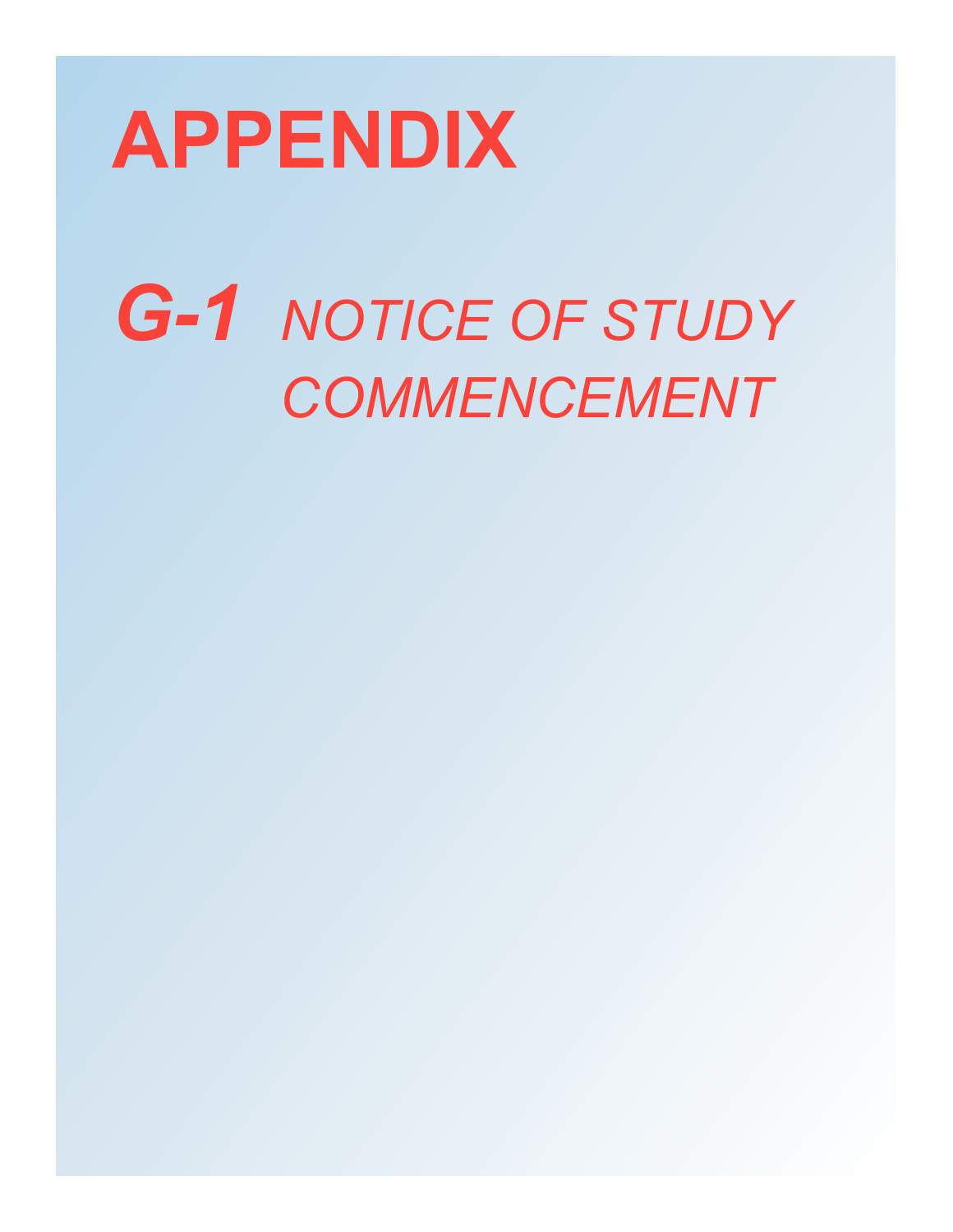# APPENDIX

## ***G-1*** *NOTICE OF STUDY COMMENCEMENT*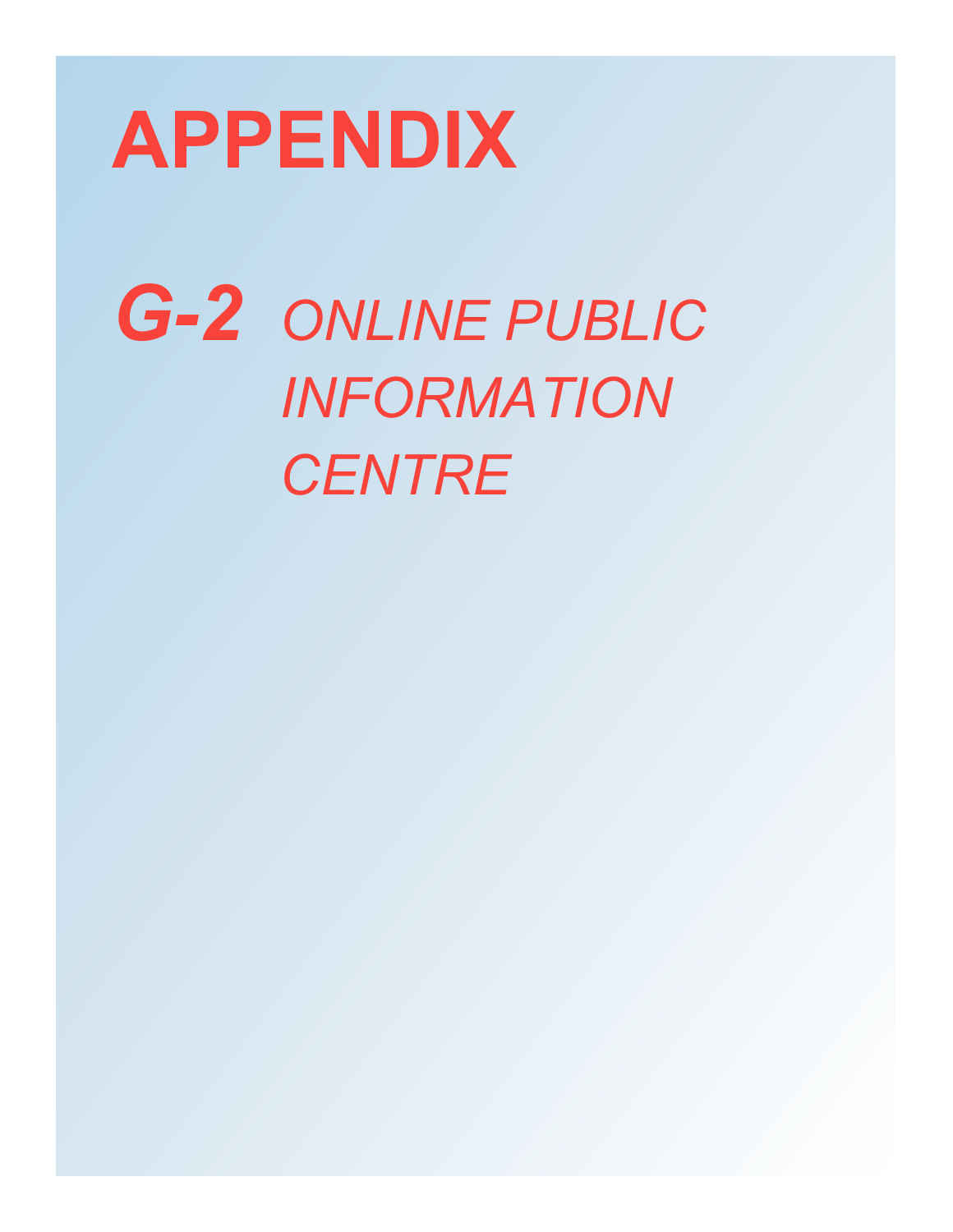# APPENDIX

## *G-2 ONLINE PUBLIC INFORMATION CENTRE*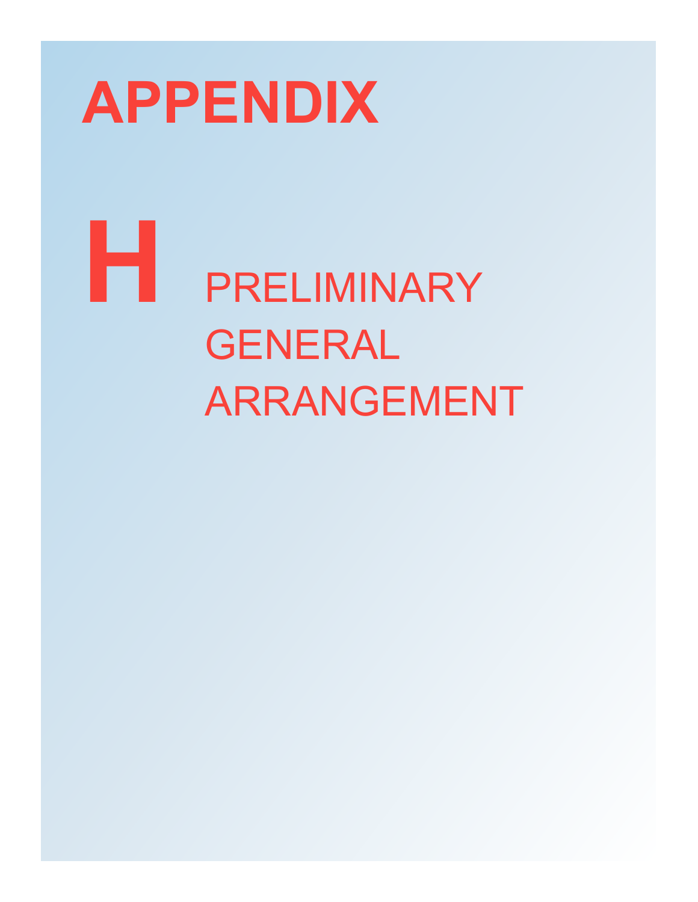# APPENDIX

# H

## PRELIMINARY GENERAL ARRANGEMENT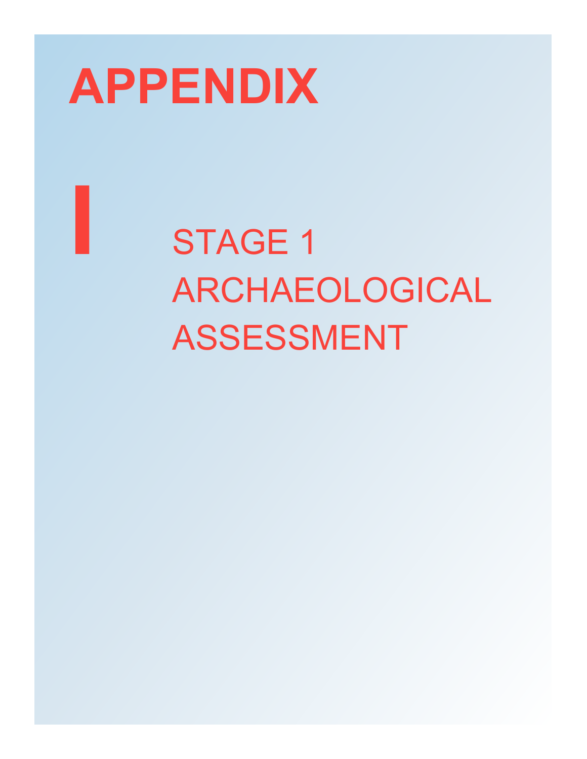# APPENDIX

# I

## STAGE 1 ARCHAEOLOGICAL ASSESSMENT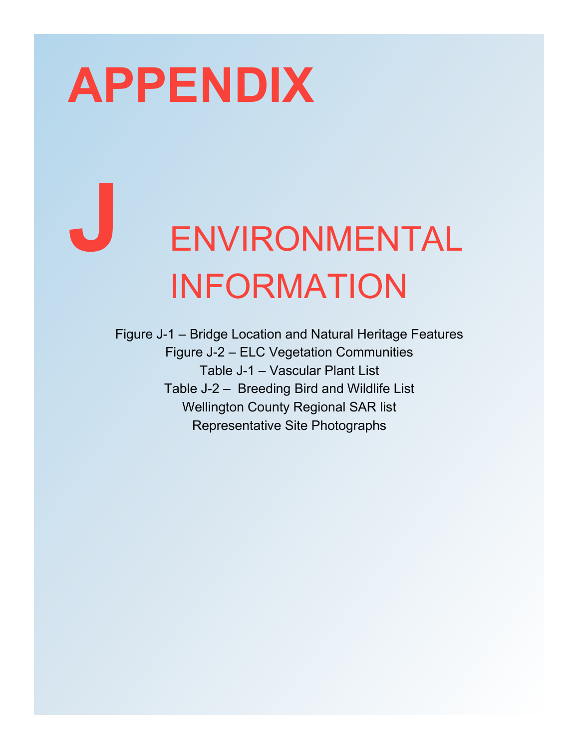# APPENDIX

# J ENVIRONMENTAL INFORMATION

Figure J-1 – Bridge Location and Natural Heritage Features
Figure J-2 – ELC Vegetation Communities
Table J-1 – Vascular Plant List
Table J-2 – Breeding Bird and Wildlife List
Wellington County Regional SAR list
Representative Site Photographs